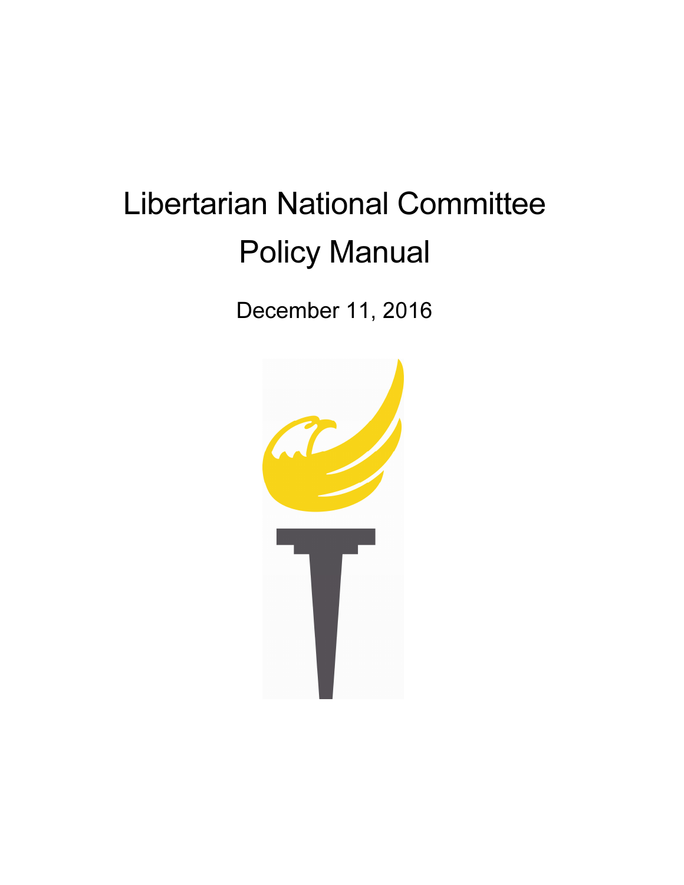# Libertarian National Committee Policy Manual

December 11, 2016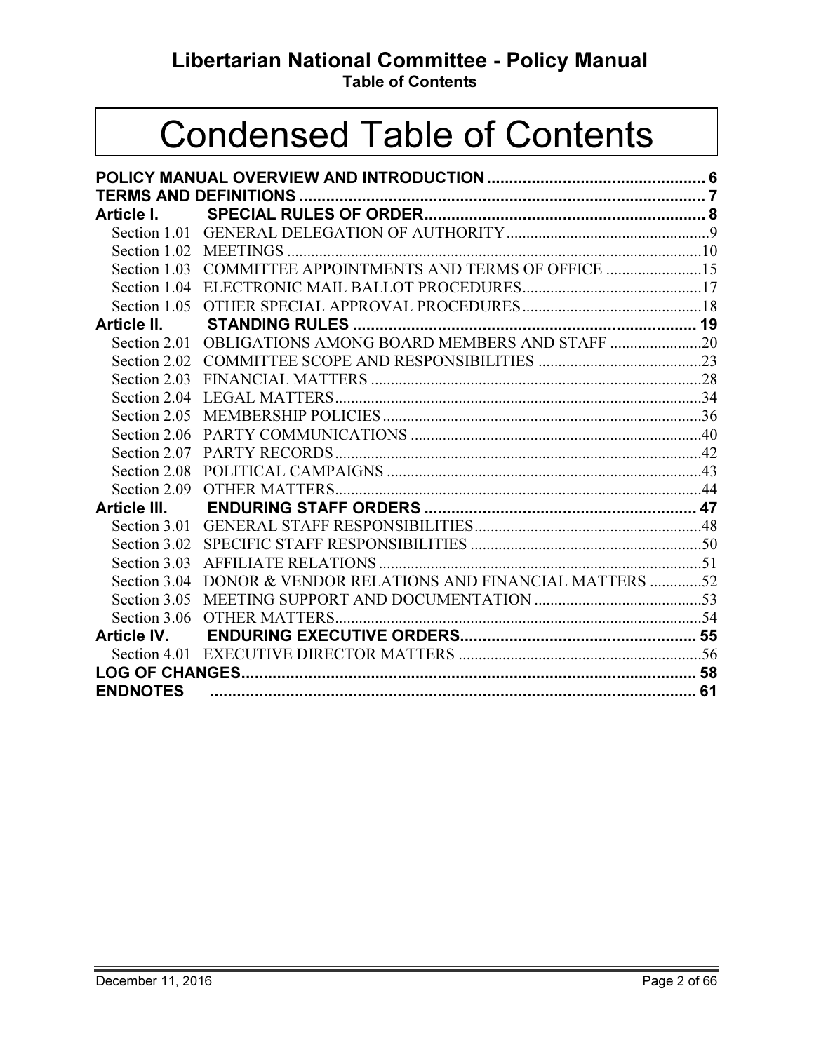# Condensed Table of Contents

**POLICY MANUAL OVERVIEW AND INTRODUCTION** ..... 6
**TERMS AND DEFINITIONS** ..... 7
**Article I. SPECIAL RULES OF ORDER** ..... 8
- Section 1.01 GENERAL DELEGATION OF AUTHORITY ..... 9
- Section 1.02 MEETINGS ..... 10
- Section 1.03 COMMITTEE APPOINTMENTS AND TERMS OF OFFICE ..... 15
- Section 1.04 ELECTRONIC MAIL BALLOT PROCEDURES ..... 17
- Section 1.05 OTHER SPECIAL APPROVAL PROCEDURES ..... 18

**Article II. STANDING RULES** ..... 19
- Section 2.01 OBLIGATIONS AMONG BOARD MEMBERS AND STAFF ..... 20
- Section 2.02 COMMITTEE SCOPE AND RESPONSIBILITIES ..... 23
- Section 2.03 FINANCIAL MATTERS ..... 28
- Section 2.04 LEGAL MATTERS ..... 34
- Section 2.05 MEMBERSHIP POLICIES ..... 36
- Section 2.06 PARTY COMMUNICATIONS ..... 40
- Section 2.07 PARTY RECORDS ..... 42
- Section 2.08 POLITICAL CAMPAIGNS ..... 43
- Section 2.09 OTHER MATTERS ..... 44

**Article III. ENDURING STAFF ORDERS** ..... 47
- Section 3.01 GENERAL STAFF RESPONSIBILITIES ..... 48
- Section 3.02 SPECIFIC STAFF RESPONSIBILITIES ..... 50
- Section 3.03 AFFILIATE RELATIONS ..... 51
- Section 3.04 DONOR & VENDOR RELATIONS AND FINANCIAL MATTERS ..... 52
- Section 3.05 MEETING SUPPORT AND DOCUMENTATION ..... 53
- Section 3.06 OTHER MATTERS ..... 54

**Article IV. ENDURING EXECUTIVE ORDERS** ..... 55
- Section 4.01 EXECUTIVE DIRECTOR MATTERS ..... 56

**LOG OF CHANGES** ..... 58
**ENDNOTES** ..... 61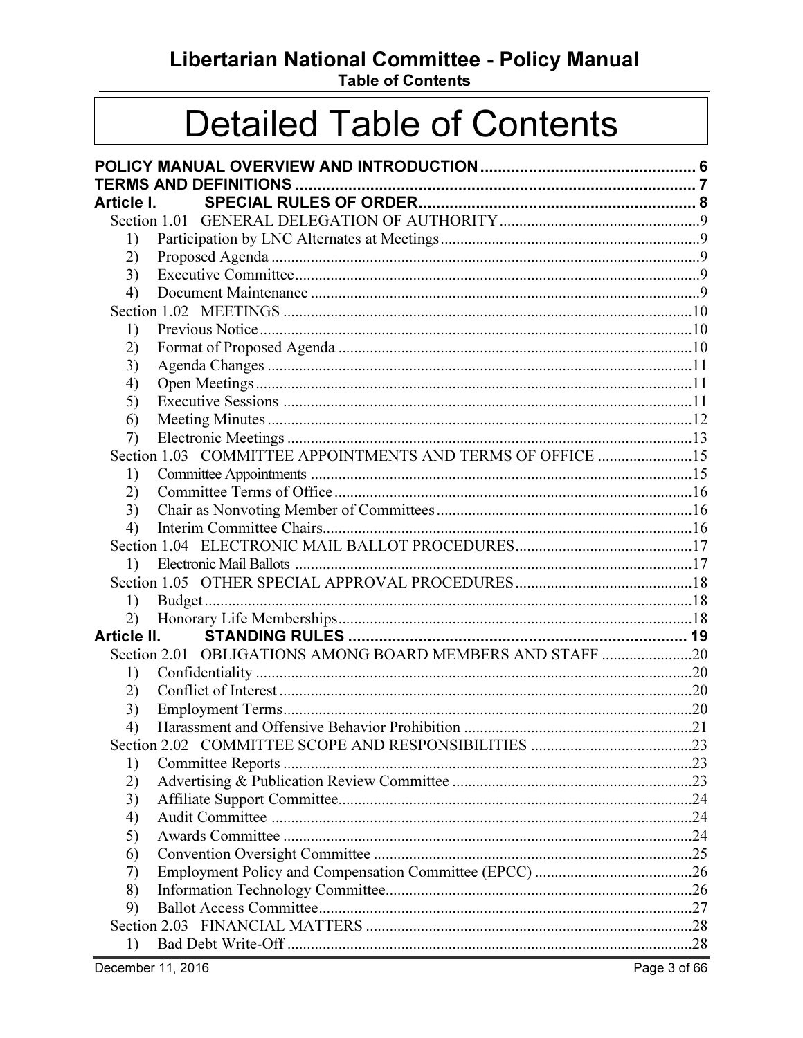# Detailed Table of Contents

**POLICY MANUAL OVERVIEW AND INTRODUCTION** ........ 6
**TERMS AND DEFINITIONS** ........ 7
**Article I. SPECIAL RULES OF ORDER** ........ 8

- Section 1.01 GENERAL DELEGATION OF AUTHORITY ........ 9
  - 1) Participation by LNC Alternates at Meetings ........ 9
  - 2) Proposed Agenda ........ 9
  - 3) Executive Committee ........ 9
  - 4) Document Maintenance ........ 9
- Section 1.02 MEETINGS ........ 10
  - 1) Previous Notice ........ 10
  - 2) Format of Proposed Agenda ........ 10
  - 3) Agenda Changes ........ 11
  - 4) Open Meetings ........ 11
  - 5) Executive Sessions ........ 11
  - 6) Meeting Minutes ........ 12
  - 7) Electronic Meetings ........ 13
- Section 1.03 COMMITTEE APPOINTMENTS AND TERMS OF OFFICE ........ 15
  - 1) Committee Appointments ........ 15
  - 2) Committee Terms of Office ........ 16
  - 3) Chair as Nonvoting Member of Committees ........ 16
  - 4) Interim Committee Chairs ........ 16
- Section 1.04 ELECTRONIC MAIL BALLOT PROCEDURES ........ 17
  - 1) Electronic Mail Ballots ........ 17
- Section 1.05 OTHER SPECIAL APPROVAL PROCEDURES ........ 18
  - 1) Budget ........ 18
  - 2) Honorary Life Memberships ........ 18

**Article II. STANDING RULES** ........ 19

- Section 2.01 OBLIGATIONS AMONG BOARD MEMBERS AND STAFF ........ 20
  - 1) Confidentiality ........ 20
  - 2) Conflict of Interest ........ 20
  - 3) Employment Terms ........ 20
  - 4) Harassment and Offensive Behavior Prohibition ........ 21
- Section 2.02 COMMITTEE SCOPE AND RESPONSIBILITIES ........ 23
  - 1) Committee Reports ........ 23
  - 2) Advertising & Publication Review Committee ........ 23
  - 3) Affiliate Support Committee ........ 24
  - 4) Audit Committee ........ 24
  - 5) Awards Committee ........ 24
  - 6) Convention Oversight Committee ........ 25
  - 7) Employment Policy and Compensation Committee (EPCC) ........ 26
  - 8) Information Technology Committee ........ 26
  - 9) Ballot Access Committee ........ 27
- Section 2.03 FINANCIAL MATTERS ........ 28
  - 1) Bad Debt Write-Off ........ 28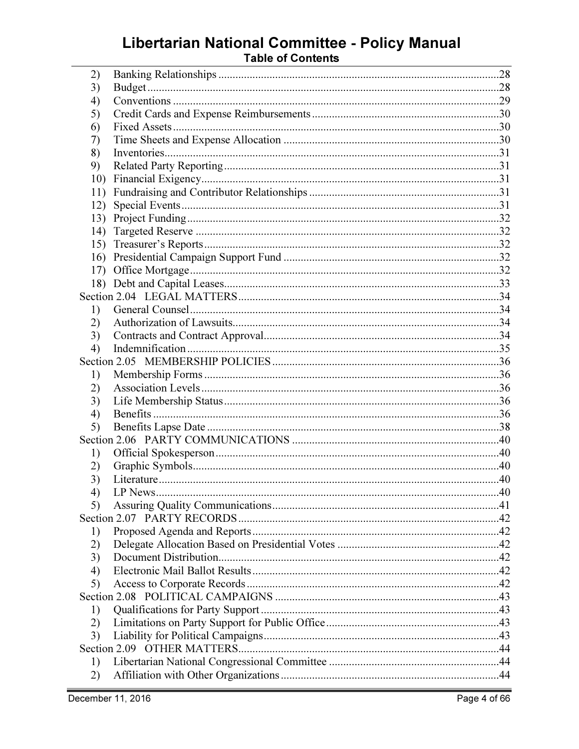2) Banking Relationships ....................28
3) Budget ....................28
4) Conventions ....................29
5) Credit Cards and Expense Reimbursements ....................30
6) Fixed Assets ....................30
7) Time Sheets and Expense Allocation ....................30
8) Inventories ....................31
9) Related Party Reporting ....................31
10) Financial Exigency ....................31
11) Fundraising and Contributor Relationships ....................31
12) Special Events ....................31
13) Project Funding ....................32
14) Targeted Reserve ....................32
15) Treasurer's Reports ....................32
16) Presidential Campaign Support Fund ....................32
17) Office Mortgage ....................32
18) Debt and Capital Leases ....................33

Section 2.04 LEGAL MATTERS ....................34

1) General Counsel ....................34
2) Authorization of Lawsuits ....................34
3) Contracts and Contract Approval ....................34
4) Indemnification ....................35

Section 2.05 MEMBERSHIP POLICIES ....................36

1) Membership Forms ....................36
2) Association Levels ....................36
3) Life Membership Status ....................36
4) Benefits ....................36
5) Benefits Lapse Date ....................38

Section 2.06 PARTY COMMUNICATIONS ....................40

1) Official Spokesperson ....................40
2) Graphic Symbols ....................40
3) Literature ....................40
4) LP News ....................40
5) Assuring Quality Communications ....................41

Section 2.07 PARTY RECORDS ....................42

1) Proposed Agenda and Reports ....................42
2) Delegate Allocation Based on Presidential Votes ....................42
3) Document Distribution ....................42
4) Electronic Mail Ballot Results ....................42
5) Access to Corporate Records ....................42

Section 2.08 POLITICAL CAMPAIGNS ....................43

1) Qualifications for Party Support ....................43
2) Limitations on Party Support for Public Office ....................43
3) Liability for Political Campaigns ....................43

Section 2.09 OTHER MATTERS ....................44

1) Libertarian National Congressional Committee ....................44
2) Affiliation with Other Organizations ....................44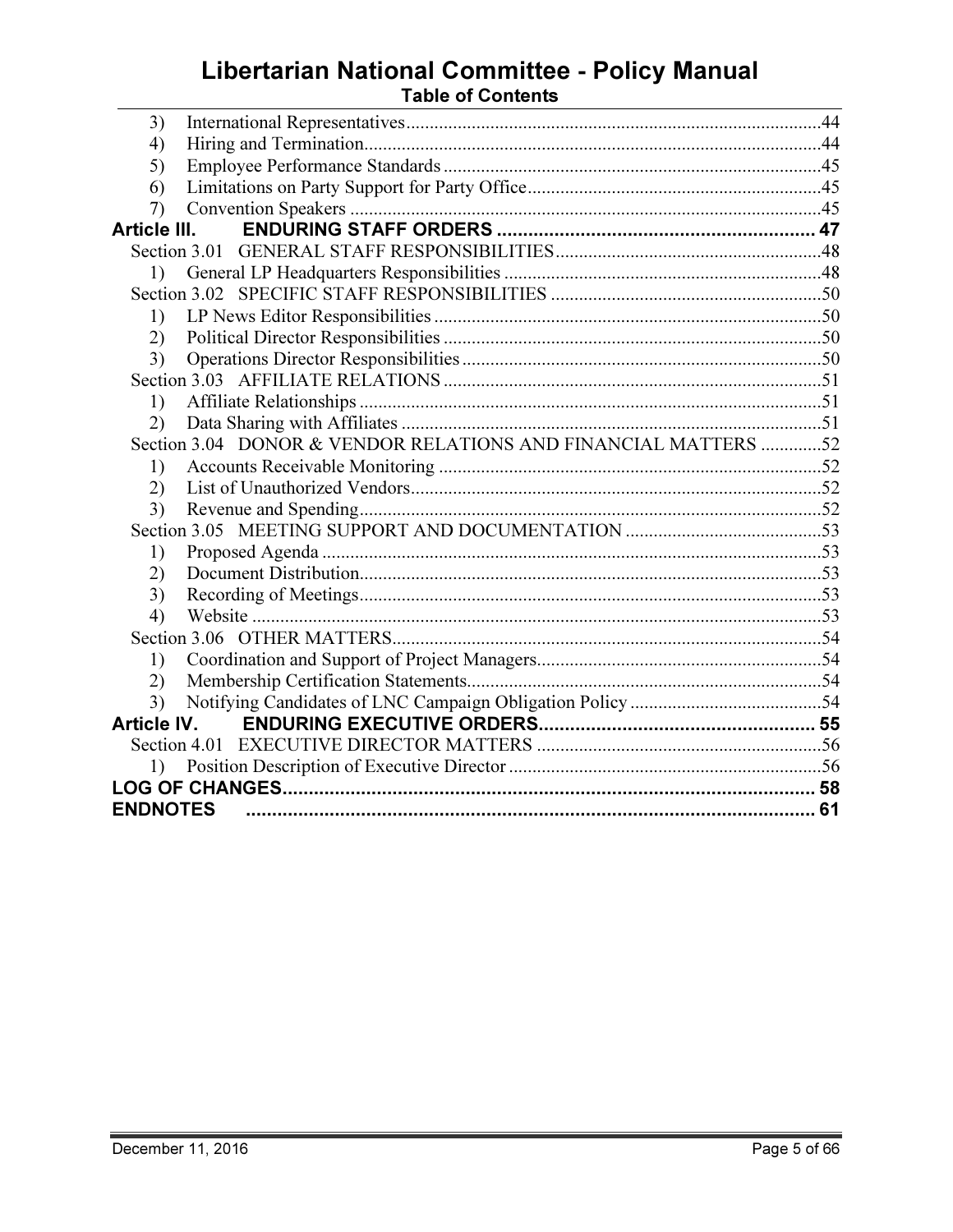3) International Representatives ........ 44
4) Hiring and Termination ........ 44
5) Employee Performance Standards ........ 45
6) Limitations on Party Support for Party Office ........ 45
7) Convention Speakers ........ 45

**Article III. ENDURING STAFF ORDERS ........ 47**

Section 3.01 GENERAL STAFF RESPONSIBILITIES ........ 48
1) General LP Headquarters Responsibilities ........ 48

Section 3.02 SPECIFIC STAFF RESPONSIBILITIES ........ 50
1) LP News Editor Responsibilities ........ 50
2) Political Director Responsibilities ........ 50
3) Operations Director Responsibilities ........ 50

Section 3.03 AFFILIATE RELATIONS ........ 51
1) Affiliate Relationships ........ 51
2) Data Sharing with Affiliates ........ 51

Section 3.04 DONOR & VENDOR RELATIONS AND FINANCIAL MATTERS ........ 52
1) Accounts Receivable Monitoring ........ 52
2) List of Unauthorized Vendors ........ 52
3) Revenue and Spending ........ 52

Section 3.05 MEETING SUPPORT AND DOCUMENTATION ........ 53
1) Proposed Agenda ........ 53
2) Document Distribution ........ 53
3) Recording of Meetings ........ 53
4) Website ........ 53

Section 3.06 OTHER MATTERS ........ 54
1) Coordination and Support of Project Managers ........ 54
2) Membership Certification Statements ........ 54
3) Notifying Candidates of LNC Campaign Obligation Policy ........ 54

**Article IV. ENDURING EXECUTIVE ORDERS ........ 55**

Section 4.01 EXECUTIVE DIRECTOR MATTERS ........ 56
1) Position Description of Executive Director ........ 56

**LOG OF CHANGES ........ 58**

**ENDNOTES ........ 61**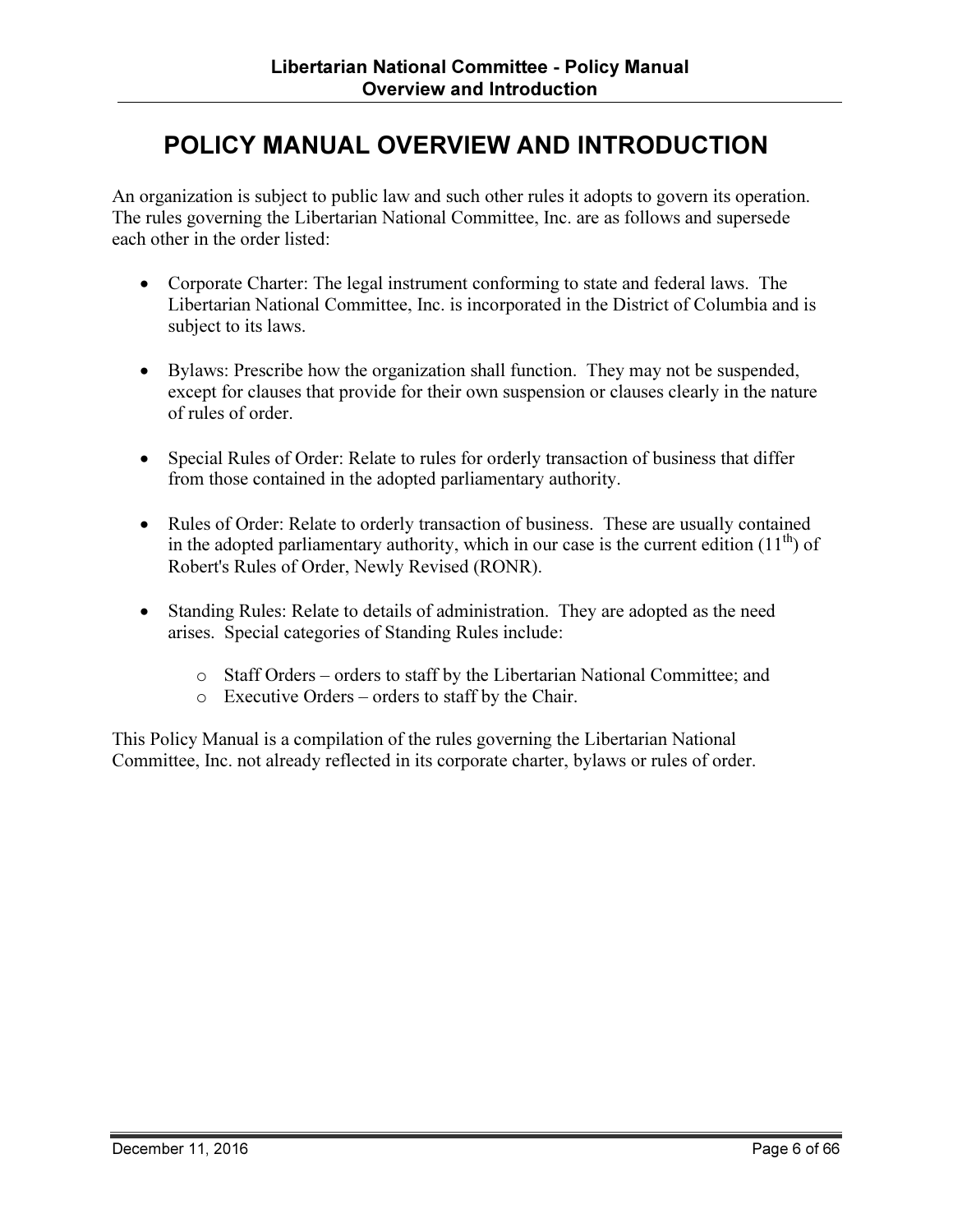# POLICY MANUAL OVERVIEW AND INTRODUCTION

An organization is subject to public law and such other rules it adopts to govern its operation. The rules governing the Libertarian National Committee, Inc. are as follows and supersede each other in the order listed:

- Corporate Charter: The legal instrument conforming to state and federal laws. The Libertarian National Committee, Inc. is incorporated in the District of Columbia and is subject to its laws.

- Bylaws: Prescribe how the organization shall function. They may not be suspended, except for clauses that provide for their own suspension or clauses clearly in the nature of rules of order.

- Special Rules of Order: Relate to rules for orderly transaction of business that differ from those contained in the adopted parliamentary authority.

- Rules of Order: Relate to orderly transaction of business. These are usually contained in the adopted parliamentary authority, which in our case is the current edition (11th) of Robert's Rules of Order, Newly Revised (RONR).

- Standing Rules: Relate to details of administration. They are adopted as the need arises. Special categories of Standing Rules include:
  - Staff Orders – orders to staff by the Libertarian National Committee; and
  - Executive Orders – orders to staff by the Chair.

This Policy Manual is a compilation of the rules governing the Libertarian National Committee, Inc. not already reflected in its corporate charter, bylaws or rules of order.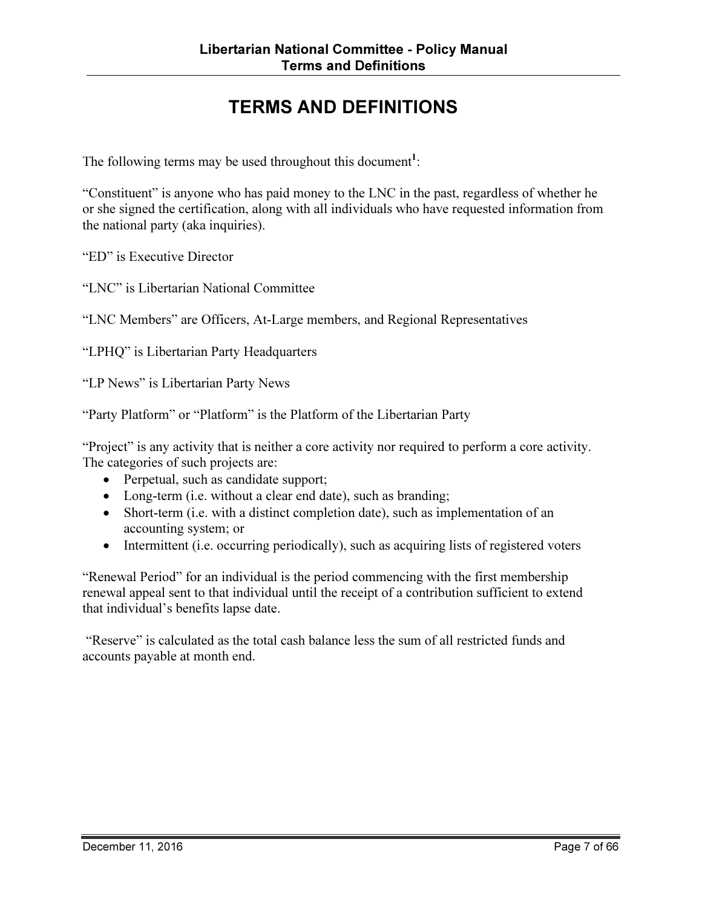# TERMS AND DEFINITIONS

The following terms may be used throughout this document[1]:

"Constituent" is anyone who has paid money to the LNC in the past, regardless of whether he or she signed the certification, along with all individuals who have requested information from the national party (aka inquiries).

"ED" is Executive Director

"LNC" is Libertarian National Committee

"LNC Members" are Officers, At-Large members, and Regional Representatives

"LPHQ" is Libertarian Party Headquarters

"LP News" is Libertarian Party News

"Party Platform" or "Platform" is the Platform of the Libertarian Party

"Project" is any activity that is neither a core activity nor required to perform a core activity. The categories of such projects are:

- Perpetual, such as candidate support;
- Long-term (i.e. without a clear end date), such as branding;
- Short-term (i.e. with a distinct completion date), such as implementation of an accounting system; or
- Intermittent (i.e. occurring periodically), such as acquiring lists of registered voters

"Renewal Period" for an individual is the period commencing with the first membership renewal appeal sent to that individual until the receipt of a contribution sufficient to extend that individual's benefits lapse date.

"Reserve" is calculated as the total cash balance less the sum of all restricted funds and accounts payable at month end.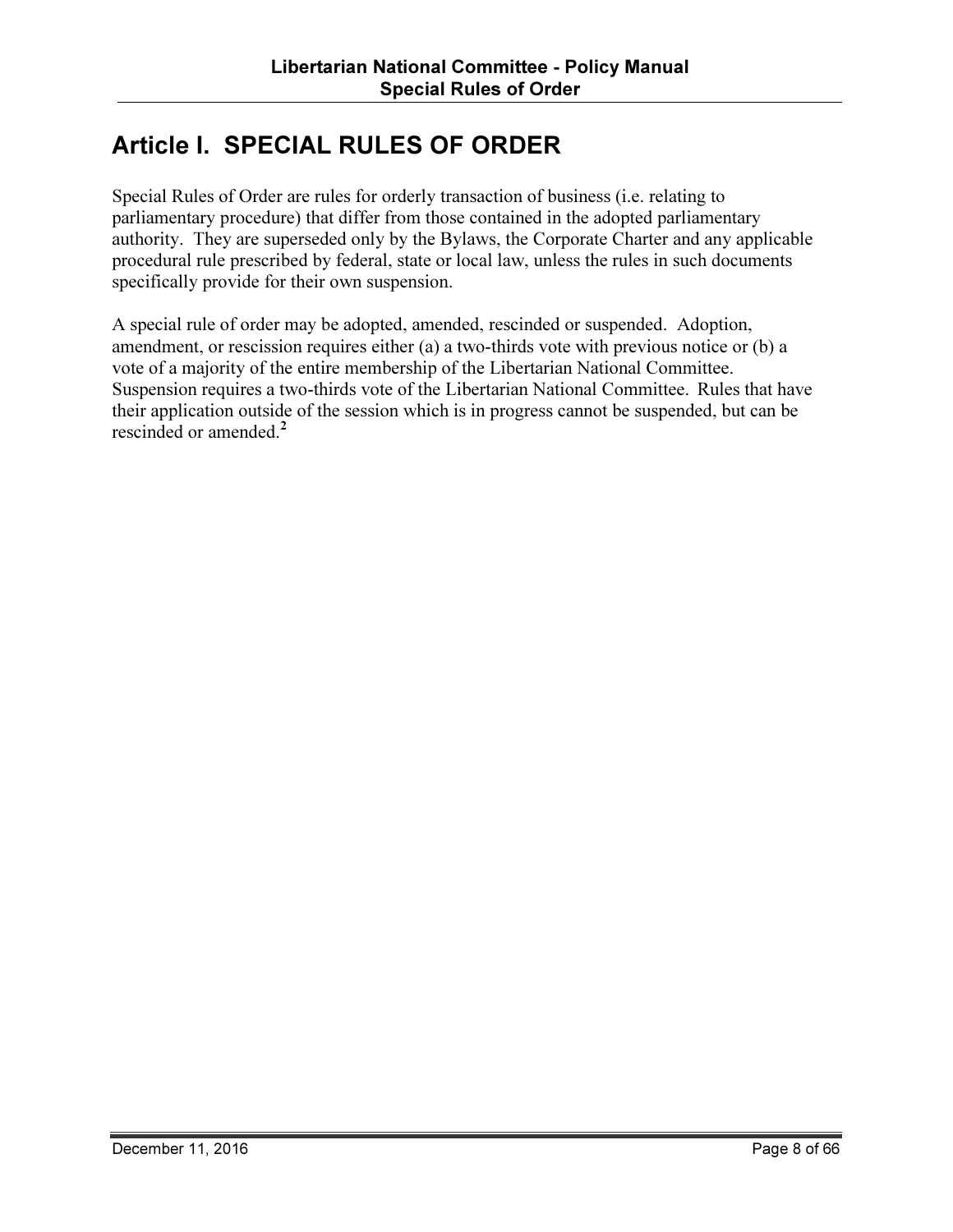# Article I. SPECIAL RULES OF ORDER

Special Rules of Order are rules for orderly transaction of business (i.e. relating to parliamentary procedure) that differ from those contained in the adopted parliamentary authority. They are superseded only by the Bylaws, the Corporate Charter and any applicable procedural rule prescribed by federal, state or local law, unless the rules in such documents specifically provide for their own suspension.

A special rule of order may be adopted, amended, rescinded or suspended. Adoption, amendment, or rescission requires either (a) a two-thirds vote with previous notice or (b) a vote of a majority of the entire membership of the Libertarian National Committee. Suspension requires a two-thirds vote of the Libertarian National Committee. Rules that have their application outside of the session which is in progress cannot be suspended, but can be rescinded or amended.[2]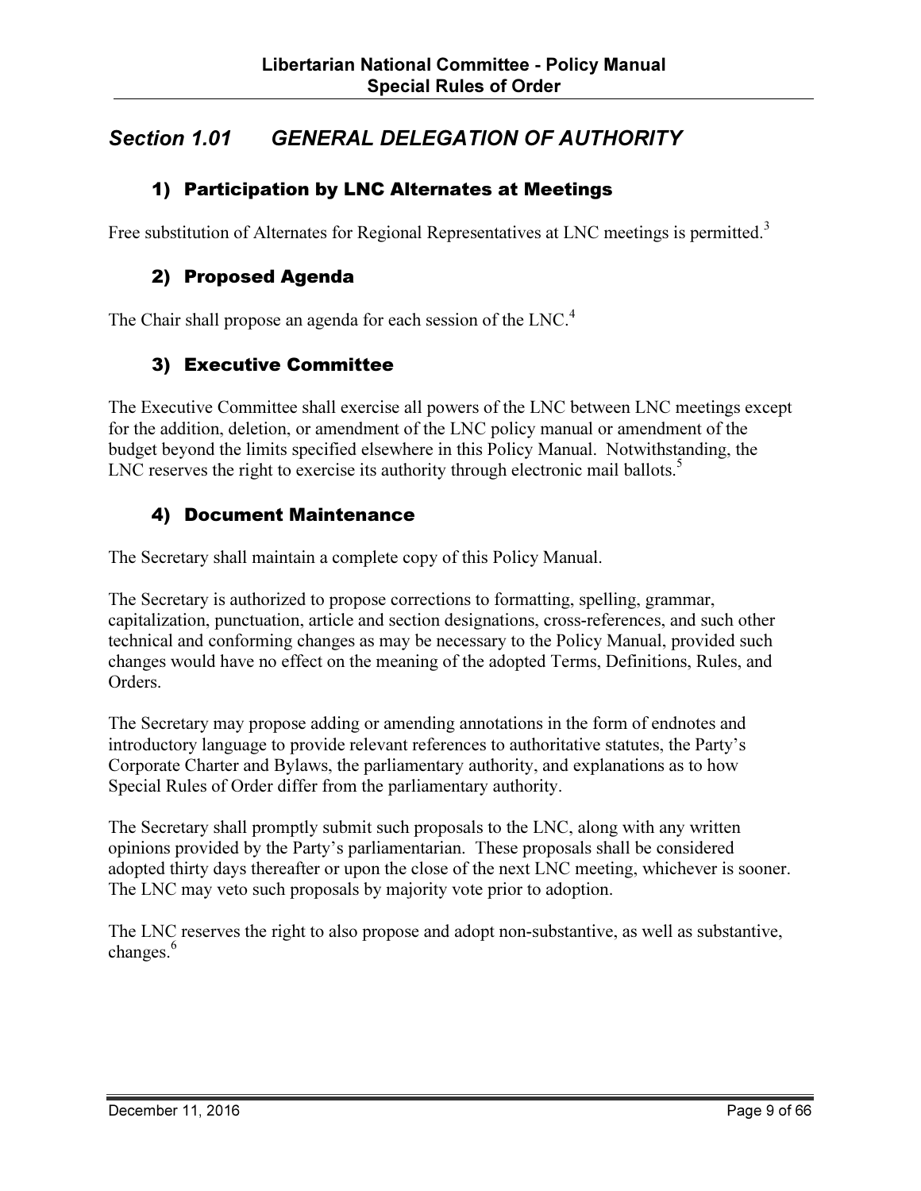## *Section 1.01 GENERAL DELEGATION OF AUTHORITY*

### 1) Participation by LNC Alternates at Meetings

Free substitution of Alternates for Regional Representatives at LNC meetings is permitted.[3]

### 2) Proposed Agenda

The Chair shall propose an agenda for each session of the LNC.[4]

### 3) Executive Committee

The Executive Committee shall exercise all powers of the LNC between LNC meetings except for the addition, deletion, or amendment of the LNC policy manual or amendment of the budget beyond the limits specified elsewhere in this Policy Manual. Notwithstanding, the LNC reserves the right to exercise its authority through electronic mail ballots.[5]

### 4) Document Maintenance

The Secretary shall maintain a complete copy of this Policy Manual.

The Secretary is authorized to propose corrections to formatting, spelling, grammar, capitalization, punctuation, article and section designations, cross-references, and such other technical and conforming changes as may be necessary to the Policy Manual, provided such changes would have no effect on the meaning of the adopted Terms, Definitions, Rules, and Orders.

The Secretary may propose adding or amending annotations in the form of endnotes and introductory language to provide relevant references to authoritative statutes, the Party's Corporate Charter and Bylaws, the parliamentary authority, and explanations as to how Special Rules of Order differ from the parliamentary authority.

The Secretary shall promptly submit such proposals to the LNC, along with any written opinions provided by the Party's parliamentarian. These proposals shall be considered adopted thirty days thereafter or upon the close of the next LNC meeting, whichever is sooner. The LNC may veto such proposals by majority vote prior to adoption.

The LNC reserves the right to also propose and adopt non-substantive, as well as substantive, changes.[6]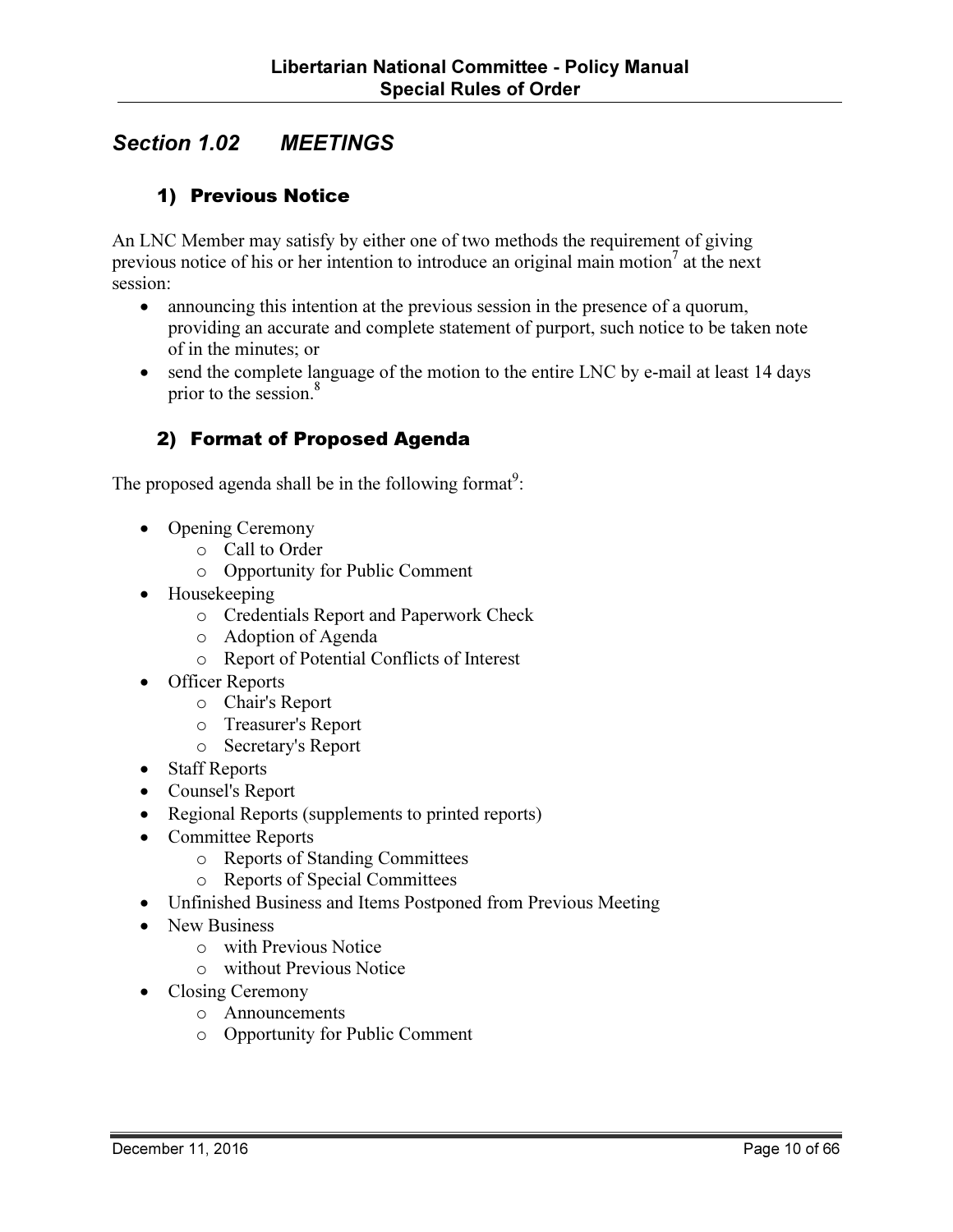## *Section 1.02 MEETINGS*

### 1) Previous Notice

An LNC Member may satisfy by either one of two methods the requirement of giving previous notice of his or her intention to introduce an original main motion[7] at the next session:

- announcing this intention at the previous session in the presence of a quorum, providing an accurate and complete statement of purport, such notice to be taken note of in the minutes; or
- send the complete language of the motion to the entire LNC by e-mail at least 14 days prior to the session.[8]

### 2) Format of Proposed Agenda

The proposed agenda shall be in the following format[9]:

- Opening Ceremony
  - Call to Order
  - Opportunity for Public Comment
- Housekeeping
  - Credentials Report and Paperwork Check
  - Adoption of Agenda
  - Report of Potential Conflicts of Interest
- Officer Reports
  - Chair's Report
  - Treasurer's Report
  - Secretary's Report
- Staff Reports
- Counsel's Report
- Regional Reports (supplements to printed reports)
- Committee Reports
  - Reports of Standing Committees
  - Reports of Special Committees
- Unfinished Business and Items Postponed from Previous Meeting
- New Business
  - with Previous Notice
  - without Previous Notice
- Closing Ceremony
  - Announcements
  - Opportunity for Public Comment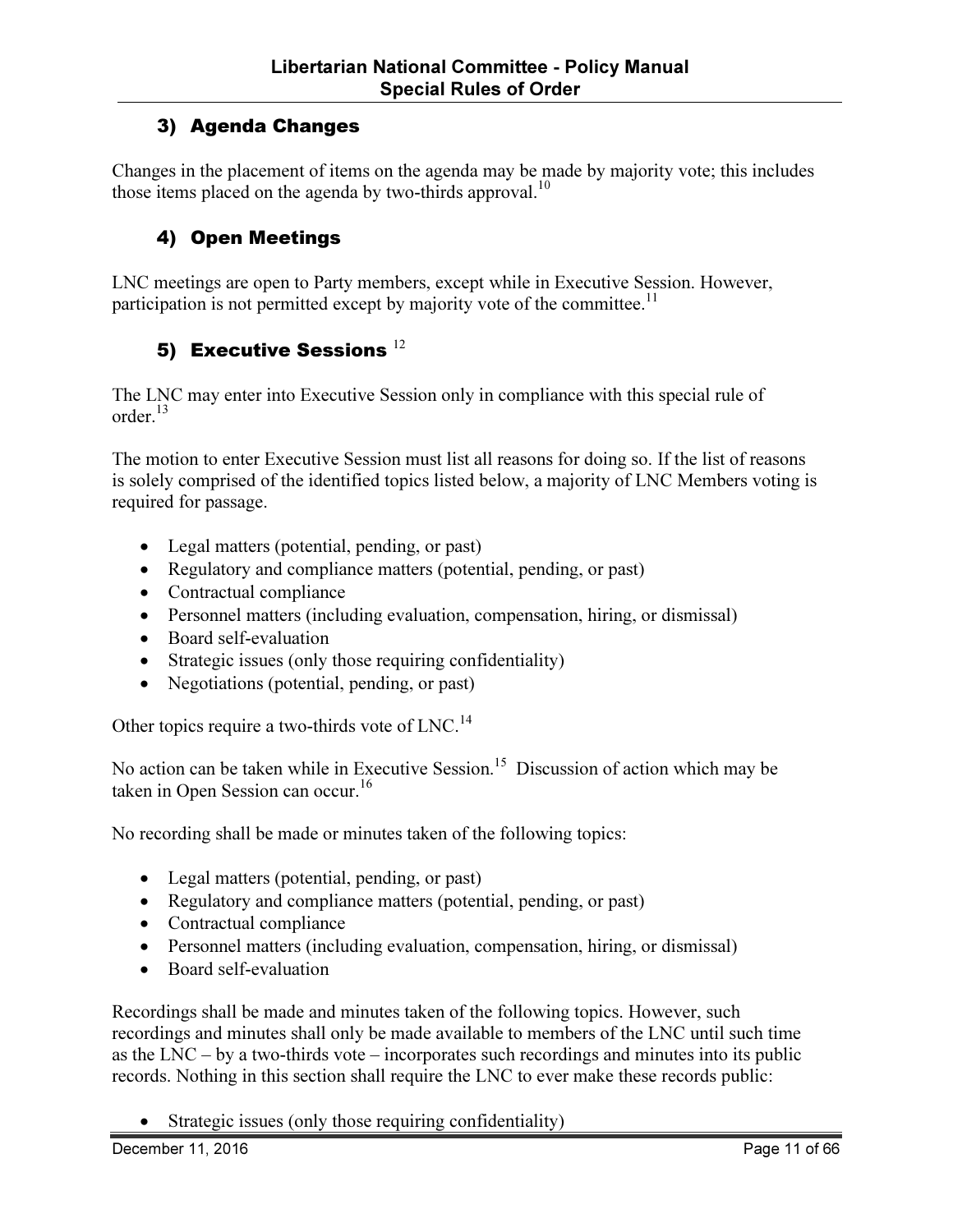### 3) Agenda Changes

Changes in the placement of items on the agenda may be made by majority vote; this includes those items placed on the agenda by two-thirds approval.[10]

### 4) Open Meetings

LNC meetings are open to Party members, except while in Executive Session. However, participation is not permitted except by majority vote of the committee.[11]

### 5) Executive Sessions [12]

The LNC may enter into Executive Session only in compliance with this special rule of order.[13]

The motion to enter Executive Session must list all reasons for doing so. If the list of reasons is solely comprised of the identified topics listed below, a majority of LNC Members voting is required for passage.

- Legal matters (potential, pending, or past)
- Regulatory and compliance matters (potential, pending, or past)
- Contractual compliance
- Personnel matters (including evaluation, compensation, hiring, or dismissal)
- Board self-evaluation
- Strategic issues (only those requiring confidentiality)
- Negotiations (potential, pending, or past)

Other topics require a two-thirds vote of LNC.[14]

No action can be taken while in Executive Session.[15] Discussion of action which may be taken in Open Session can occur.[16]

No recording shall be made or minutes taken of the following topics:

- Legal matters (potential, pending, or past)
- Regulatory and compliance matters (potential, pending, or past)
- Contractual compliance
- Personnel matters (including evaluation, compensation, hiring, or dismissal)
- Board self-evaluation

Recordings shall be made and minutes taken of the following topics. However, such recordings and minutes shall only be made available to members of the LNC until such time as the LNC – by a two-thirds vote – incorporates such recordings and minutes into its public records. Nothing in this section shall require the LNC to ever make these records public:

- Strategic issues (only those requiring confidentiality)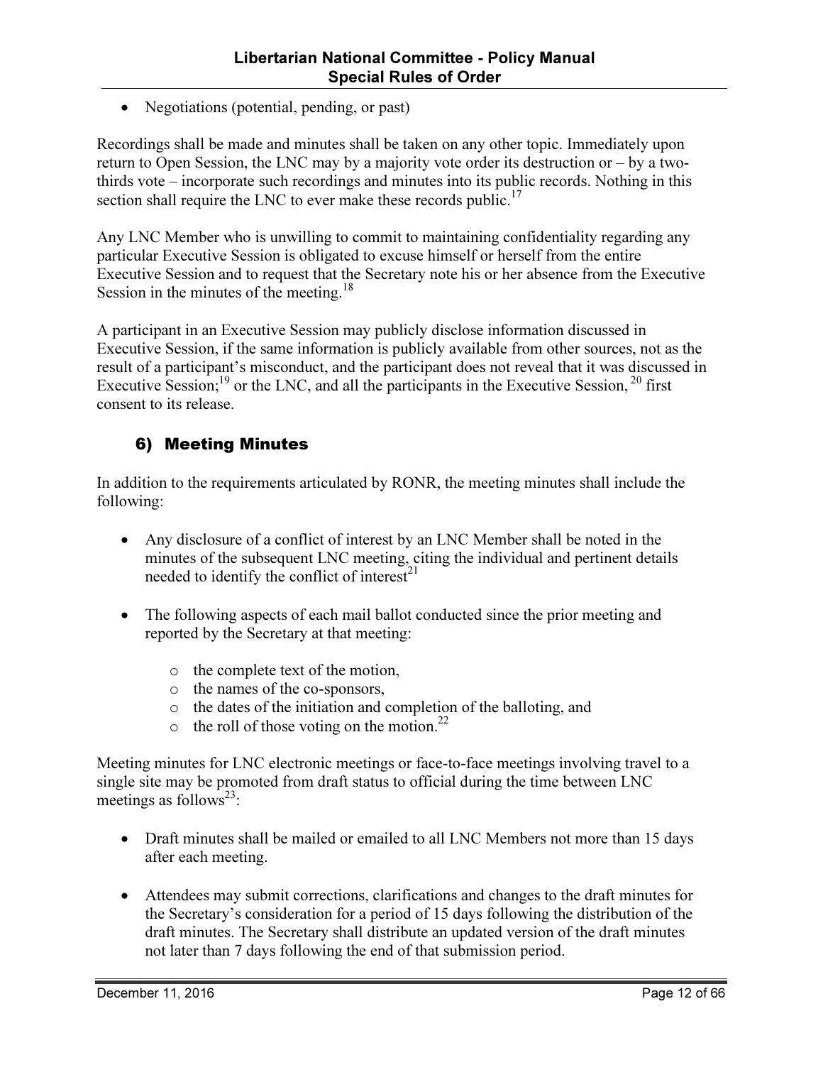- Negotiations (potential, pending, or past)

Recordings shall be made and minutes shall be taken on any other topic. Immediately upon return to Open Session, the LNC may by a majority vote order its destruction or – by a two-thirds vote – incorporate such recordings and minutes into its public records. Nothing in this section shall require the LNC to ever make these records public.[17]

Any LNC Member who is unwilling to commit to maintaining confidentiality regarding any particular Executive Session is obligated to excuse himself or herself from the entire Executive Session and to request that the Secretary note his or her absence from the Executive Session in the minutes of the meeting.[18]

A participant in an Executive Session may publicly disclose information discussed in Executive Session, if the same information is publicly available from other sources, not as the result of a participant's misconduct, and the participant does not reveal that it was discussed in Executive Session;[19] or the LNC, and all the participants in the Executive Session, [20] first consent to its release.

## 6) Meeting Minutes

In addition to the requirements articulated by RONR, the meeting minutes shall include the following:

- Any disclosure of a conflict of interest by an LNC Member shall be noted in the minutes of the subsequent LNC meeting, citing the individual and pertinent details needed to identify the conflict of interest[21]

- The following aspects of each mail ballot conducted since the prior meeting and reported by the Secretary at that meeting:
  - the complete text of the motion,
  - the names of the co-sponsors,
  - the dates of the initiation and completion of the balloting, and
  - the roll of those voting on the motion.[22]

Meeting minutes for LNC electronic meetings or face-to-face meetings involving travel to a single site may be promoted from draft status to official during the time between LNC meetings as follows[23]:

- Draft minutes shall be mailed or emailed to all LNC Members not more than 15 days after each meeting.

- Attendees may submit corrections, clarifications and changes to the draft minutes for the Secretary's consideration for a period of 15 days following the distribution of the draft minutes. The Secretary shall distribute an updated version of the draft minutes not later than 7 days following the end of that submission period.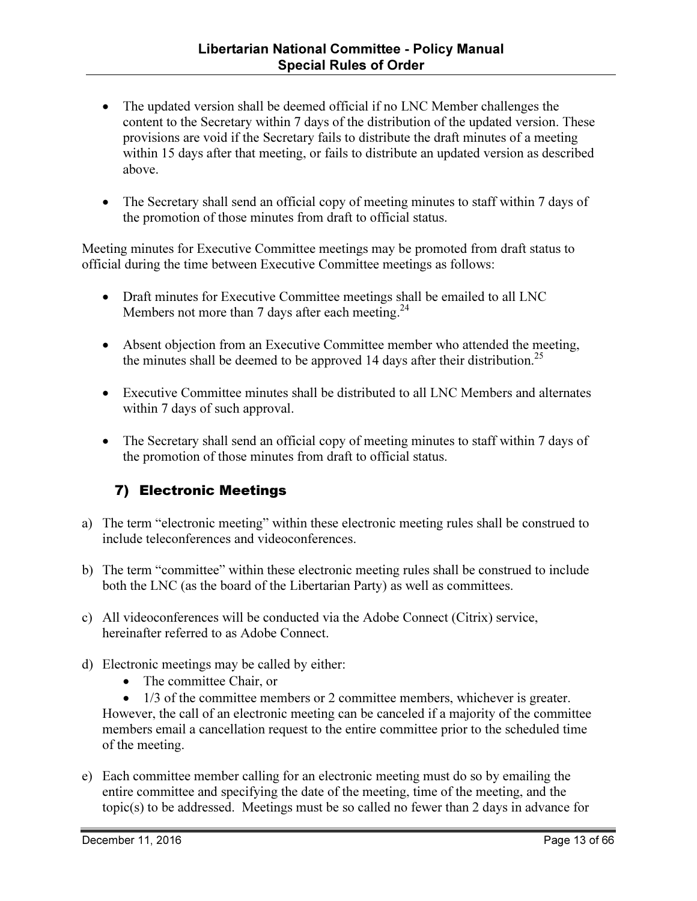- The updated version shall be deemed official if no LNC Member challenges the content to the Secretary within 7 days of the distribution of the updated version. These provisions are void if the Secretary fails to distribute the draft minutes of a meeting within 15 days after that meeting, or fails to distribute an updated version as described above.

- The Secretary shall send an official copy of meeting minutes to staff within 7 days of the promotion of those minutes from draft to official status.

Meeting minutes for Executive Committee meetings may be promoted from draft status to official during the time between Executive Committee meetings as follows:

- Draft minutes for Executive Committee meetings shall be emailed to all LNC Members not more than 7 days after each meeting.[24]

- Absent objection from an Executive Committee member who attended the meeting, the minutes shall be deemed to be approved 14 days after their distribution.[25]

- Executive Committee minutes shall be distributed to all LNC Members and alternates within 7 days of such approval.

- The Secretary shall send an official copy of meeting minutes to staff within 7 days of the promotion of those minutes from draft to official status.

## 7) Electronic Meetings

a) The term "electronic meeting" within these electronic meeting rules shall be construed to include teleconferences and videoconferences.

b) The term "committee" within these electronic meeting rules shall be construed to include both the LNC (as the board of the Libertarian Party) as well as committees.

c) All videoconferences will be conducted via the Adobe Connect (Citrix) service, hereinafter referred to as Adobe Connect.

d) Electronic meetings may be called by either:
   - The committee Chair, or
   - 1/3 of the committee members or 2 committee members, whichever is greater.

   However, the call of an electronic meeting can be canceled if a majority of the committee members email a cancellation request to the entire committee prior to the scheduled time of the meeting.

e) Each committee member calling for an electronic meeting must do so by emailing the entire committee and specifying the date of the meeting, time of the meeting, and the topic(s) to be addressed. Meetings must be so called no fewer than 2 days in advance for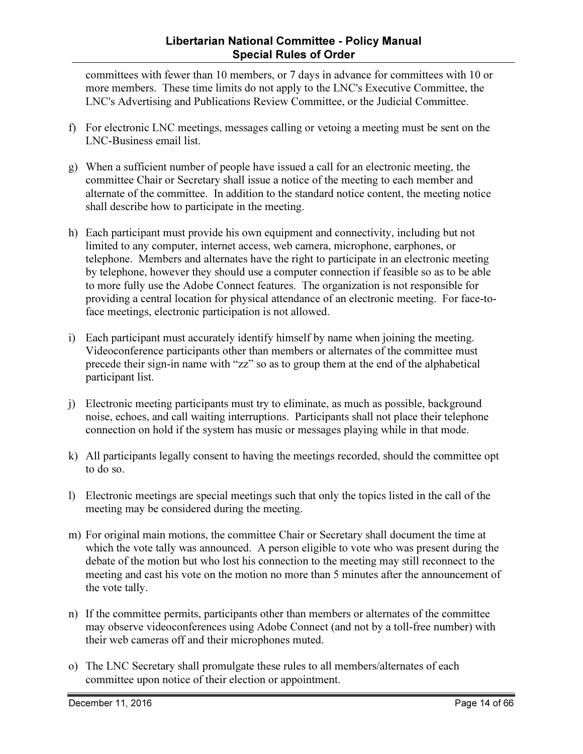committees with fewer than 10 members, or 7 days in advance for committees with 10 or more members. These time limits do not apply to the LNC's Executive Committee, the LNC's Advertising and Publications Review Committee, or the Judicial Committee.

f) For electronic LNC meetings, messages calling or vetoing a meeting must be sent on the LNC-Business email list.

g) When a sufficient number of people have issued a call for an electronic meeting, the committee Chair or Secretary shall issue a notice of the meeting to each member and alternate of the committee. In addition to the standard notice content, the meeting notice shall describe how to participate in the meeting.

h) Each participant must provide his own equipment and connectivity, including but not limited to any computer, internet access, web camera, microphone, earphones, or telephone. Members and alternates have the right to participate in an electronic meeting by telephone, however they should use a computer connection if feasible so as to be able to more fully use the Adobe Connect features. The organization is not responsible for providing a central location for physical attendance of an electronic meeting. For face-to-face meetings, electronic participation is not allowed.

i) Each participant must accurately identify himself by name when joining the meeting. Videoconference participants other than members or alternates of the committee must precede their sign-in name with "zz" so as to group them at the end of the alphabetical participant list.

j) Electronic meeting participants must try to eliminate, as much as possible, background noise, echoes, and call waiting interruptions. Participants shall not place their telephone connection on hold if the system has music or messages playing while in that mode.

k) All participants legally consent to having the meetings recorded, should the committee opt to do so.

l) Electronic meetings are special meetings such that only the topics listed in the call of the meeting may be considered during the meeting.

m) For original main motions, the committee Chair or Secretary shall document the time at which the vote tally was announced. A person eligible to vote who was present during the debate of the motion but who lost his connection to the meeting may still reconnect to the meeting and cast his vote on the motion no more than 5 minutes after the announcement of the vote tally.

n) If the committee permits, participants other than members or alternates of the committee may observe videoconferences using Adobe Connect (and not by a toll-free number) with their web cameras off and their microphones muted.

o) The LNC Secretary shall promulgate these rules to all members/alternates of each committee upon notice of their election or appointment.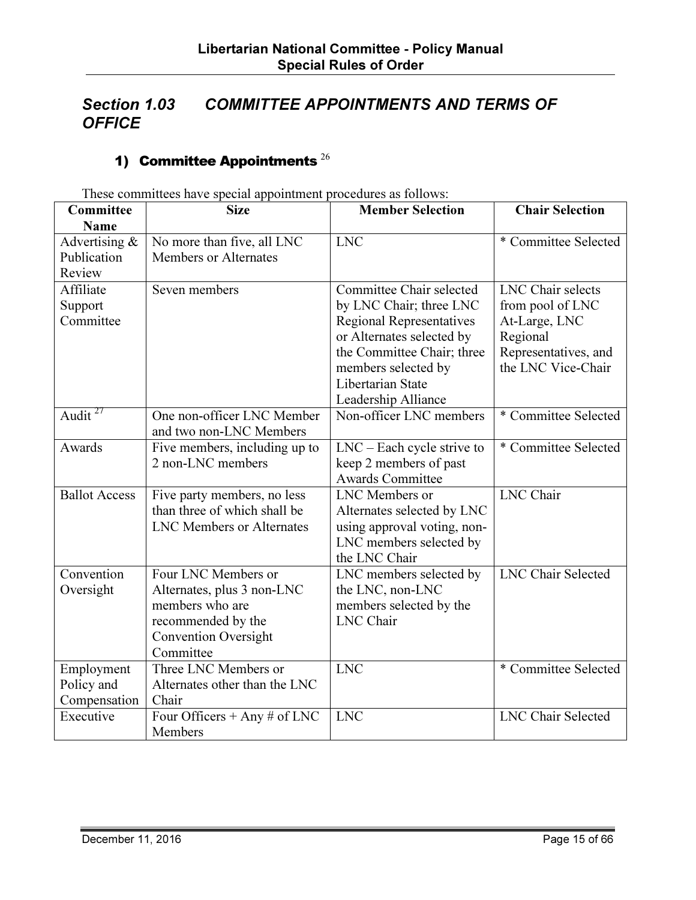## *Section 1.03 COMMITTEE APPOINTMENTS AND TERMS OF OFFICE*

### 1) Committee Appointments [26]

These committees have special appointment procedures as follows:

| Committee Name | Size | Member Selection | Chair Selection |
|---|---|---|---|
| Advertising & Publication Review | No more than five, all LNC Members or Alternates | LNC | * Committee Selected |
| Affiliate Support Committee | Seven members | Committee Chair selected by LNC Chair; three LNC Regional Representatives or Alternates selected by the Committee Chair; three members selected by Libertarian State Leadership Alliance | LNC Chair selects from pool of LNC At-Large, LNC Regional Representatives, and the LNC Vice-Chair |
| Audit [27] | One non-officer LNC Member and two non-LNC Members | Non-officer LNC members | * Committee Selected |
| Awards | Five members, including up to 2 non-LNC members | LNC – Each cycle strive to keep 2 members of past Awards Committee | * Committee Selected |
| Ballot Access | Five party members, no less than three of which shall be LNC Members or Alternates | LNC Members or Alternates selected by LNC using approval voting, non-LNC members selected by the LNC Chair | LNC Chair |
| Convention Oversight | Four LNC Members or Alternates, plus 3 non-LNC members who are recommended by the Convention Oversight Committee | LNC members selected by the LNC, non-LNC members selected by the LNC Chair | LNC Chair Selected |
| Employment Policy and Compensation | Three LNC Members or Alternates other than the LNC Chair | LNC | * Committee Selected |
| Executive | Four Officers + Any # of LNC Members | LNC | LNC Chair Selected |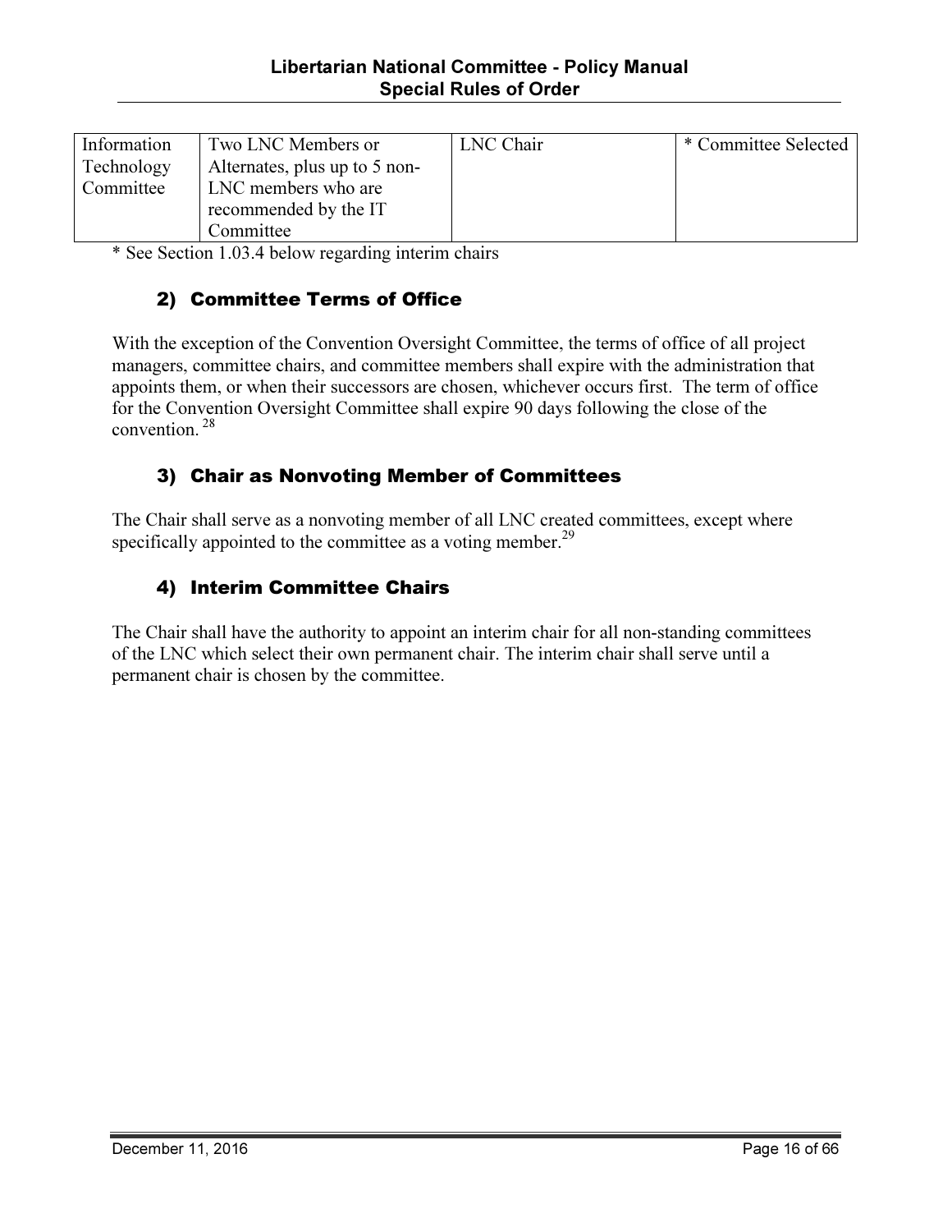| Information Technology Committee | Two LNC Members or Alternates, plus up to 5 non-LNC members who are recommended by the IT Committee | LNC Chair | * Committee Selected |
|---|---|---|---|

* See Section 1.03.4 below regarding interim chairs

### 2) Committee Terms of Office

With the exception of the Convention Oversight Committee, the terms of office of all project managers, committee chairs, and committee members shall expire with the administration that appoints them, or when their successors are chosen, whichever occurs first. The term of office for the Convention Oversight Committee shall expire 90 days following the close of the convention. [28]

### 3) Chair as Nonvoting Member of Committees

The Chair shall serve as a nonvoting member of all LNC created committees, except where specifically appointed to the committee as a voting member.[29]

### 4) Interim Committee Chairs

The Chair shall have the authority to appoint an interim chair for all non-standing committees of the LNC which select their own permanent chair. The interim chair shall serve until a permanent chair is chosen by the committee.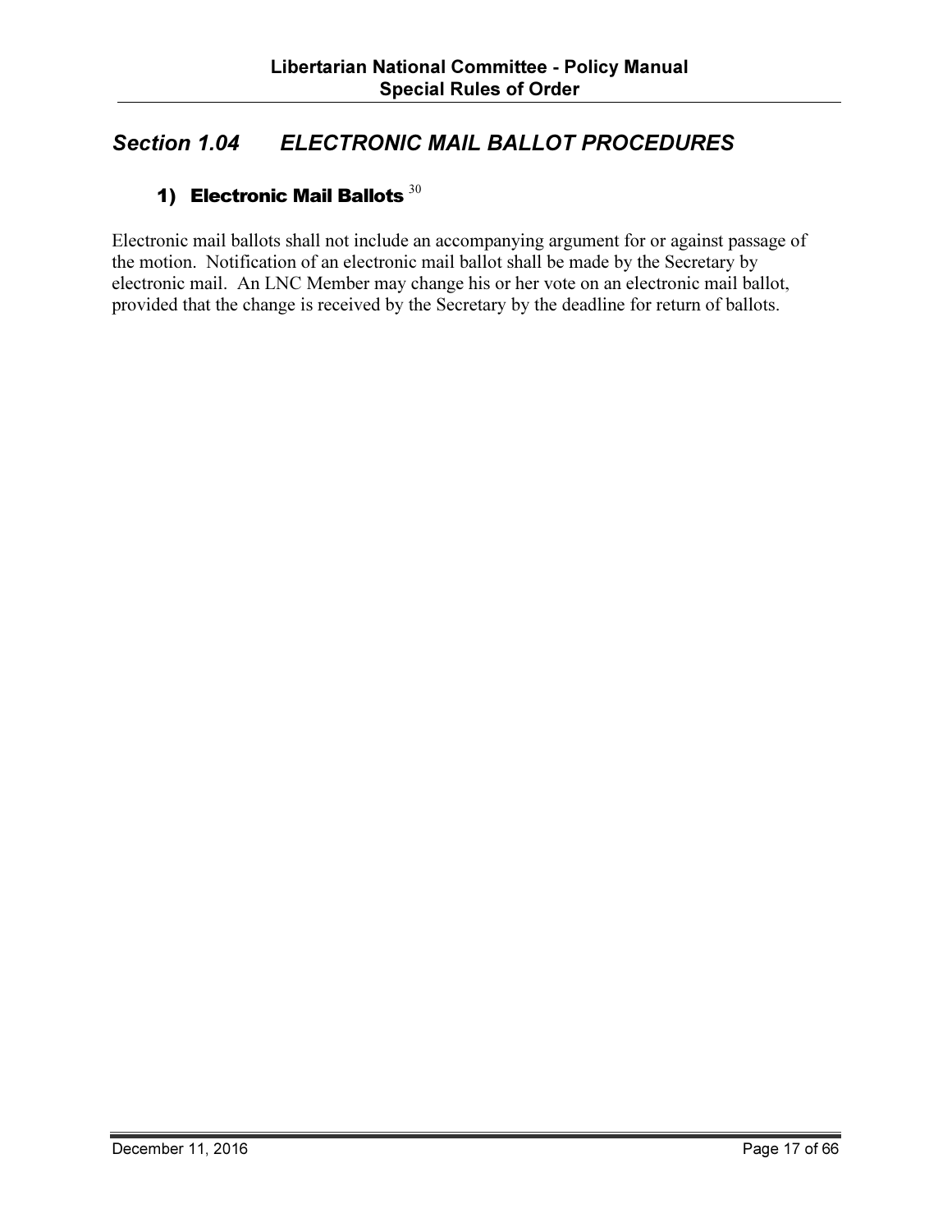## Section 1.04 ELECTRONIC MAIL BALLOT PROCEDURES

### 1) Electronic Mail Ballots [30]

Electronic mail ballots shall not include an accompanying argument for or against passage of the motion. Notification of an electronic mail ballot shall be made by the Secretary by electronic mail. An LNC Member may change his or her vote on an electronic mail ballot, provided that the change is received by the Secretary by the deadline for return of ballots.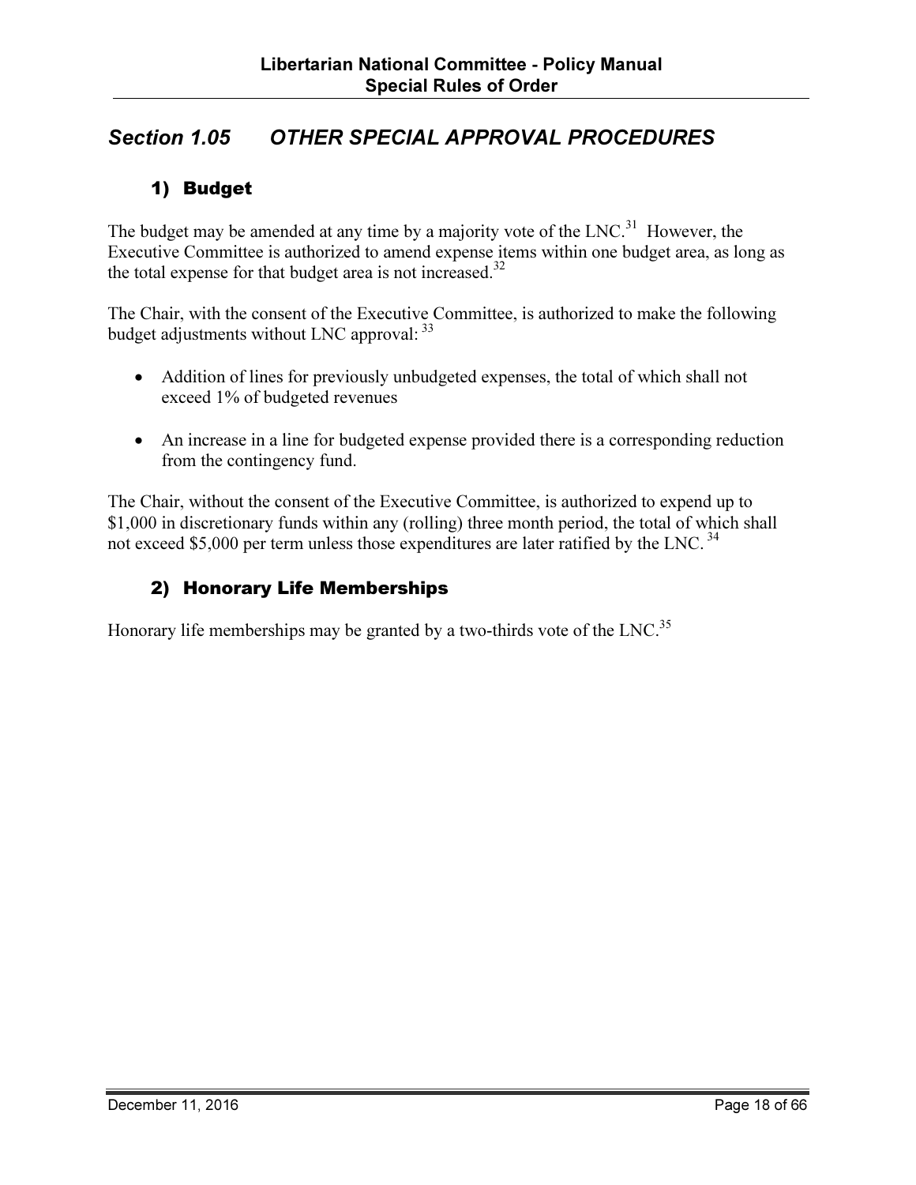## Section 1.05 OTHER SPECIAL APPROVAL PROCEDURES

### 1) Budget

The budget may be amended at any time by a majority vote of the LNC.[31] However, the Executive Committee is authorized to amend expense items within one budget area, as long as the total expense for that budget area is not increased.[32]

The Chair, with the consent of the Executive Committee, is authorized to make the following budget adjustments without LNC approval: [33]

- Addition of lines for previously unbudgeted expenses, the total of which shall not exceed 1% of budgeted revenues
- An increase in a line for budgeted expense provided there is a corresponding reduction from the contingency fund.

The Chair, without the consent of the Executive Committee, is authorized to expend up to $1,000 in discretionary funds within any (rolling) three month period, the total of which shall not exceed $5,000 per term unless those expenditures are later ratified by the LNC. [34]

### 2) Honorary Life Memberships

Honorary life memberships may be granted by a two-thirds vote of the LNC.[35]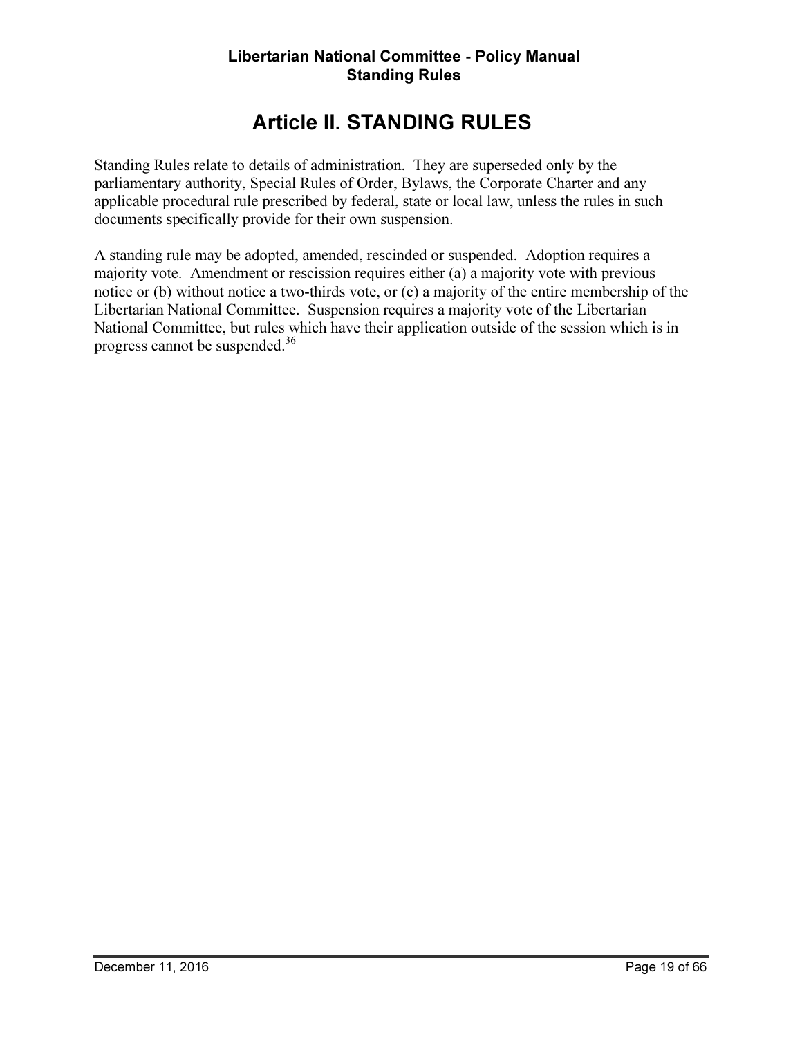# Article II. STANDING RULES

Standing Rules relate to details of administration. They are superseded only by the parliamentary authority, Special Rules of Order, Bylaws, the Corporate Charter and any applicable procedural rule prescribed by federal, state or local law, unless the rules in such documents specifically provide for their own suspension.

A standing rule may be adopted, amended, rescinded or suspended. Adoption requires a majority vote. Amendment or rescission requires either (a) a majority vote with previous notice or (b) without notice a two-thirds vote, or (c) a majority of the entire membership of the Libertarian National Committee. Suspension requires a majority vote of the Libertarian National Committee, but rules which have their application outside of the session which is in progress cannot be suspended.[36]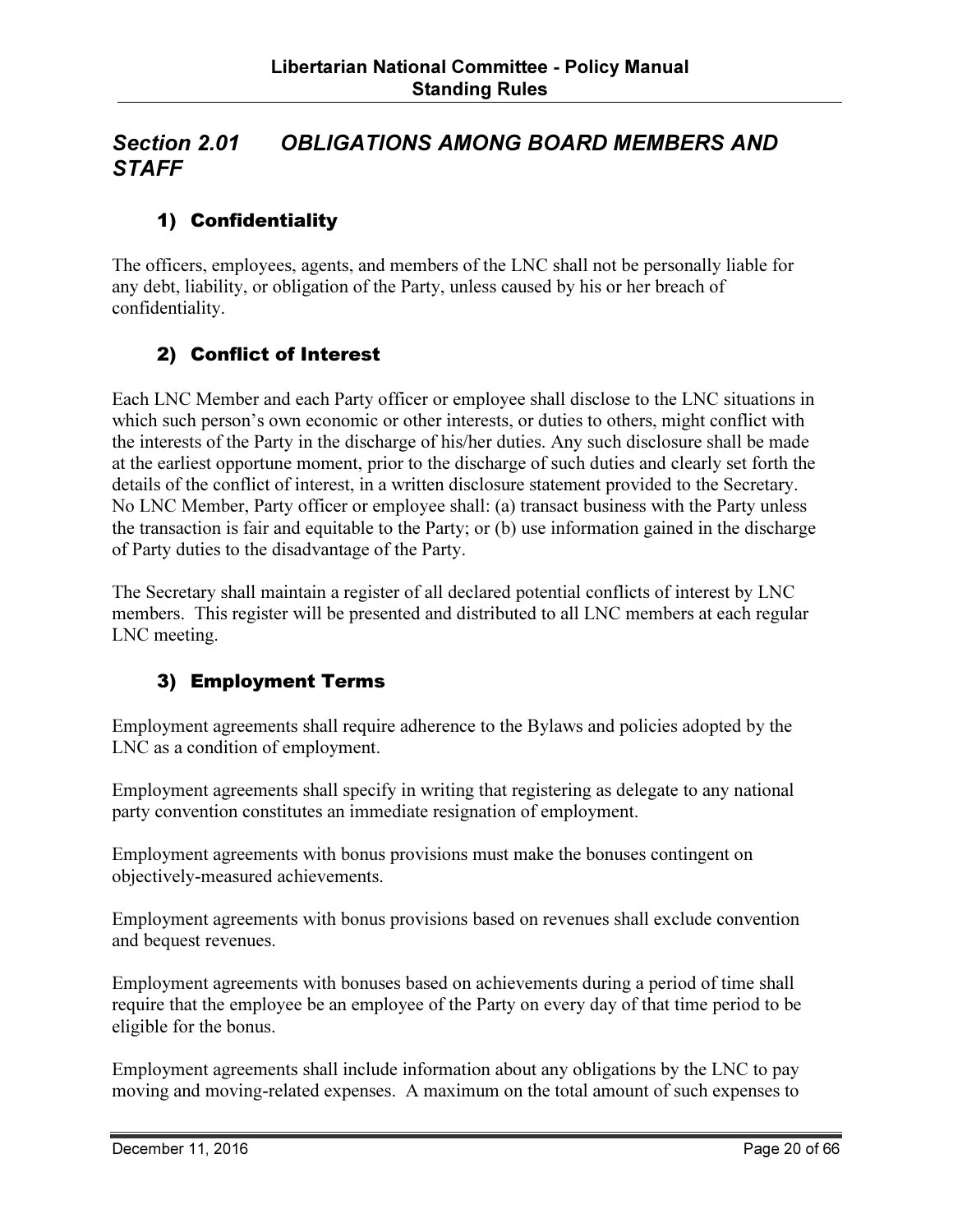## *Section 2.01 OBLIGATIONS AMONG BOARD MEMBERS AND STAFF*

### 1) Confidentiality

The officers, employees, agents, and members of the LNC shall not be personally liable for any debt, liability, or obligation of the Party, unless caused by his or her breach of confidentiality.

### 2) Conflict of Interest

Each LNC Member and each Party officer or employee shall disclose to the LNC situations in which such person's own economic or other interests, or duties to others, might conflict with the interests of the Party in the discharge of his/her duties. Any such disclosure shall be made at the earliest opportune moment, prior to the discharge of such duties and clearly set forth the details of the conflict of interest, in a written disclosure statement provided to the Secretary. No LNC Member, Party officer or employee shall: (a) transact business with the Party unless the transaction is fair and equitable to the Party; or (b) use information gained in the discharge of Party duties to the disadvantage of the Party.

The Secretary shall maintain a register of all declared potential conflicts of interest by LNC members. This register will be presented and distributed to all LNC members at each regular LNC meeting.

### 3) Employment Terms

Employment agreements shall require adherence to the Bylaws and policies adopted by the LNC as a condition of employment.

Employment agreements shall specify in writing that registering as delegate to any national party convention constitutes an immediate resignation of employment.

Employment agreements with bonus provisions must make the bonuses contingent on objectively-measured achievements.

Employment agreements with bonus provisions based on revenues shall exclude convention and bequest revenues.

Employment agreements with bonuses based on achievements during a period of time shall require that the employee be an employee of the Party on every day of that time period to be eligible for the bonus.

Employment agreements shall include information about any obligations by the LNC to pay moving and moving-related expenses. A maximum on the total amount of such expenses to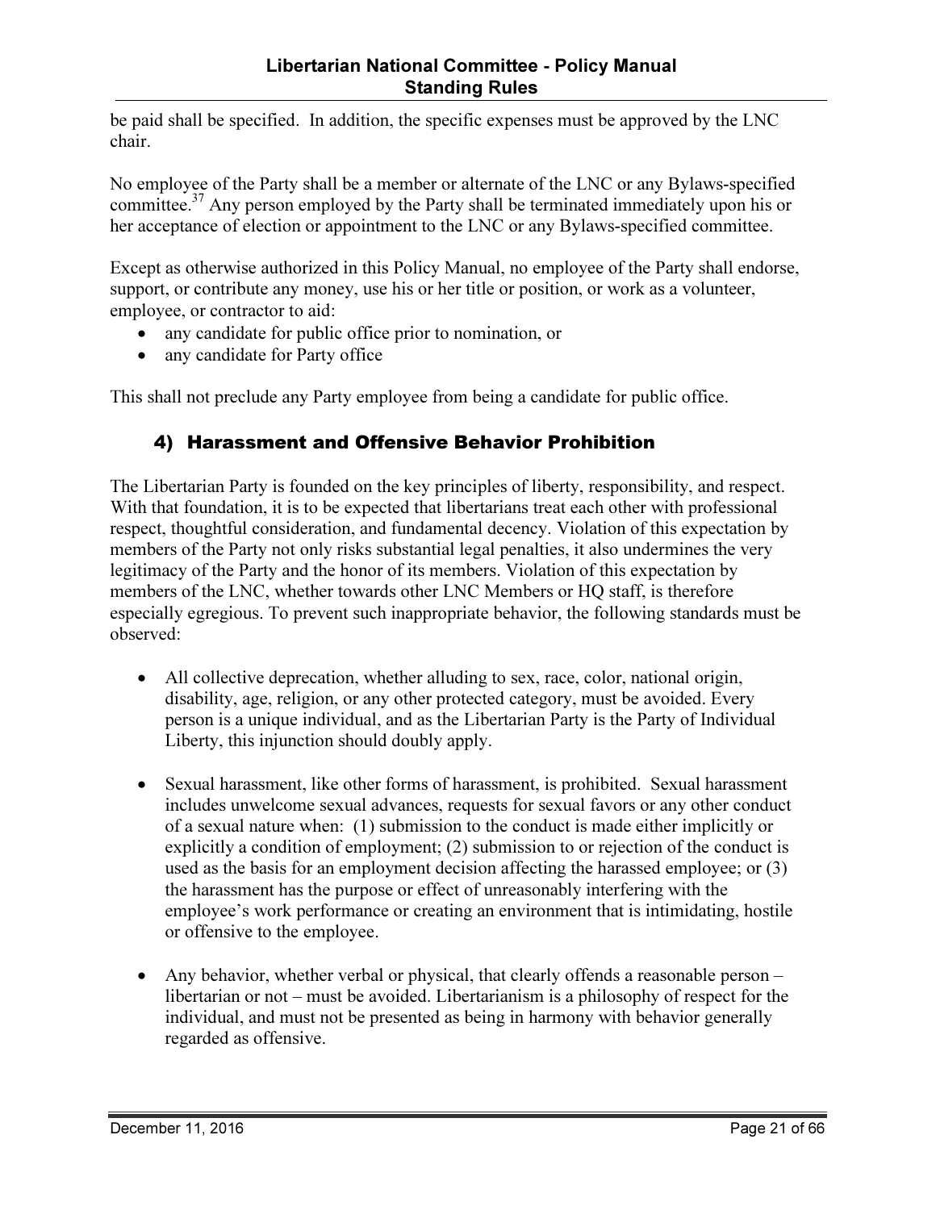be paid shall be specified. In addition, the specific expenses must be approved by the LNC chair.

No employee of the Party shall be a member or alternate of the LNC or any Bylaws-specified committee.[37] Any person employed by the Party shall be terminated immediately upon his or her acceptance of election or appointment to the LNC or any Bylaws-specified committee.

Except as otherwise authorized in this Policy Manual, no employee of the Party shall endorse, support, or contribute any money, use his or her title or position, or work as a volunteer, employee, or contractor to aid:

- any candidate for public office prior to nomination, or
- any candidate for Party office

This shall not preclude any Party employee from being a candidate for public office.

### 4) Harassment and Offensive Behavior Prohibition

The Libertarian Party is founded on the key principles of liberty, responsibility, and respect. With that foundation, it is to be expected that libertarians treat each other with professional respect, thoughtful consideration, and fundamental decency. Violation of this expectation by members of the Party not only risks substantial legal penalties, it also undermines the very legitimacy of the Party and the honor of its members. Violation of this expectation by members of the LNC, whether towards other LNC Members or HQ staff, is therefore especially egregious. To prevent such inappropriate behavior, the following standards must be observed:

- All collective deprecation, whether alluding to sex, race, color, national origin, disability, age, religion, or any other protected category, must be avoided. Every person is a unique individual, and as the Libertarian Party is the Party of Individual Liberty, this injunction should doubly apply.

- Sexual harassment, like other forms of harassment, is prohibited. Sexual harassment includes unwelcome sexual advances, requests for sexual favors or any other conduct of a sexual nature when: (1) submission to the conduct is made either implicitly or explicitly a condition of employment; (2) submission to or rejection of the conduct is used as the basis for an employment decision affecting the harassed employee; or (3) the harassment has the purpose or effect of unreasonably interfering with the employee's work performance or creating an environment that is intimidating, hostile or offensive to the employee.

- Any behavior, whether verbal or physical, that clearly offends a reasonable person – libertarian or not – must be avoided. Libertarianism is a philosophy of respect for the individual, and must not be presented as being in harmony with behavior generally regarded as offensive.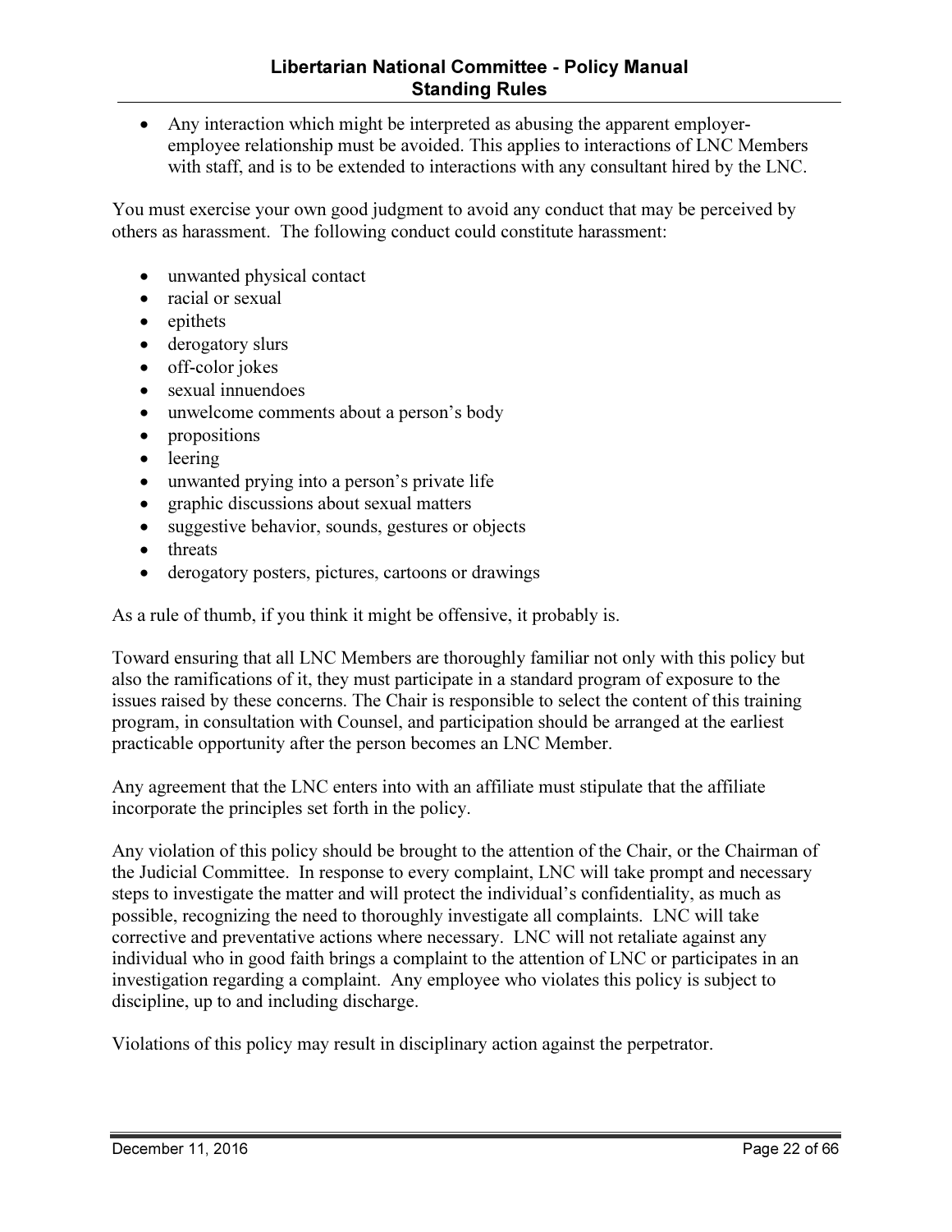- Any interaction which might be interpreted as abusing the apparent employer-employee relationship must be avoided. This applies to interactions of LNC Members with staff, and is to be extended to interactions with any consultant hired by the LNC.

You must exercise your own good judgment to avoid any conduct that may be perceived by others as harassment. The following conduct could constitute harassment:

- unwanted physical contact
- racial or sexual
- epithets
- derogatory slurs
- off-color jokes
- sexual innuendoes
- unwelcome comments about a person's body
- propositions
- leering
- unwanted prying into a person's private life
- graphic discussions about sexual matters
- suggestive behavior, sounds, gestures or objects
- threats
- derogatory posters, pictures, cartoons or drawings

As a rule of thumb, if you think it might be offensive, it probably is.

Toward ensuring that all LNC Members are thoroughly familiar not only with this policy but also the ramifications of it, they must participate in a standard program of exposure to the issues raised by these concerns. The Chair is responsible to select the content of this training program, in consultation with Counsel, and participation should be arranged at the earliest practicable opportunity after the person becomes an LNC Member.

Any agreement that the LNC enters into with an affiliate must stipulate that the affiliate incorporate the principles set forth in the policy.

Any violation of this policy should be brought to the attention of the Chair, or the Chairman of the Judicial Committee. In response to every complaint, LNC will take prompt and necessary steps to investigate the matter and will protect the individual's confidentiality, as much as possible, recognizing the need to thoroughly investigate all complaints. LNC will take corrective and preventative actions where necessary. LNC will not retaliate against any individual who in good faith brings a complaint to the attention of LNC or participates in an investigation regarding a complaint. Any employee who violates this policy is subject to discipline, up to and including discharge.

Violations of this policy may result in disciplinary action against the perpetrator.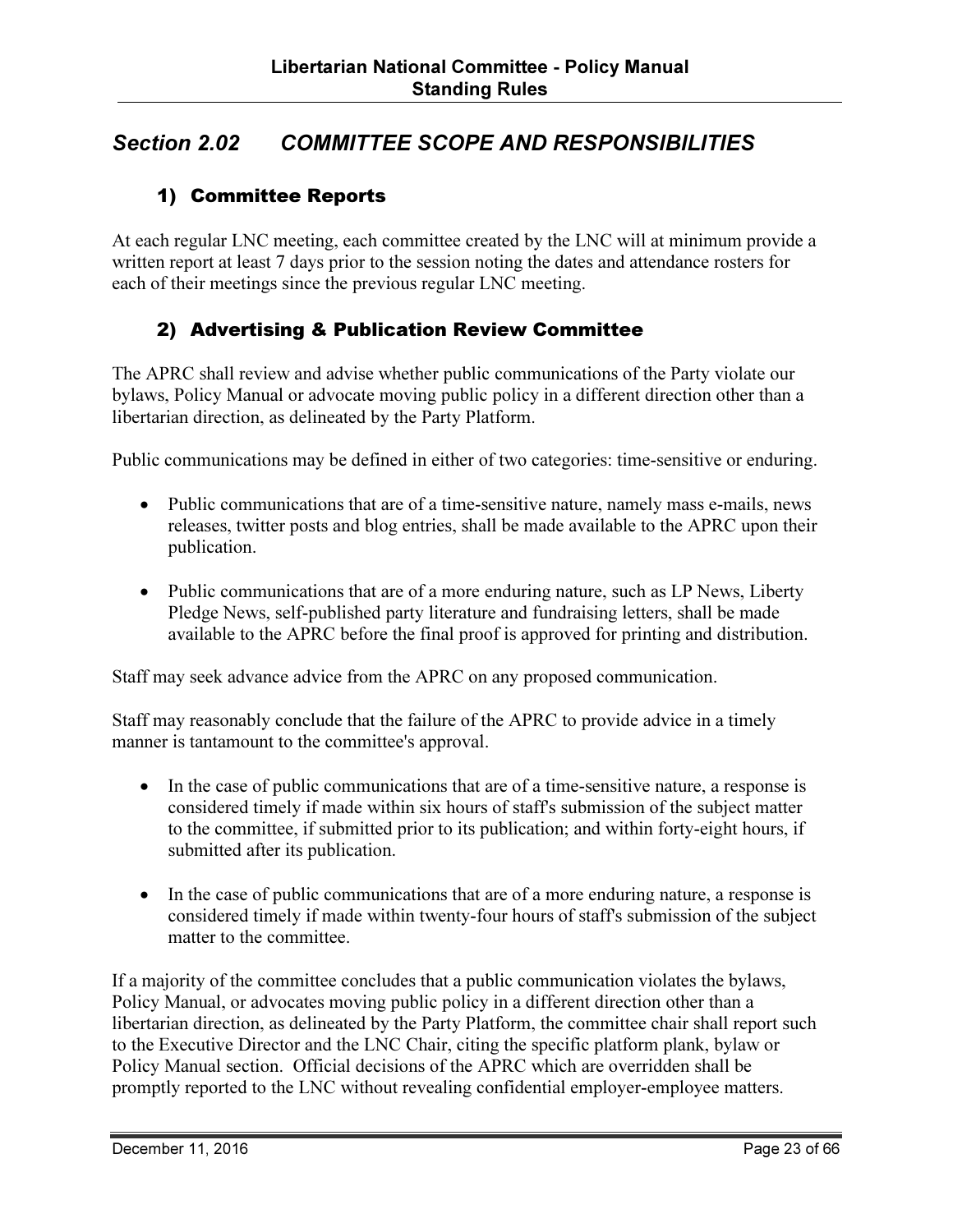## *Section 2.02 COMMITTEE SCOPE AND RESPONSIBILITIES*

### 1) Committee Reports

At each regular LNC meeting, each committee created by the LNC will at minimum provide a written report at least 7 days prior to the session noting the dates and attendance rosters for each of their meetings since the previous regular LNC meeting.

### 2) Advertising & Publication Review Committee

The APRC shall review and advise whether public communications of the Party violate our bylaws, Policy Manual or advocate moving public policy in a different direction other than a libertarian direction, as delineated by the Party Platform.

Public communications may be defined in either of two categories: time-sensitive or enduring.

- Public communications that are of a time-sensitive nature, namely mass e-mails, news releases, twitter posts and blog entries, shall be made available to the APRC upon their publication.
- Public communications that are of a more enduring nature, such as LP News, Liberty Pledge News, self-published party literature and fundraising letters, shall be made available to the APRC before the final proof is approved for printing and distribution.

Staff may seek advance advice from the APRC on any proposed communication.

Staff may reasonably conclude that the failure of the APRC to provide advice in a timely manner is tantamount to the committee's approval.

- In the case of public communications that are of a time-sensitive nature, a response is considered timely if made within six hours of staff's submission of the subject matter to the committee, if submitted prior to its publication; and within forty-eight hours, if submitted after its publication.
- In the case of public communications that are of a more enduring nature, a response is considered timely if made within twenty-four hours of staff's submission of the subject matter to the committee.

If a majority of the committee concludes that a public communication violates the bylaws, Policy Manual, or advocates moving public policy in a different direction other than a libertarian direction, as delineated by the Party Platform, the committee chair shall report such to the Executive Director and the LNC Chair, citing the specific platform plank, bylaw or Policy Manual section. Official decisions of the APRC which are overridden shall be promptly reported to the LNC without revealing confidential employer-employee matters.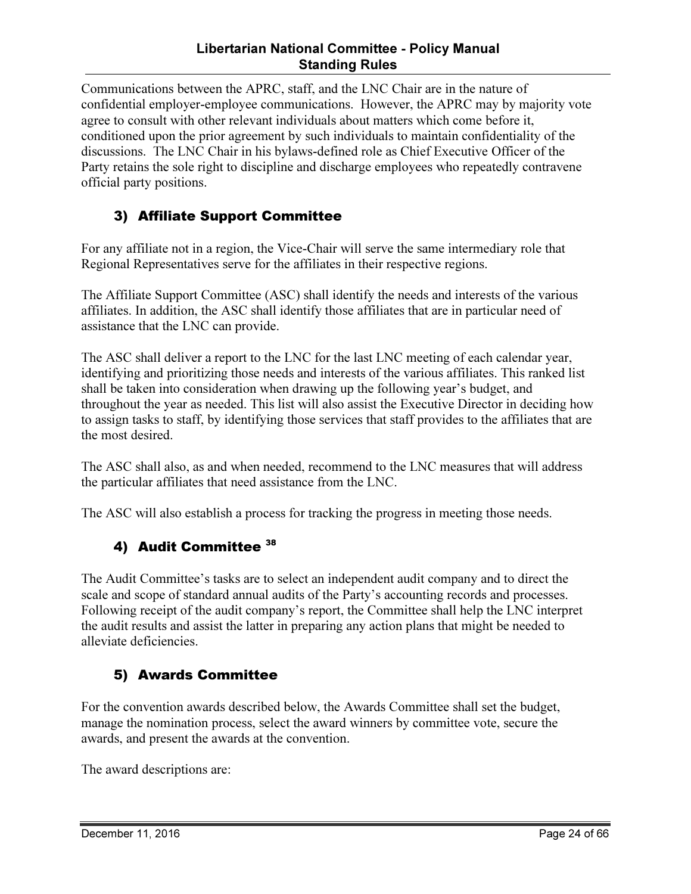Communications between the APRC, staff, and the LNC Chair are in the nature of confidential employer-employee communications. However, the APRC may by majority vote agree to consult with other relevant individuals about matters which come before it, conditioned upon the prior agreement by such individuals to maintain confidentiality of the discussions. The LNC Chair in his bylaws-defined role as Chief Executive Officer of the Party retains the sole right to discipline and discharge employees who repeatedly contravene official party positions.

### 3) Affiliate Support Committee

For any affiliate not in a region, the Vice-Chair will serve the same intermediary role that Regional Representatives serve for the affiliates in their respective regions.

The Affiliate Support Committee (ASC) shall identify the needs and interests of the various affiliates. In addition, the ASC shall identify those affiliates that are in particular need of assistance that the LNC can provide.

The ASC shall deliver a report to the LNC for the last LNC meeting of each calendar year, identifying and prioritizing those needs and interests of the various affiliates. This ranked list shall be taken into consideration when drawing up the following year's budget, and throughout the year as needed. This list will also assist the Executive Director in deciding how to assign tasks to staff, by identifying those services that staff provides to the affiliates that are the most desired.

The ASC shall also, as and when needed, recommend to the LNC measures that will address the particular affiliates that need assistance from the LNC.

The ASC will also establish a process for tracking the progress in meeting those needs.

### 4) Audit Committee [38]

The Audit Committee's tasks are to select an independent audit company and to direct the scale and scope of standard annual audits of the Party's accounting records and processes. Following receipt of the audit company's report, the Committee shall help the LNC interpret the audit results and assist the latter in preparing any action plans that might be needed to alleviate deficiencies.

### 5) Awards Committee

For the convention awards described below, the Awards Committee shall set the budget, manage the nomination process, select the award winners by committee vote, secure the awards, and present the awards at the convention.

The award descriptions are: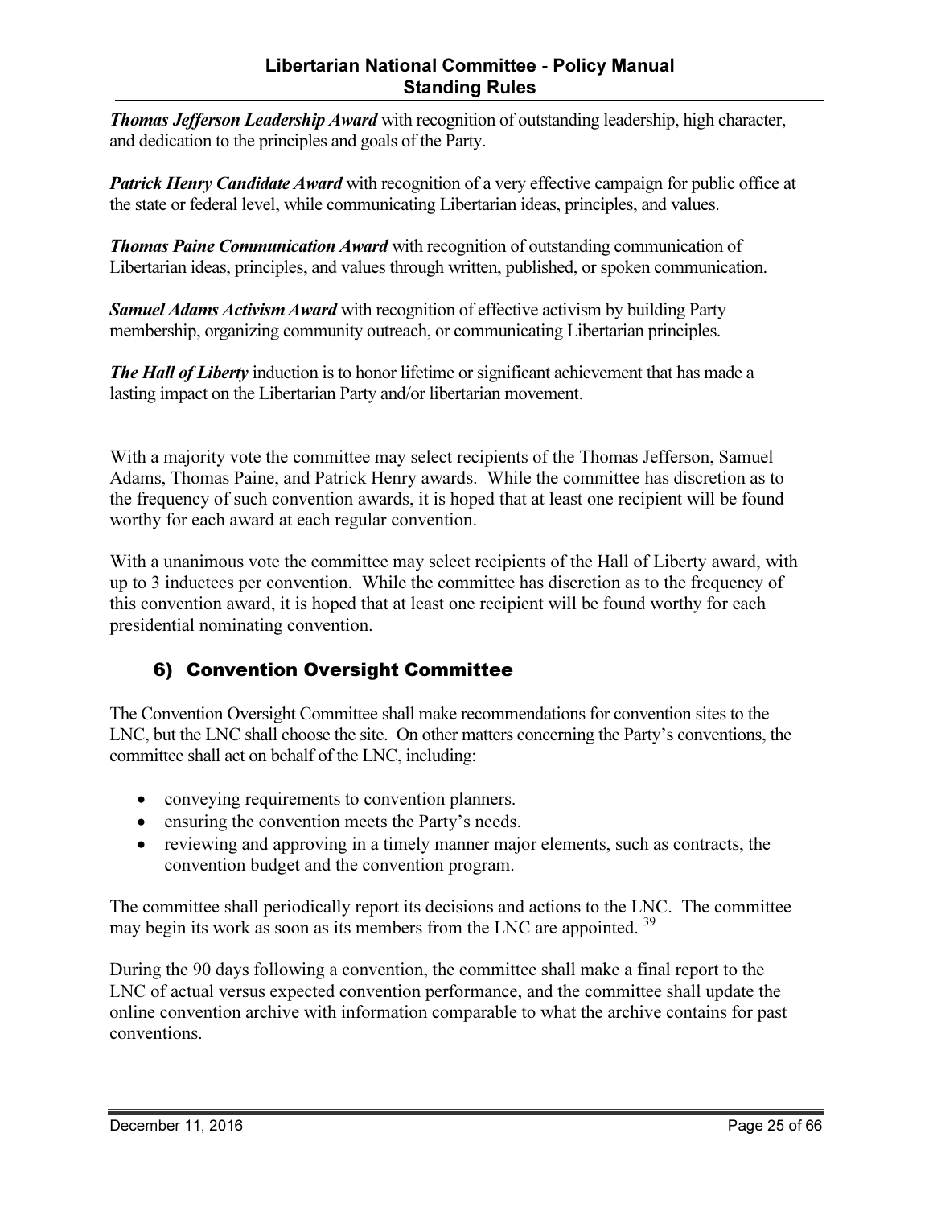***Thomas Jefferson Leadership Award*** with recognition of outstanding leadership, high character, and dedication to the principles and goals of the Party.

***Patrick Henry Candidate Award*** with recognition of a very effective campaign for public office at the state or federal level, while communicating Libertarian ideas, principles, and values.

***Thomas Paine Communication Award*** with recognition of outstanding communication of Libertarian ideas, principles, and values through written, published, or spoken communication.

***Samuel Adams Activism Award*** with recognition of effective activism by building Party membership, organizing community outreach, or communicating Libertarian principles.

***The Hall of Liberty*** induction is to honor lifetime or significant achievement that has made a lasting impact on the Libertarian Party and/or libertarian movement.

With a majority vote the committee may select recipients of the Thomas Jefferson, Samuel Adams, Thomas Paine, and Patrick Henry awards. While the committee has discretion as to the frequency of such convention awards, it is hoped that at least one recipient will be found worthy for each award at each regular convention.

With a unanimous vote the committee may select recipients of the Hall of Liberty award, with up to 3 inductees per convention. While the committee has discretion as to the frequency of this convention award, it is hoped that at least one recipient will be found worthy for each presidential nominating convention.

## 6) Convention Oversight Committee

The Convention Oversight Committee shall make recommendations for convention sites to the LNC, but the LNC shall choose the site. On other matters concerning the Party's conventions, the committee shall act on behalf of the LNC, including:

- conveying requirements to convention planners.
- ensuring the convention meets the Party's needs.
- reviewing and approving in a timely manner major elements, such as contracts, the convention budget and the convention program.

The committee shall periodically report its decisions and actions to the LNC. The committee may begin its work as soon as its members from the LNC are appointed. [39]

During the 90 days following a convention, the committee shall make a final report to the LNC of actual versus expected convention performance, and the committee shall update the online convention archive with information comparable to what the archive contains for past conventions.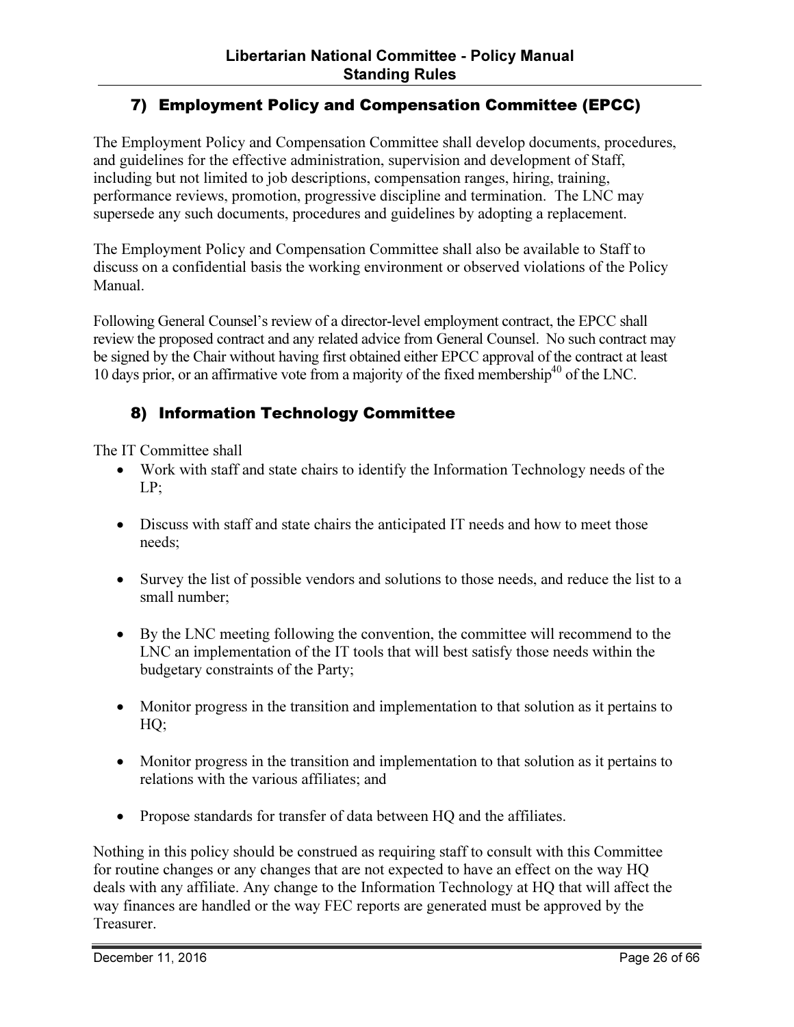## 7) Employment Policy and Compensation Committee (EPCC)

The Employment Policy and Compensation Committee shall develop documents, procedures, and guidelines for the effective administration, supervision and development of Staff, including but not limited to job descriptions, compensation ranges, hiring, training, performance reviews, promotion, progressive discipline and termination. The LNC may supersede any such documents, procedures and guidelines by adopting a replacement.

The Employment Policy and Compensation Committee shall also be available to Staff to discuss on a confidential basis the working environment or observed violations of the Policy Manual.

Following General Counsel's review of a director-level employment contract, the EPCC shall review the proposed contract and any related advice from General Counsel. No such contract may be signed by the Chair without having first obtained either EPCC approval of the contract at least 10 days prior, or an affirmative vote from a majority of the fixed membership[40] of the LNC.

## 8) Information Technology Committee

The IT Committee shall

- Work with staff and state chairs to identify the Information Technology needs of the LP;
- Discuss with staff and state chairs the anticipated IT needs and how to meet those needs;
- Survey the list of possible vendors and solutions to those needs, and reduce the list to a small number;
- By the LNC meeting following the convention, the committee will recommend to the LNC an implementation of the IT tools that will best satisfy those needs within the budgetary constraints of the Party;
- Monitor progress in the transition and implementation to that solution as it pertains to HQ;
- Monitor progress in the transition and implementation to that solution as it pertains to relations with the various affiliates; and
- Propose standards for transfer of data between HQ and the affiliates.

Nothing in this policy should be construed as requiring staff to consult with this Committee for routine changes or any changes that are not expected to have an effect on the way HQ deals with any affiliate. Any change to the Information Technology at HQ that will affect the way finances are handled or the way FEC reports are generated must be approved by the Treasurer.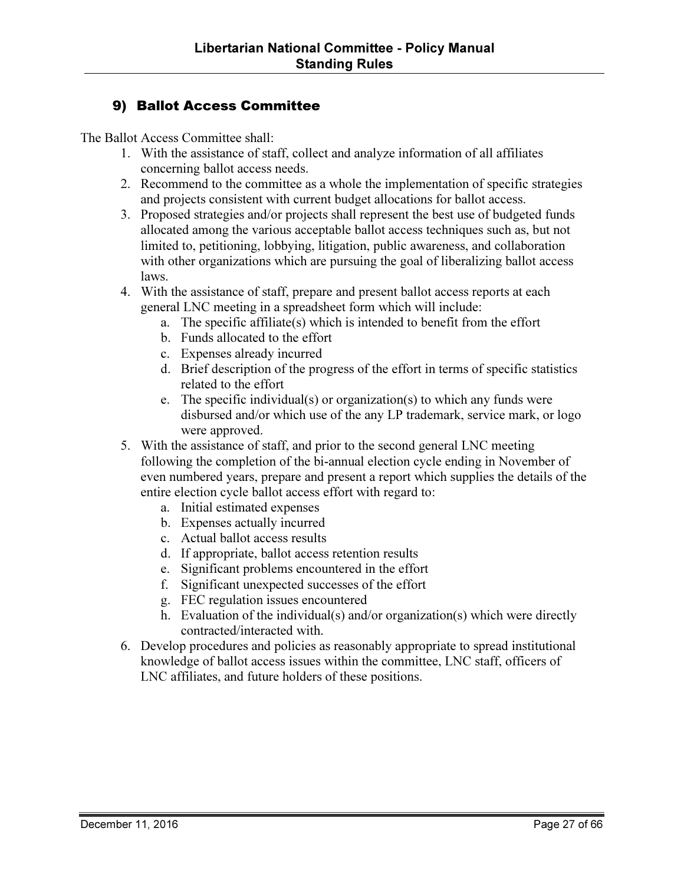## 9) Ballot Access Committee

The Ballot Access Committee shall:

1. With the assistance of staff, collect and analyze information of all affiliates concerning ballot access needs.
2. Recommend to the committee as a whole the implementation of specific strategies and projects consistent with current budget allocations for ballot access.
3. Proposed strategies and/or projects shall represent the best use of budgeted funds allocated among the various acceptable ballot access techniques such as, but not limited to, petitioning, lobbying, litigation, public awareness, and collaboration with other organizations which are pursuing the goal of liberalizing ballot access laws.
4. With the assistance of staff, prepare and present ballot access reports at each general LNC meeting in a spreadsheet form which will include:
   a. The specific affiliate(s) which is intended to benefit from the effort
   b. Funds allocated to the effort
   c. Expenses already incurred
   d. Brief description of the progress of the effort in terms of specific statistics related to the effort
   e. The specific individual(s) or organization(s) to which any funds were disbursed and/or which use of the any LP trademark, service mark, or logo were approved.
5. With the assistance of staff, and prior to the second general LNC meeting following the completion of the bi-annual election cycle ending in November of even numbered years, prepare and present a report which supplies the details of the entire election cycle ballot access effort with regard to:
   a. Initial estimated expenses
   b. Expenses actually incurred
   c. Actual ballot access results
   d. If appropriate, ballot access retention results
   e. Significant problems encountered in the effort
   f. Significant unexpected successes of the effort
   g. FEC regulation issues encountered
   h. Evaluation of the individual(s) and/or organization(s) which were directly contracted/interacted with.
6. Develop procedures and policies as reasonably appropriate to spread institutional knowledge of ballot access issues within the committee, LNC staff, officers of LNC affiliates, and future holders of these positions.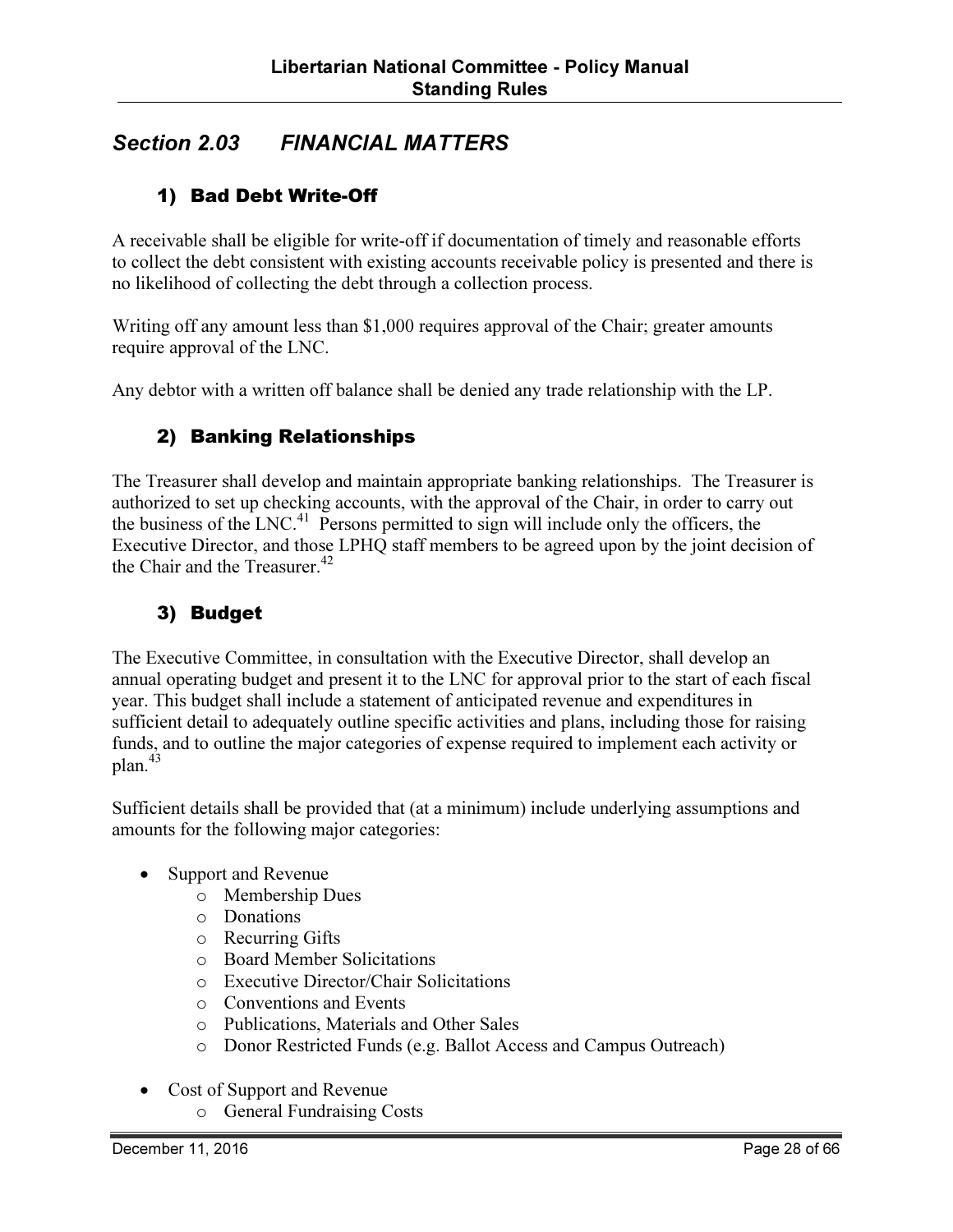## Section 2.03 FINANCIAL MATTERS

### 1) Bad Debt Write-Off

A receivable shall be eligible for write-off if documentation of timely and reasonable efforts to collect the debt consistent with existing accounts receivable policy is presented and there is no likelihood of collecting the debt through a collection process.

Writing off any amount less than $1,000 requires approval of the Chair; greater amounts require approval of the LNC.

Any debtor with a written off balance shall be denied any trade relationship with the LP.

### 2) Banking Relationships

The Treasurer shall develop and maintain appropriate banking relationships. The Treasurer is authorized to set up checking accounts, with the approval of the Chair, in order to carry out the business of the LNC.[41] Persons permitted to sign will include only the officers, the Executive Director, and those LPHQ staff members to be agreed upon by the joint decision of the Chair and the Treasurer.[42]

### 3) Budget

The Executive Committee, in consultation with the Executive Director, shall develop an annual operating budget and present it to the LNC for approval prior to the start of each fiscal year. This budget shall include a statement of anticipated revenue and expenditures in sufficient detail to adequately outline specific activities and plans, including those for raising funds, and to outline the major categories of expense required to implement each activity or plan.[43]

Sufficient details shall be provided that (at a minimum) include underlying assumptions and amounts for the following major categories:

- Support and Revenue
  - Membership Dues
  - Donations
  - Recurring Gifts
  - Board Member Solicitations
  - Executive Director/Chair Solicitations
  - Conventions and Events
  - Publications, Materials and Other Sales
  - Donor Restricted Funds (e.g. Ballot Access and Campus Outreach)
- Cost of Support and Revenue
  - General Fundraising Costs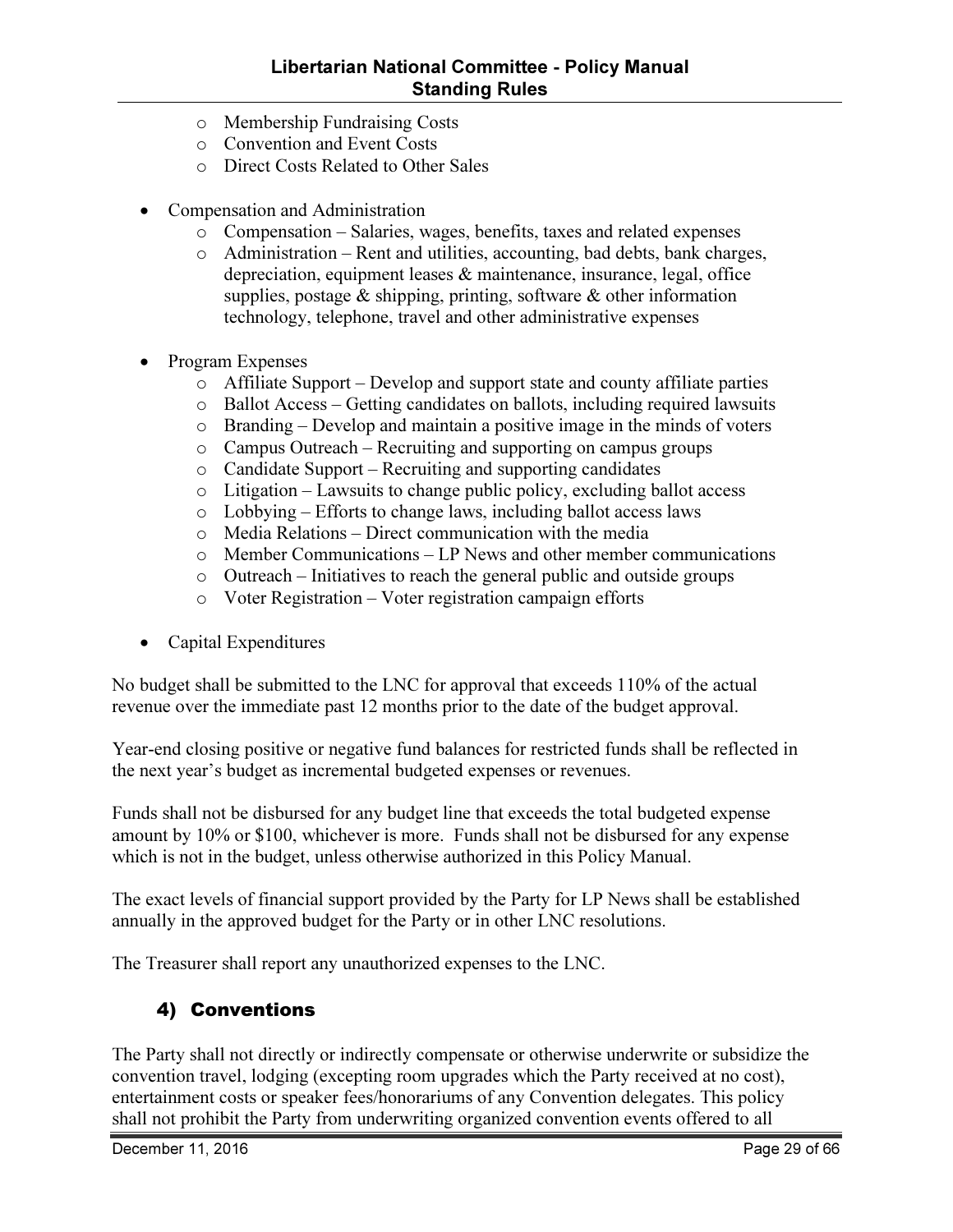- Membership Fundraising Costs
  - Convention and Event Costs
  - Direct Costs Related to Other Sales

- Compensation and Administration
  - Compensation – Salaries, wages, benefits, taxes and related expenses
  - Administration – Rent and utilities, accounting, bad debts, bank charges, depreciation, equipment leases & maintenance, insurance, legal, office supplies, postage & shipping, printing, software & other information technology, telephone, travel and other administrative expenses

- Program Expenses
  - Affiliate Support – Develop and support state and county affiliate parties
  - Ballot Access – Getting candidates on ballots, including required lawsuits
  - Branding – Develop and maintain a positive image in the minds of voters
  - Campus Outreach – Recruiting and supporting on campus groups
  - Candidate Support – Recruiting and supporting candidates
  - Litigation – Lawsuits to change public policy, excluding ballot access
  - Lobbying – Efforts to change laws, including ballot access laws
  - Media Relations – Direct communication with the media
  - Member Communications – LP News and other member communications
  - Outreach – Initiatives to reach the general public and outside groups
  - Voter Registration – Voter registration campaign efforts

- Capital Expenditures

No budget shall be submitted to the LNC for approval that exceeds 110% of the actual revenue over the immediate past 12 months prior to the date of the budget approval.

Year-end closing positive or negative fund balances for restricted funds shall be reflected in the next year's budget as incremental budgeted expenses or revenues.

Funds shall not be disbursed for any budget line that exceeds the total budgeted expense amount by 10% or $100, whichever is more. Funds shall not be disbursed for any expense which is not in the budget, unless otherwise authorized in this Policy Manual.

The exact levels of financial support provided by the Party for LP News shall be established annually in the approved budget for the Party or in other LNC resolutions.

The Treasurer shall report any unauthorized expenses to the LNC.

## 4) Conventions

The Party shall not directly or indirectly compensate or otherwise underwrite or subsidize the convention travel, lodging (excepting room upgrades which the Party received at no cost), entertainment costs or speaker fees/honorariums of any Convention delegates. This policy shall not prohibit the Party from underwriting organized convention events offered to all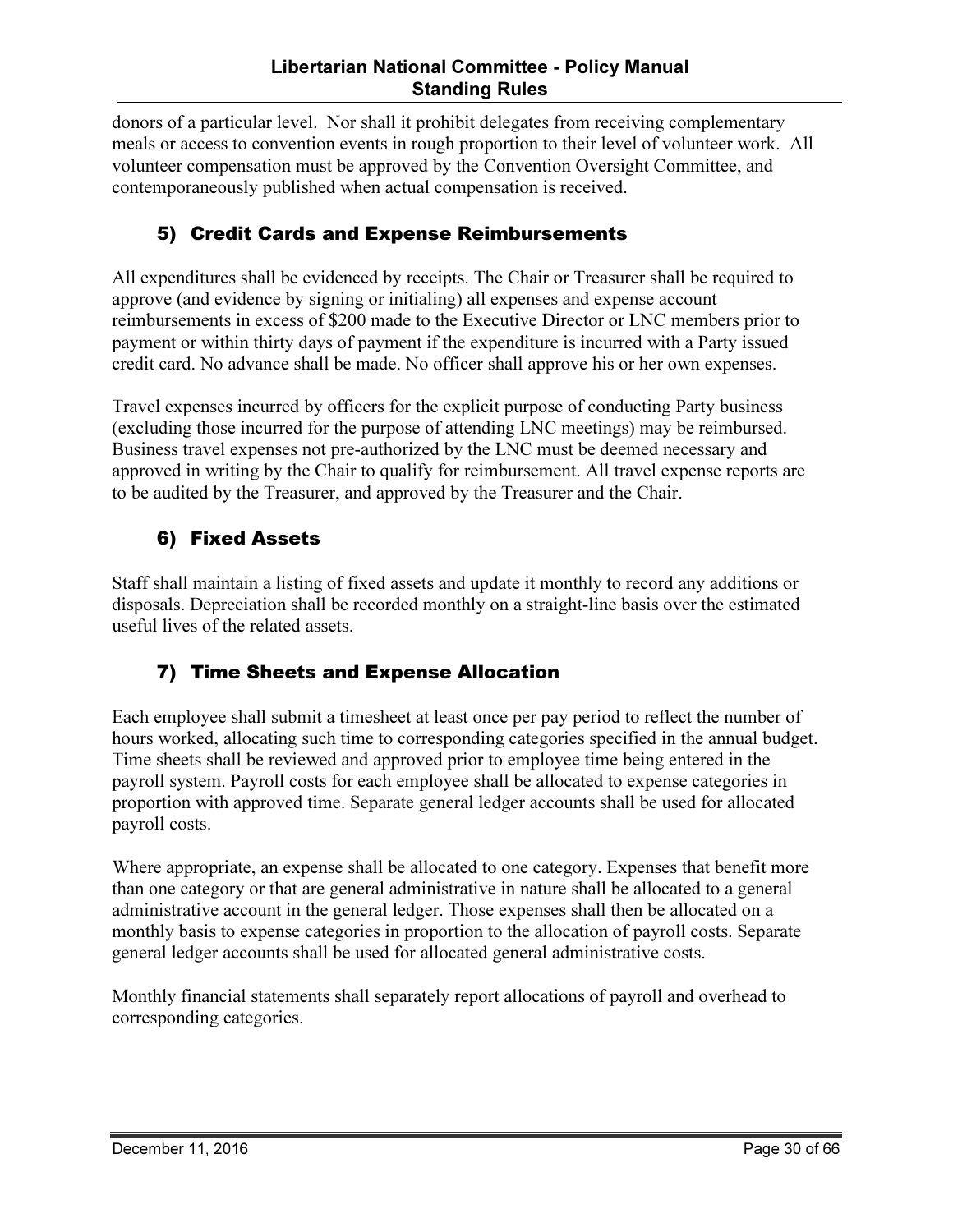donors of a particular level. Nor shall it prohibit delegates from receiving complementary meals or access to convention events in rough proportion to their level of volunteer work. All volunteer compensation must be approved by the Convention Oversight Committee, and contemporaneously published when actual compensation is received.

## 5) Credit Cards and Expense Reimbursements

All expenditures shall be evidenced by receipts. The Chair or Treasurer shall be required to approve (and evidence by signing or initialing) all expenses and expense account reimbursements in excess of $200 made to the Executive Director or LNC members prior to payment or within thirty days of payment if the expenditure is incurred with a Party issued credit card. No advance shall be made. No officer shall approve his or her own expenses.

Travel expenses incurred by officers for the explicit purpose of conducting Party business (excluding those incurred for the purpose of attending LNC meetings) may be reimbursed. Business travel expenses not pre-authorized by the LNC must be deemed necessary and approved in writing by the Chair to qualify for reimbursement. All travel expense reports are to be audited by the Treasurer, and approved by the Treasurer and the Chair.

## 6) Fixed Assets

Staff shall maintain a listing of fixed assets and update it monthly to record any additions or disposals. Depreciation shall be recorded monthly on a straight-line basis over the estimated useful lives of the related assets.

## 7) Time Sheets and Expense Allocation

Each employee shall submit a timesheet at least once per pay period to reflect the number of hours worked, allocating such time to corresponding categories specified in the annual budget. Time sheets shall be reviewed and approved prior to employee time being entered in the payroll system. Payroll costs for each employee shall be allocated to expense categories in proportion with approved time. Separate general ledger accounts shall be used for allocated payroll costs.

Where appropriate, an expense shall be allocated to one category. Expenses that benefit more than one category or that are general administrative in nature shall be allocated to a general administrative account in the general ledger. Those expenses shall then be allocated on a monthly basis to expense categories in proportion to the allocation of payroll costs. Separate general ledger accounts shall be used for allocated general administrative costs.

Monthly financial statements shall separately report allocations of payroll and overhead to corresponding categories.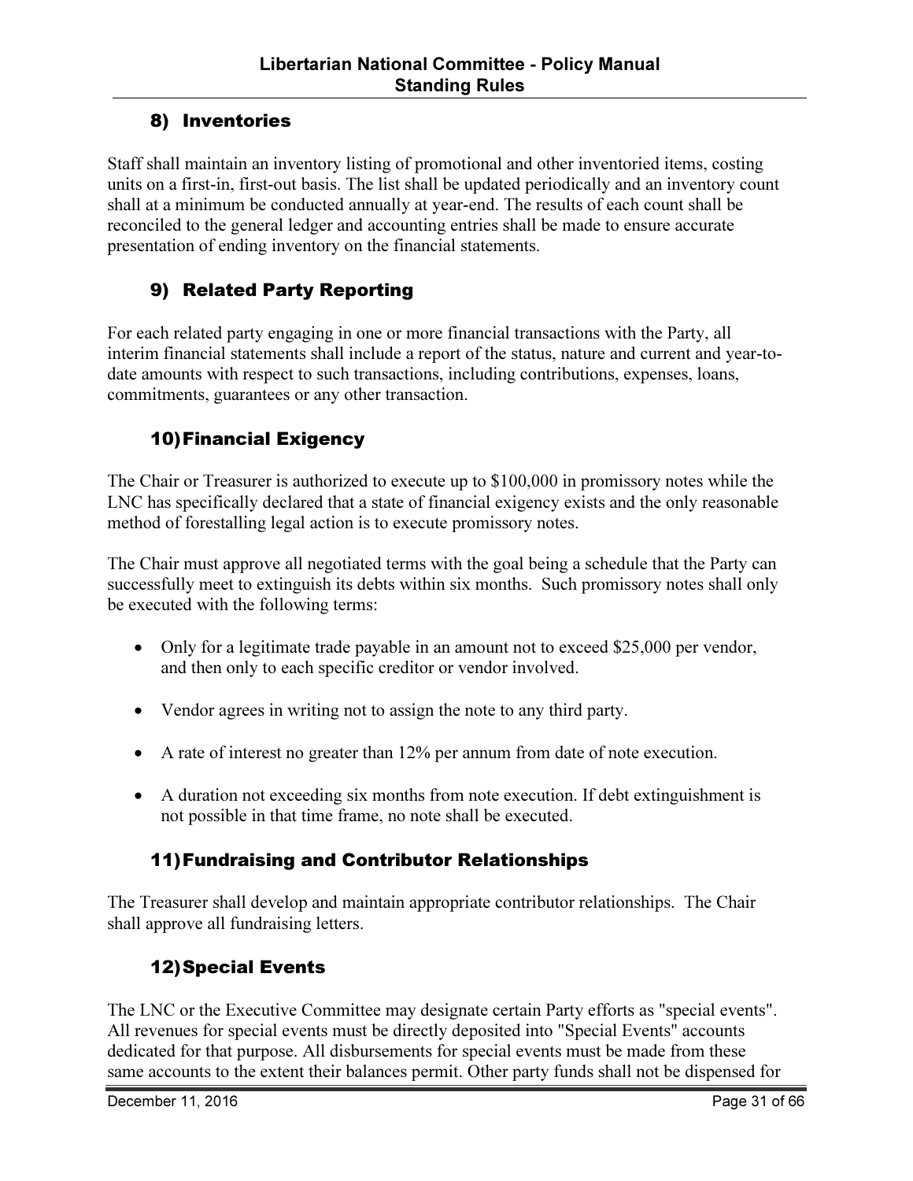### 8) Inventories

Staff shall maintain an inventory listing of promotional and other inventoried items, costing units on a first-in, first-out basis. The list shall be updated periodically and an inventory count shall at a minimum be conducted annually at year-end. The results of each count shall be reconciled to the general ledger and accounting entries shall be made to ensure accurate presentation of ending inventory on the financial statements.

### 9) Related Party Reporting

For each related party engaging in one or more financial transactions with the Party, all interim financial statements shall include a report of the status, nature and current and year-to-date amounts with respect to such transactions, including contributions, expenses, loans, commitments, guarantees or any other transaction.

### 10) Financial Exigency

The Chair or Treasurer is authorized to execute up to $100,000 in promissory notes while the LNC has specifically declared that a state of financial exigency exists and the only reasonable method of forestalling legal action is to execute promissory notes.

The Chair must approve all negotiated terms with the goal being a schedule that the Party can successfully meet to extinguish its debts within six months. Such promissory notes shall only be executed with the following terms:

- Only for a legitimate trade payable in an amount not to exceed $25,000 per vendor, and then only to each specific creditor or vendor involved.
- Vendor agrees in writing not to assign the note to any third party.
- A rate of interest no greater than 12% per annum from date of note execution.
- A duration not exceeding six months from note execution. If debt extinguishment is not possible in that time frame, no note shall be executed.

### 11) Fundraising and Contributor Relationships

The Treasurer shall develop and maintain appropriate contributor relationships. The Chair shall approve all fundraising letters.

### 12) Special Events

The LNC or the Executive Committee may designate certain Party efforts as "special events". All revenues for special events must be directly deposited into "Special Events" accounts dedicated for that purpose. All disbursements for special events must be made from these same accounts to the extent their balances permit. Other party funds shall not be dispensed for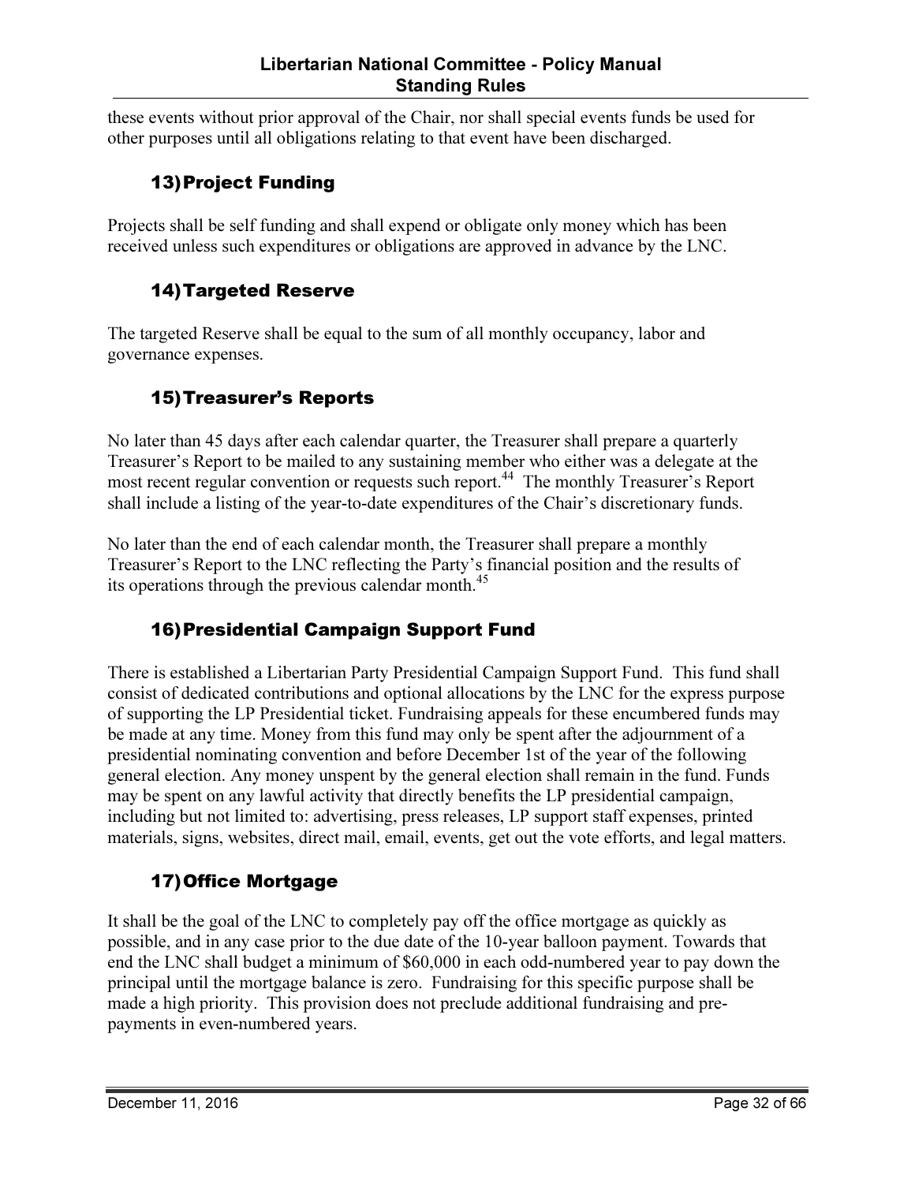these events without prior approval of the Chair, nor shall special events funds be used for other purposes until all obligations relating to that event have been discharged.

### 13) Project Funding

Projects shall be self funding and shall expend or obligate only money which has been received unless such expenditures or obligations are approved in advance by the LNC.

### 14) Targeted Reserve

The targeted Reserve shall be equal to the sum of all monthly occupancy, labor and governance expenses.

### 15) Treasurer's Reports

No later than 45 days after each calendar quarter, the Treasurer shall prepare a quarterly Treasurer's Report to be mailed to any sustaining member who either was a delegate at the most recent regular convention or requests such report.[44] The monthly Treasurer's Report shall include a listing of the year-to-date expenditures of the Chair's discretionary funds.

No later than the end of each calendar month, the Treasurer shall prepare a monthly Treasurer's Report to the LNC reflecting the Party's financial position and the results of its operations through the previous calendar month.[45]

### 16) Presidential Campaign Support Fund

There is established a Libertarian Party Presidential Campaign Support Fund. This fund shall consist of dedicated contributions and optional allocations by the LNC for the express purpose of supporting the LP Presidential ticket. Fundraising appeals for these encumbered funds may be made at any time. Money from this fund may only be spent after the adjournment of a presidential nominating convention and before December 1st of the year of the following general election. Any money unspent by the general election shall remain in the fund. Funds may be spent on any lawful activity that directly benefits the LP presidential campaign, including but not limited to: advertising, press releases, LP support staff expenses, printed materials, signs, websites, direct mail, email, events, get out the vote efforts, and legal matters.

### 17) Office Mortgage

It shall be the goal of the LNC to completely pay off the office mortgage as quickly as possible, and in any case prior to the due date of the 10-year balloon payment. Towards that end the LNC shall budget a minimum of $60,000 in each odd-numbered year to pay down the principal until the mortgage balance is zero. Fundraising for this specific purpose shall be made a high priority. This provision does not preclude additional fundraising and pre-payments in even-numbered years.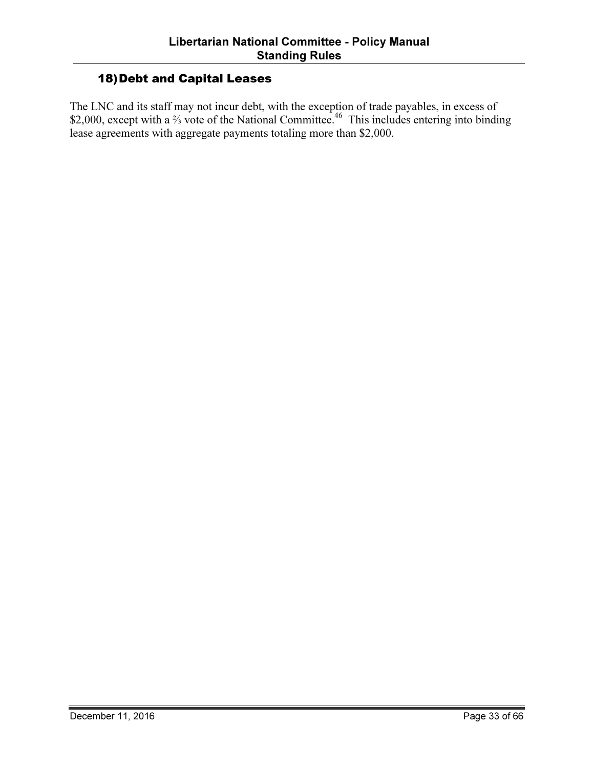## 18) Debt and Capital Leases

The LNC and its staff may not incur debt, with the exception of trade payables, in excess of $2,000, except with a ⅔ vote of the National Committee.[46] This includes entering into binding lease agreements with aggregate payments totaling more than $2,000.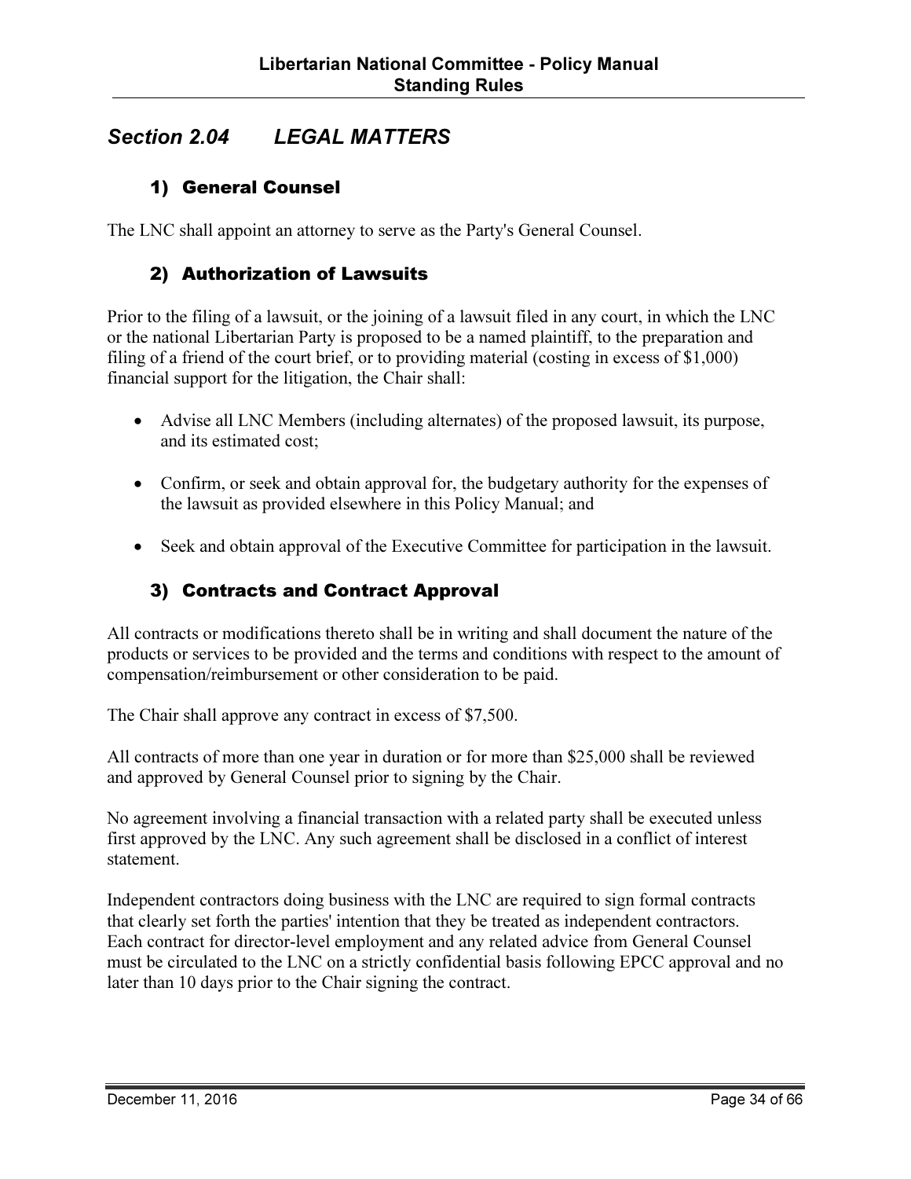## *Section 2.04 LEGAL MATTERS*

### 1) General Counsel

The LNC shall appoint an attorney to serve as the Party's General Counsel.

### 2) Authorization of Lawsuits

Prior to the filing of a lawsuit, or the joining of a lawsuit filed in any court, in which the LNC or the national Libertarian Party is proposed to be a named plaintiff, to the preparation and filing of a friend of the court brief, or to providing material (costing in excess of $1,000) financial support for the litigation, the Chair shall:

- Advise all LNC Members (including alternates) of the proposed lawsuit, its purpose, and its estimated cost;
- Confirm, or seek and obtain approval for, the budgetary authority for the expenses of the lawsuit as provided elsewhere in this Policy Manual; and
- Seek and obtain approval of the Executive Committee for participation in the lawsuit.

### 3) Contracts and Contract Approval

All contracts or modifications thereto shall be in writing and shall document the nature of the products or services to be provided and the terms and conditions with respect to the amount of compensation/reimbursement or other consideration to be paid.

The Chair shall approve any contract in excess of $7,500.

All contracts of more than one year in duration or for more than $25,000 shall be reviewed and approved by General Counsel prior to signing by the Chair.

No agreement involving a financial transaction with a related party shall be executed unless first approved by the LNC. Any such agreement shall be disclosed in a conflict of interest statement.

Independent contractors doing business with the LNC are required to sign formal contracts that clearly set forth the parties' intention that they be treated as independent contractors. Each contract for director-level employment and any related advice from General Counsel must be circulated to the LNC on a strictly confidential basis following EPCC approval and no later than 10 days prior to the Chair signing the contract.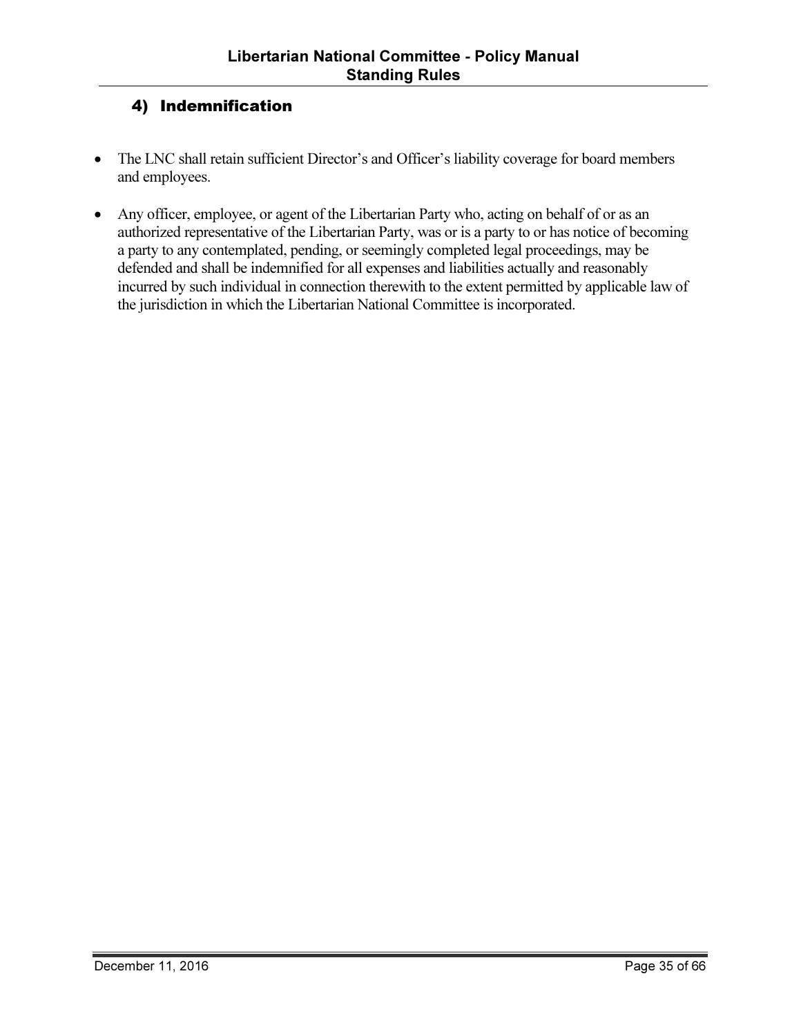## 4) Indemnification

- The LNC shall retain sufficient Director's and Officer's liability coverage for board members and employees.
- Any officer, employee, or agent of the Libertarian Party who, acting on behalf of or as an authorized representative of the Libertarian Party, was or is a party to or has notice of becoming a party to any contemplated, pending, or seemingly completed legal proceedings, may be defended and shall be indemnified for all expenses and liabilities actually and reasonably incurred by such individual in connection therewith to the extent permitted by applicable law of the jurisdiction in which the Libertarian National Committee is incorporated.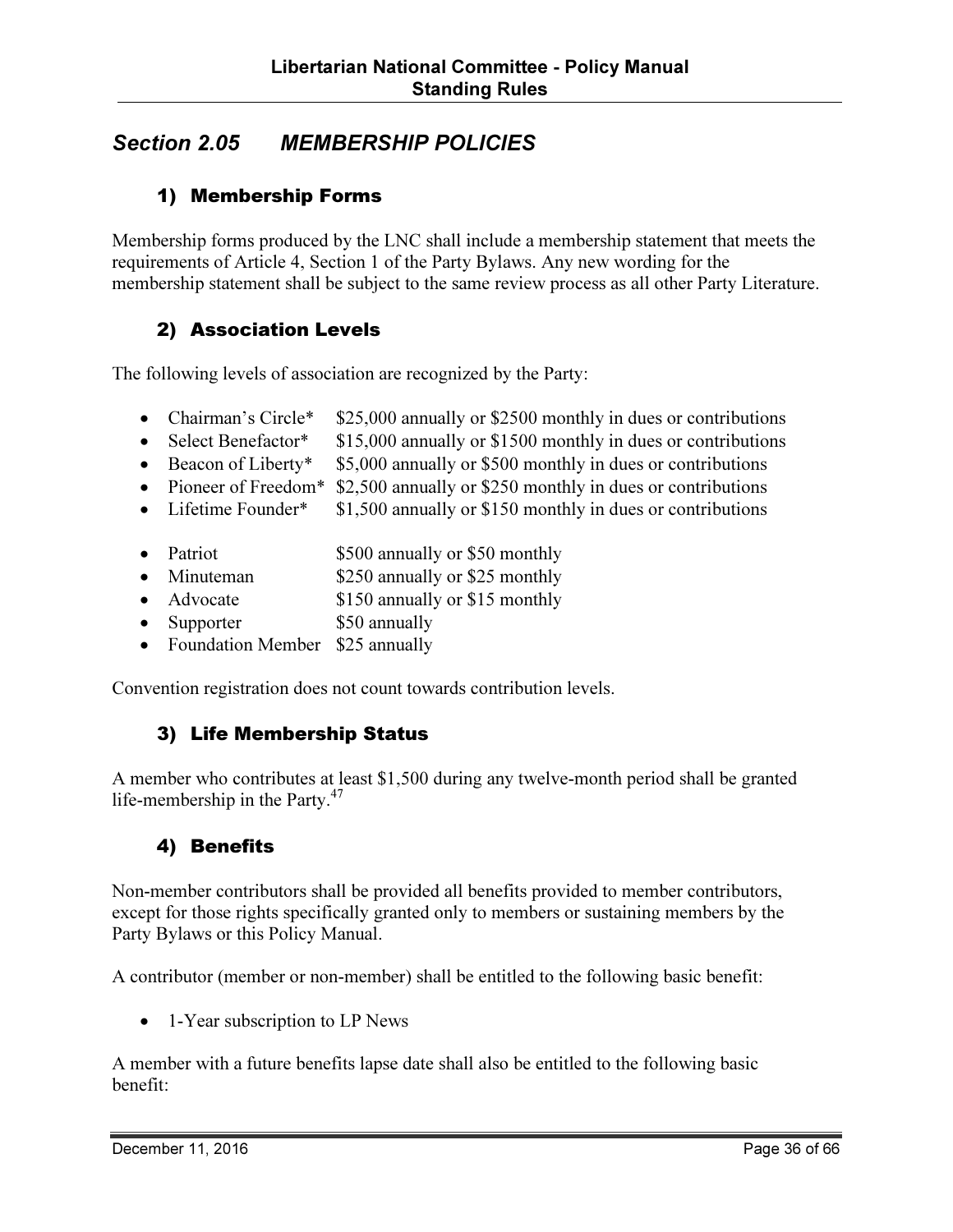## *Section 2.05 MEMBERSHIP POLICIES*

### 1) Membership Forms

Membership forms produced by the LNC shall include a membership statement that meets the requirements of Article 4, Section 1 of the Party Bylaws. Any new wording for the membership statement shall be subject to the same review process as all other Party Literature.

### 2) Association Levels

The following levels of association are recognized by the Party:

- Chairman's Circle* $25,000 annually or $2500 monthly in dues or contributions
- Select Benefactor* $15,000 annually or $1500 monthly in dues or contributions
- Beacon of Liberty* $5,000 annually or $500 monthly in dues or contributions
- Pioneer of Freedom* $2,500 annually or $250 monthly in dues or contributions
- Lifetime Founder* $1,500 annually or $150 monthly in dues or contributions

- Patriot $500 annually or $50 monthly
- Minuteman $250 annually or $25 monthly
- Advocate $150 annually or $15 monthly
- Supporter $50 annually
- Foundation Member $25 annually

Convention registration does not count towards contribution levels.

### 3) Life Membership Status

A member who contributes at least $1,500 during any twelve-month period shall be granted life-membership in the Party.[47]

### 4) Benefits

Non-member contributors shall be provided all benefits provided to member contributors, except for those rights specifically granted only to members or sustaining members by the Party Bylaws or this Policy Manual.

A contributor (member or non-member) shall be entitled to the following basic benefit:

- 1-Year subscription to LP News

A member with a future benefits lapse date shall also be entitled to the following basic benefit: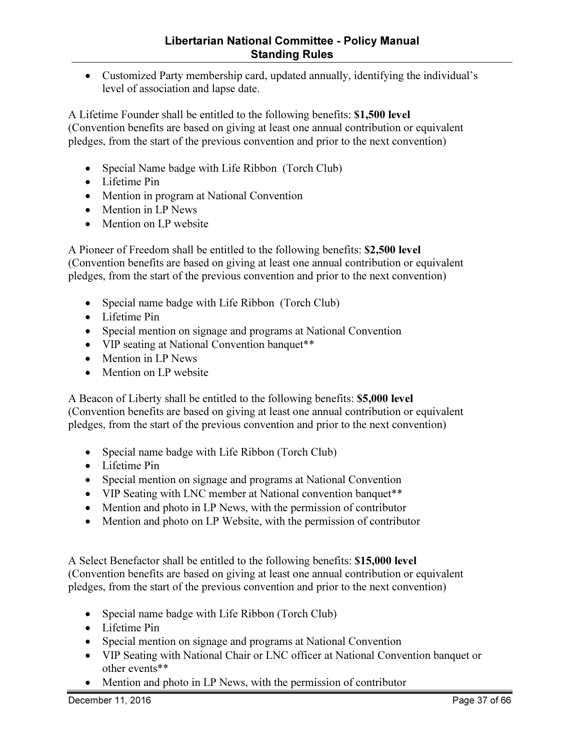- Customized Party membership card, updated annually, identifying the individual's level of association and lapse date.

A Lifetime Founder shall be entitled to the following benefits: **$1,500 level** (Convention benefits are based on giving at least one annual contribution or equivalent pledges, from the start of the previous convention and prior to the next convention)

- Special Name badge with Life Ribbon (Torch Club)
- Lifetime Pin
- Mention in program at National Convention
- Mention in LP News
- Mention on LP website

A Pioneer of Freedom shall be entitled to the following benefits: **$2,500 level** (Convention benefits are based on giving at least one annual contribution or equivalent pledges, from the start of the previous convention and prior to the next convention)

- Special name badge with Life Ribbon (Torch Club)
- Lifetime Pin
- Special mention on signage and programs at National Convention
- VIP seating at National Convention banquet**
- Mention in LP News
- Mention on LP website

A Beacon of Liberty shall be entitled to the following benefits: **$5,000 level** (Convention benefits are based on giving at least one annual contribution or equivalent pledges, from the start of the previous convention and prior to the next convention)

- Special name badge with Life Ribbon (Torch Club)
- Lifetime Pin
- Special mention on signage and programs at National Convention
- VIP Seating with LNC member at National convention banquet**
- Mention and photo in LP News, with the permission of contributor
- Mention and photo on LP Website, with the permission of contributor

A Select Benefactor shall be entitled to the following benefits: **$15,000 level** (Convention benefits are based on giving at least one annual contribution or equivalent pledges, from the start of the previous convention and prior to the next convention)

- Special name badge with Life Ribbon (Torch Club)
- Lifetime Pin
- Special mention on signage and programs at National Convention
- VIP Seating with National Chair or LNC officer at National Convention banquet or other events**
- Mention and photo in LP News, with the permission of contributor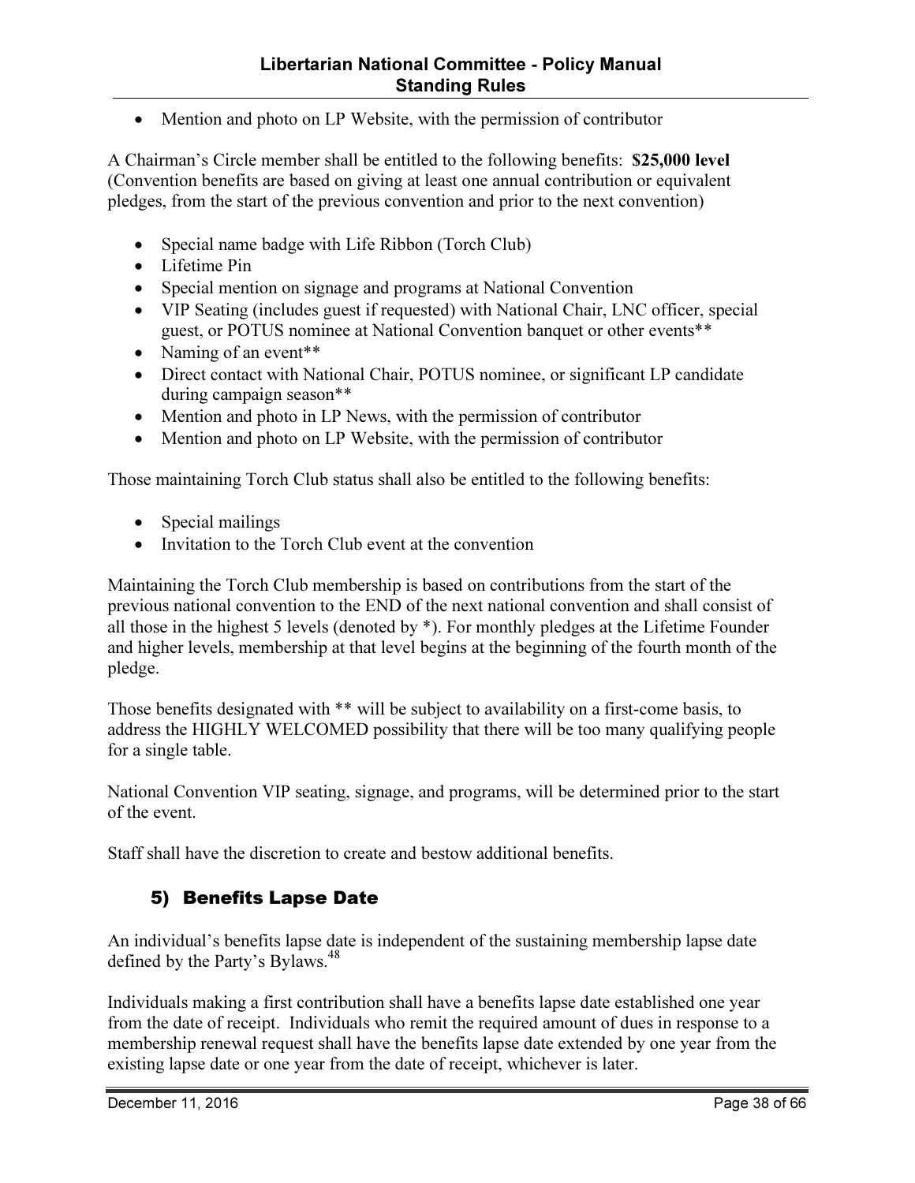- Mention and photo on LP Website, with the permission of contributor

A Chairman's Circle member shall be entitled to the following benefits: **$25,000 level** (Convention benefits are based on giving at least one annual contribution or equivalent pledges, from the start of the previous convention and prior to the next convention)

- Special name badge with Life Ribbon (Torch Club)
- Lifetime Pin
- Special mention on signage and programs at National Convention
- VIP Seating (includes guest if requested) with National Chair, LNC officer, special guest, or POTUS nominee at National Convention banquet or other events**
- Naming of an event**
- Direct contact with National Chair, POTUS nominee, or significant LP candidate during campaign season**
- Mention and photo in LP News, with the permission of contributor
- Mention and photo on LP Website, with the permission of contributor

Those maintaining Torch Club status shall also be entitled to the following benefits:

- Special mailings
- Invitation to the Torch Club event at the convention

Maintaining the Torch Club membership is based on contributions from the start of the previous national convention to the END of the next national convention and shall consist of all those in the highest 5 levels (denoted by *). For monthly pledges at the Lifetime Founder and higher levels, membership at that level begins at the beginning of the fourth month of the pledge.

Those benefits designated with ** will be subject to availability on a first-come basis, to address the HIGHLY WELCOMED possibility that there will be too many qualifying people for a single table.

National Convention VIP seating, signage, and programs, will be determined prior to the start of the event.

Staff shall have the discretion to create and bestow additional benefits.

### 5) Benefits Lapse Date

An individual's benefits lapse date is independent of the sustaining membership lapse date defined by the Party's Bylaws.[48]

Individuals making a first contribution shall have a benefits lapse date established one year from the date of receipt. Individuals who remit the required amount of dues in response to a membership renewal request shall have the benefits lapse date extended by one year from the existing lapse date or one year from the date of receipt, whichever is later.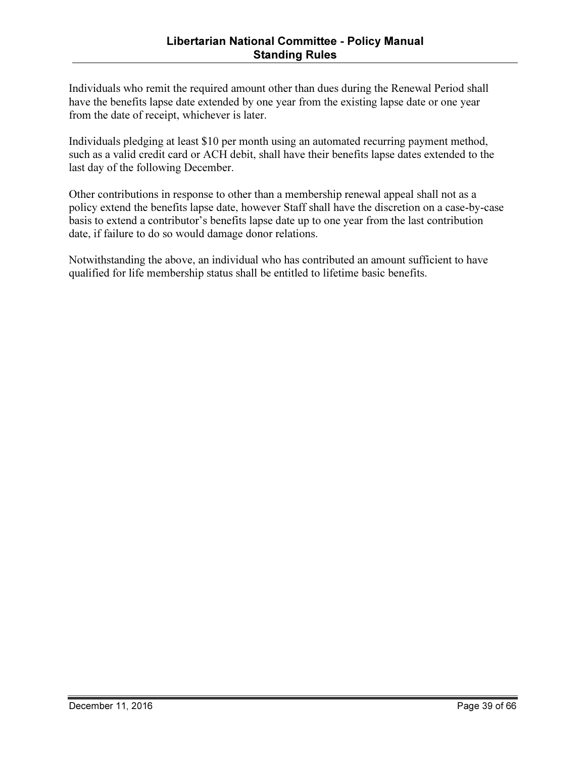Individuals who remit the required amount other than dues during the Renewal Period shall have the benefits lapse date extended by one year from the existing lapse date or one year from the date of receipt, whichever is later.

Individuals pledging at least $10 per month using an automated recurring payment method, such as a valid credit card or ACH debit, shall have their benefits lapse dates extended to the last day of the following December.

Other contributions in response to other than a membership renewal appeal shall not as a policy extend the benefits lapse date, however Staff shall have the discretion on a case-by-case basis to extend a contributor's benefits lapse date up to one year from the last contribution date, if failure to do so would damage donor relations.

Notwithstanding the above, an individual who has contributed an amount sufficient to have qualified for life membership status shall be entitled to lifetime basic benefits.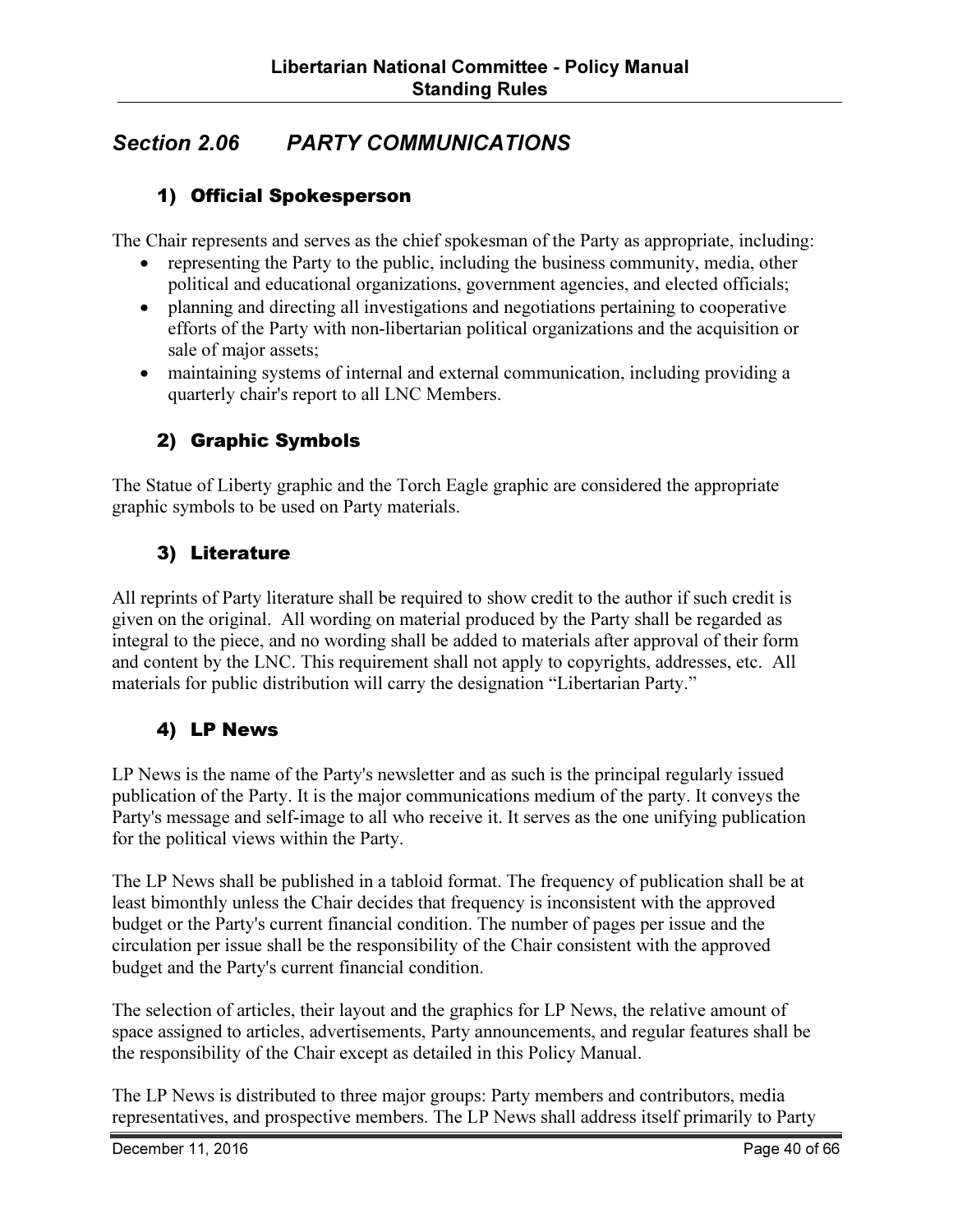## *Section 2.06 PARTY COMMUNICATIONS*

### 1) Official Spokesperson

The Chair represents and serves as the chief spokesman of the Party as appropriate, including:

- representing the Party to the public, including the business community, media, other political and educational organizations, government agencies, and elected officials;
- planning and directing all investigations and negotiations pertaining to cooperative efforts of the Party with non-libertarian political organizations and the acquisition or sale of major assets;
- maintaining systems of internal and external communication, including providing a quarterly chair's report to all LNC Members.

### 2) Graphic Symbols

The Statue of Liberty graphic and the Torch Eagle graphic are considered the appropriate graphic symbols to be used on Party materials.

### 3) Literature

All reprints of Party literature shall be required to show credit to the author if such credit is given on the original. All wording on material produced by the Party shall be regarded as integral to the piece, and no wording shall be added to materials after approval of their form and content by the LNC. This requirement shall not apply to copyrights, addresses, etc. All materials for public distribution will carry the designation "Libertarian Party."

### 4) LP News

LP News is the name of the Party's newsletter and as such is the principal regularly issued publication of the Party. It is the major communications medium of the party. It conveys the Party's message and self-image to all who receive it. It serves as the one unifying publication for the political views within the Party.

The LP News shall be published in a tabloid format. The frequency of publication shall be at least bimonthly unless the Chair decides that frequency is inconsistent with the approved budget or the Party's current financial condition. The number of pages per issue and the circulation per issue shall be the responsibility of the Chair consistent with the approved budget and the Party's current financial condition.

The selection of articles, their layout and the graphics for LP News, the relative amount of space assigned to articles, advertisements, Party announcements, and regular features shall be the responsibility of the Chair except as detailed in this Policy Manual.

The LP News is distributed to three major groups: Party members and contributors, media representatives, and prospective members. The LP News shall address itself primarily to Party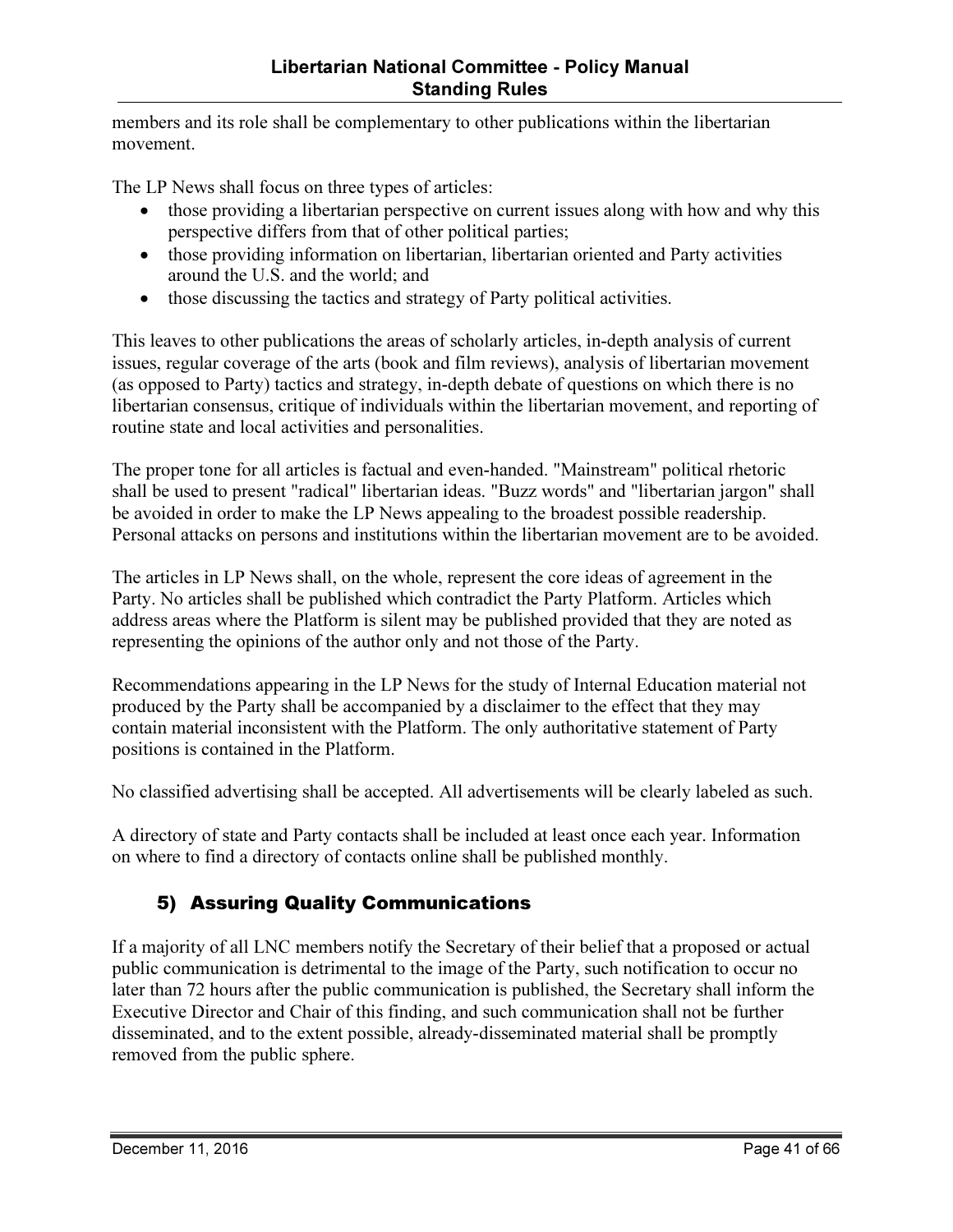members and its role shall be complementary to other publications within the libertarian movement.

The LP News shall focus on three types of articles:

- those providing a libertarian perspective on current issues along with how and why this perspective differs from that of other political parties;
- those providing information on libertarian, libertarian oriented and Party activities around the U.S. and the world; and
- those discussing the tactics and strategy of Party political activities.

This leaves to other publications the areas of scholarly articles, in-depth analysis of current issues, regular coverage of the arts (book and film reviews), analysis of libertarian movement (as opposed to Party) tactics and strategy, in-depth debate of questions on which there is no libertarian consensus, critique of individuals within the libertarian movement, and reporting of routine state and local activities and personalities.

The proper tone for all articles is factual and even-handed. "Mainstream" political rhetoric shall be used to present "radical" libertarian ideas. "Buzz words" and "libertarian jargon" shall be avoided in order to make the LP News appealing to the broadest possible readership. Personal attacks on persons and institutions within the libertarian movement are to be avoided.

The articles in LP News shall, on the whole, represent the core ideas of agreement in the Party. No articles shall be published which contradict the Party Platform. Articles which address areas where the Platform is silent may be published provided that they are noted as representing the opinions of the author only and not those of the Party.

Recommendations appearing in the LP News for the study of Internal Education material not produced by the Party shall be accompanied by a disclaimer to the effect that they may contain material inconsistent with the Platform. The only authoritative statement of Party positions is contained in the Platform.

No classified advertising shall be accepted. All advertisements will be clearly labeled as such.

A directory of state and Party contacts shall be included at least once each year. Information on where to find a directory of contacts online shall be published monthly.

### 5) Assuring Quality Communications

If a majority of all LNC members notify the Secretary of their belief that a proposed or actual public communication is detrimental to the image of the Party, such notification to occur no later than 72 hours after the public communication is published, the Secretary shall inform the Executive Director and Chair of this finding, and such communication shall not be further disseminated, and to the extent possible, already-disseminated material shall be promptly removed from the public sphere.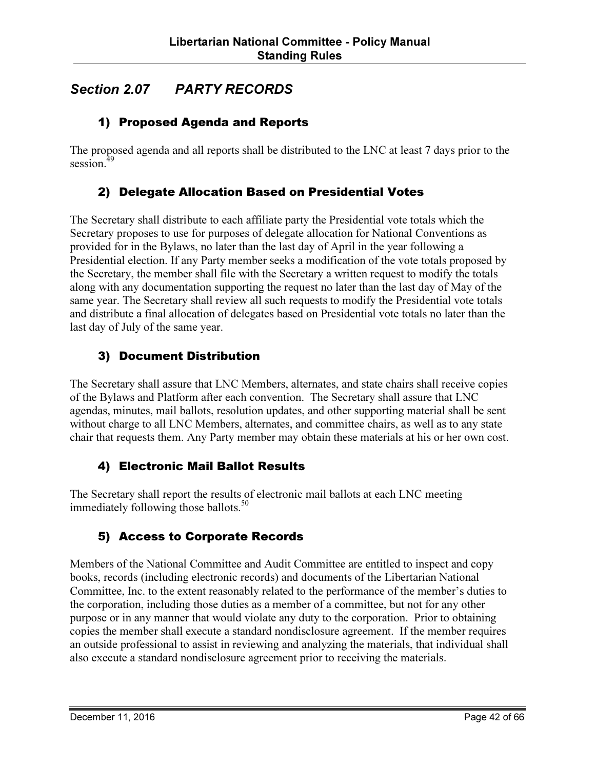## Section 2.07 PARTY RECORDS

### 1) Proposed Agenda and Reports

The proposed agenda and all reports shall be distributed to the LNC at least 7 days prior to the session.[49]

### 2) Delegate Allocation Based on Presidential Votes

The Secretary shall distribute to each affiliate party the Presidential vote totals which the Secretary proposes to use for purposes of delegate allocation for National Conventions as provided for in the Bylaws, no later than the last day of April in the year following a Presidential election. If any Party member seeks a modification of the vote totals proposed by the Secretary, the member shall file with the Secretary a written request to modify the totals along with any documentation supporting the request no later than the last day of May of the same year. The Secretary shall review all such requests to modify the Presidential vote totals and distribute a final allocation of delegates based on Presidential vote totals no later than the last day of July of the same year.

### 3) Document Distribution

The Secretary shall assure that LNC Members, alternates, and state chairs shall receive copies of the Bylaws and Platform after each convention. The Secretary shall assure that LNC agendas, minutes, mail ballots, resolution updates, and other supporting material shall be sent without charge to all LNC Members, alternates, and committee chairs, as well as to any state chair that requests them. Any Party member may obtain these materials at his or her own cost.

### 4) Electronic Mail Ballot Results

The Secretary shall report the results of electronic mail ballots at each LNC meeting immediately following those ballots.[50]

### 5) Access to Corporate Records

Members of the National Committee and Audit Committee are entitled to inspect and copy books, records (including electronic records) and documents of the Libertarian National Committee, Inc. to the extent reasonably related to the performance of the member's duties to the corporation, including those duties as a member of a committee, but not for any other purpose or in any manner that would violate any duty to the corporation. Prior to obtaining copies the member shall execute a standard nondisclosure agreement. If the member requires an outside professional to assist in reviewing and analyzing the materials, that individual shall also execute a standard nondisclosure agreement prior to receiving the materials.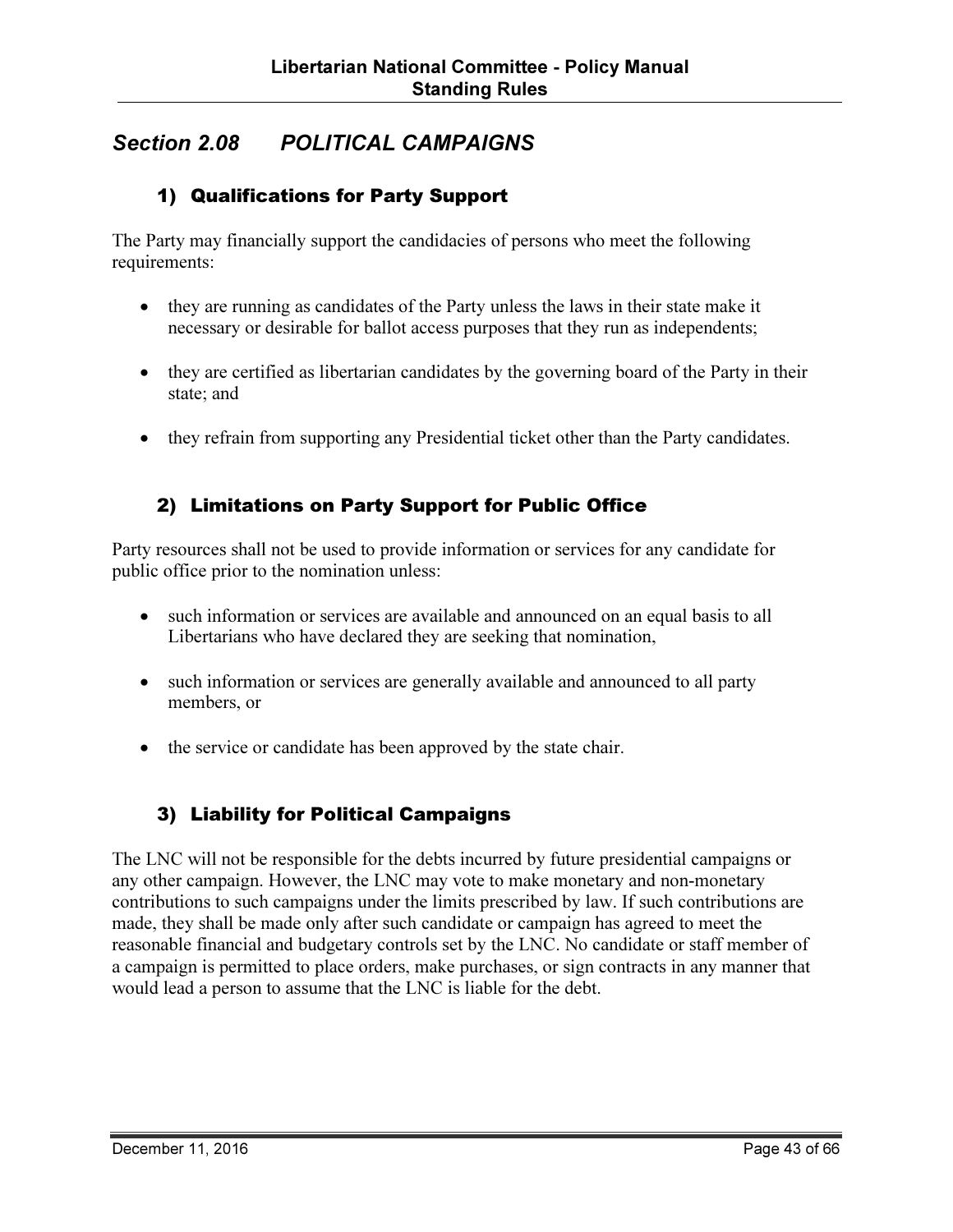## *Section 2.08 POLITICAL CAMPAIGNS*

### 1) Qualifications for Party Support

The Party may financially support the candidacies of persons who meet the following requirements:

- they are running as candidates of the Party unless the laws in their state make it necessary or desirable for ballot access purposes that they run as independents;
- they are certified as libertarian candidates by the governing board of the Party in their state; and
- they refrain from supporting any Presidential ticket other than the Party candidates.

### 2) Limitations on Party Support for Public Office

Party resources shall not be used to provide information or services for any candidate for public office prior to the nomination unless:

- such information or services are available and announced on an equal basis to all Libertarians who have declared they are seeking that nomination,
- such information or services are generally available and announced to all party members, or
- the service or candidate has been approved by the state chair.

### 3) Liability for Political Campaigns

The LNC will not be responsible for the debts incurred by future presidential campaigns or any other campaign. However, the LNC may vote to make monetary and non-monetary contributions to such campaigns under the limits prescribed by law. If such contributions are made, they shall be made only after such candidate or campaign has agreed to meet the reasonable financial and budgetary controls set by the LNC. No candidate or staff member of a campaign is permitted to place orders, make purchases, or sign contracts in any manner that would lead a person to assume that the LNC is liable for the debt.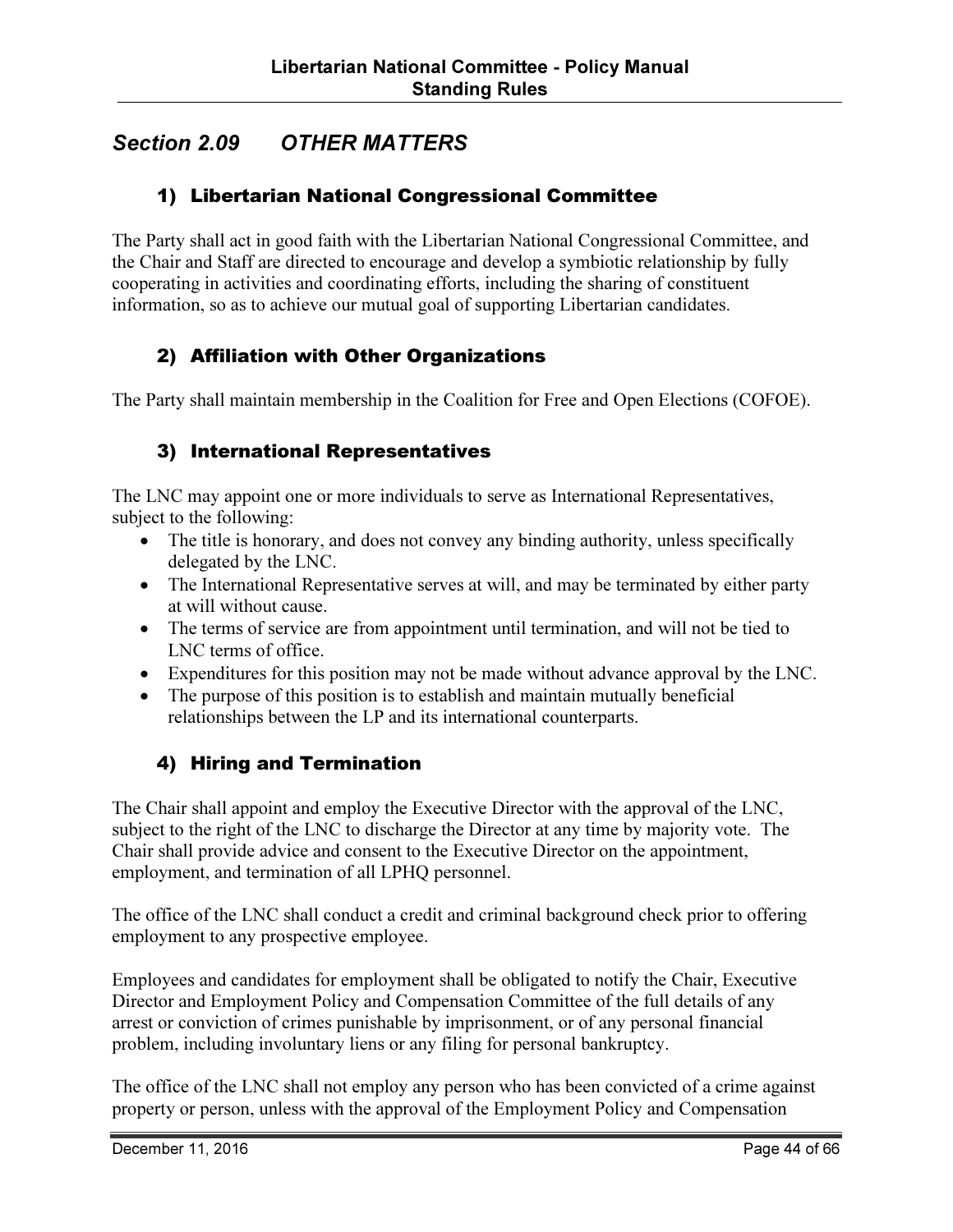## *Section 2.09 OTHER MATTERS*

### 1) Libertarian National Congressional Committee

The Party shall act in good faith with the Libertarian National Congressional Committee, and the Chair and Staff are directed to encourage and develop a symbiotic relationship by fully cooperating in activities and coordinating efforts, including the sharing of constituent information, so as to achieve our mutual goal of supporting Libertarian candidates.

### 2) Affiliation with Other Organizations

The Party shall maintain membership in the Coalition for Free and Open Elections (COFOE).

### 3) International Representatives

The LNC may appoint one or more individuals to serve as International Representatives, subject to the following:

- The title is honorary, and does not convey any binding authority, unless specifically delegated by the LNC.
- The International Representative serves at will, and may be terminated by either party at will without cause.
- The terms of service are from appointment until termination, and will not be tied to LNC terms of office.
- Expenditures for this position may not be made without advance approval by the LNC.
- The purpose of this position is to establish and maintain mutually beneficial relationships between the LP and its international counterparts.

### 4) Hiring and Termination

The Chair shall appoint and employ the Executive Director with the approval of the LNC, subject to the right of the LNC to discharge the Director at any time by majority vote. The Chair shall provide advice and consent to the Executive Director on the appointment, employment, and termination of all LPHQ personnel.

The office of the LNC shall conduct a credit and criminal background check prior to offering employment to any prospective employee.

Employees and candidates for employment shall be obligated to notify the Chair, Executive Director and Employment Policy and Compensation Committee of the full details of any arrest or conviction of crimes punishable by imprisonment, or of any personal financial problem, including involuntary liens or any filing for personal bankruptcy.

The office of the LNC shall not employ any person who has been convicted of a crime against property or person, unless with the approval of the Employment Policy and Compensation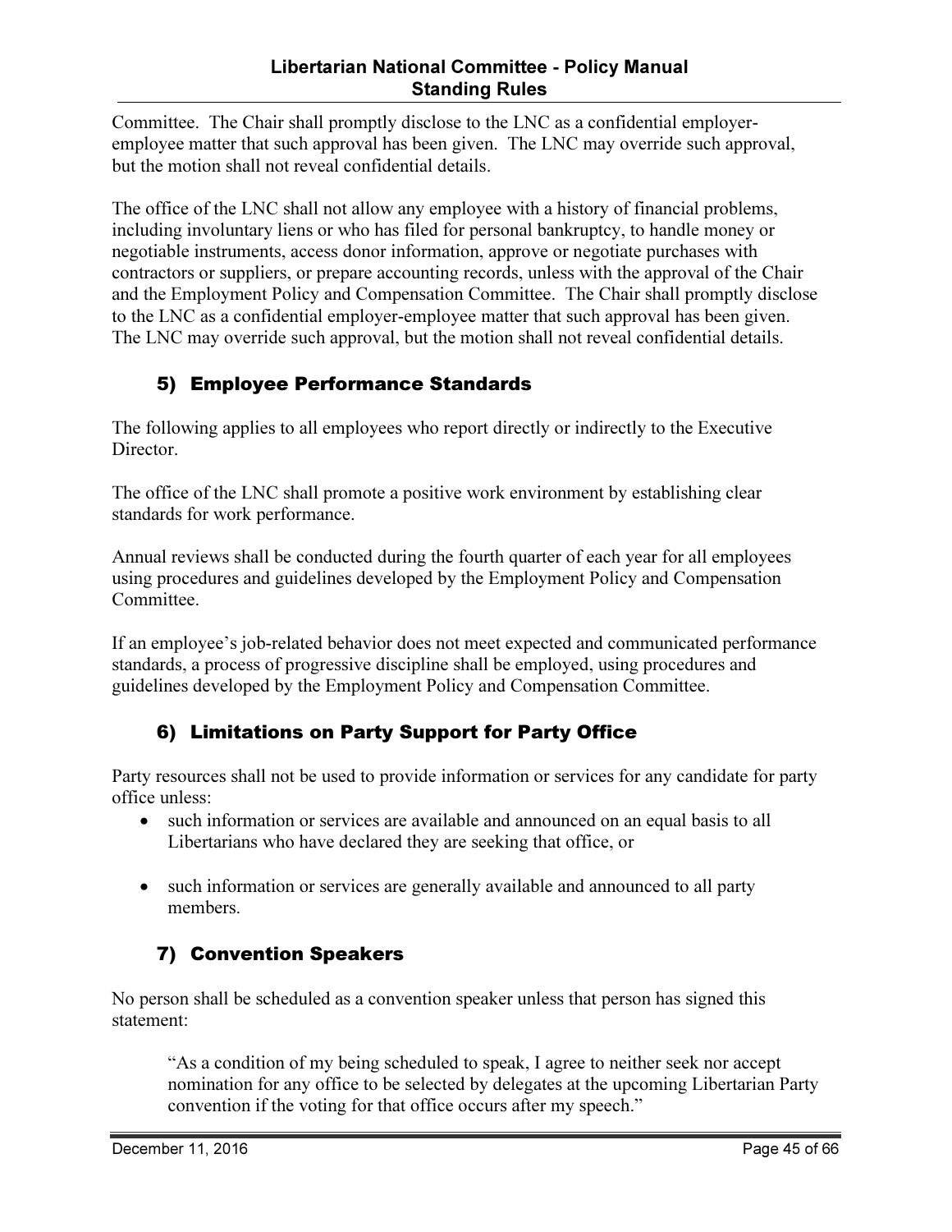Committee. The Chair shall promptly disclose to the LNC as a confidential employer-employee matter that such approval has been given. The LNC may override such approval, but the motion shall not reveal confidential details.

The office of the LNC shall not allow any employee with a history of financial problems, including involuntary liens or who has filed for personal bankruptcy, to handle money or negotiable instruments, access donor information, approve or negotiate purchases with contractors or suppliers, or prepare accounting records, unless with the approval of the Chair and the Employment Policy and Compensation Committee. The Chair shall promptly disclose to the LNC as a confidential employer-employee matter that such approval has been given. The LNC may override such approval, but the motion shall not reveal confidential details.

### 5) Employee Performance Standards

The following applies to all employees who report directly or indirectly to the Executive Director.

The office of the LNC shall promote a positive work environment by establishing clear standards for work performance.

Annual reviews shall be conducted during the fourth quarter of each year for all employees using procedures and guidelines developed by the Employment Policy and Compensation Committee.

If an employee's job-related behavior does not meet expected and communicated performance standards, a process of progressive discipline shall be employed, using procedures and guidelines developed by the Employment Policy and Compensation Committee.

### 6) Limitations on Party Support for Party Office

Party resources shall not be used to provide information or services for any candidate for party office unless:

- such information or services are available and announced on an equal basis to all Libertarians who have declared they are seeking that office, or
- such information or services are generally available and announced to all party members.

### 7) Convention Speakers

No person shall be scheduled as a convention speaker unless that person has signed this statement:

> "As a condition of my being scheduled to speak, I agree to neither seek nor accept nomination for any office to be selected by delegates at the upcoming Libertarian Party convention if the voting for that office occurs after my speech."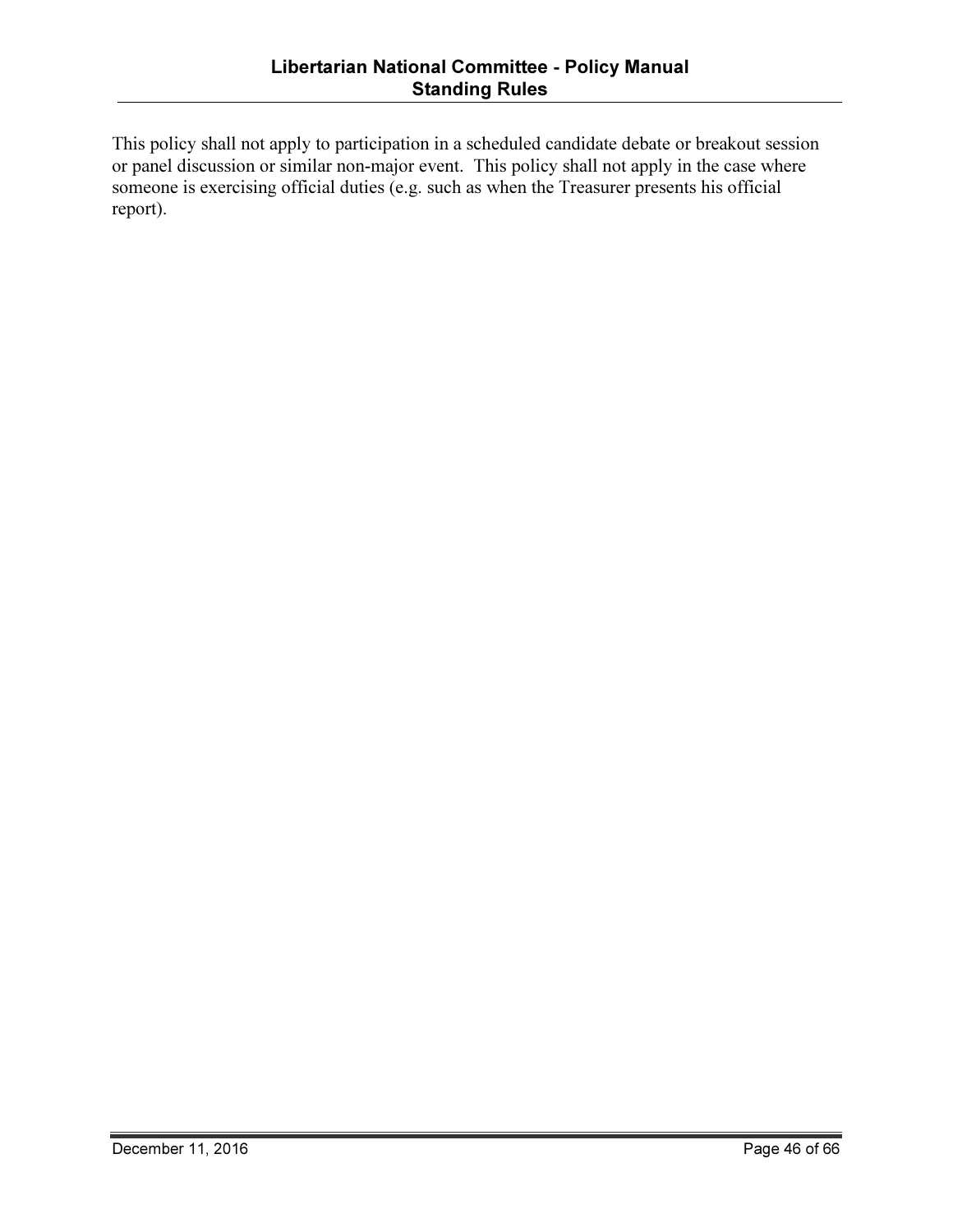This policy shall not apply to participation in a scheduled candidate debate or breakout session or panel discussion or similar non-major event. This policy shall not apply in the case where someone is exercising official duties (e.g. such as when the Treasurer presents his official report).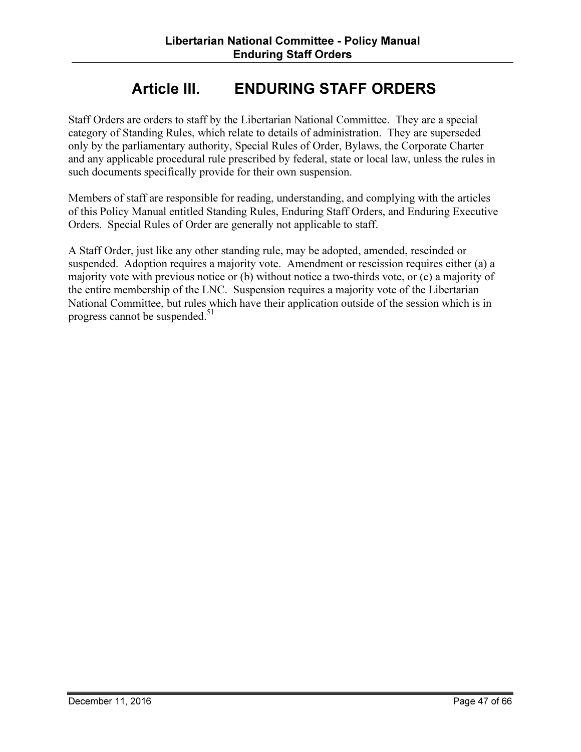# Article III. ENDURING STAFF ORDERS

Staff Orders are orders to staff by the Libertarian National Committee. They are a special category of Standing Rules, which relate to details of administration. They are superseded only by the parliamentary authority, Special Rules of Order, Bylaws, the Corporate Charter and any applicable procedural rule prescribed by federal, state or local law, unless the rules in such documents specifically provide for their own suspension.

Members of staff are responsible for reading, understanding, and complying with the articles of this Policy Manual entitled Standing Rules, Enduring Staff Orders, and Enduring Executive Orders. Special Rules of Order are generally not applicable to staff.

A Staff Order, just like any other standing rule, may be adopted, amended, rescinded or suspended. Adoption requires a majority vote. Amendment or rescission requires either (a) a majority vote with previous notice or (b) without notice a two-thirds vote, or (c) a majority of the entire membership of the LNC. Suspension requires a majority vote of the Libertarian National Committee, but rules which have their application outside of the session which is in progress cannot be suspended.[51]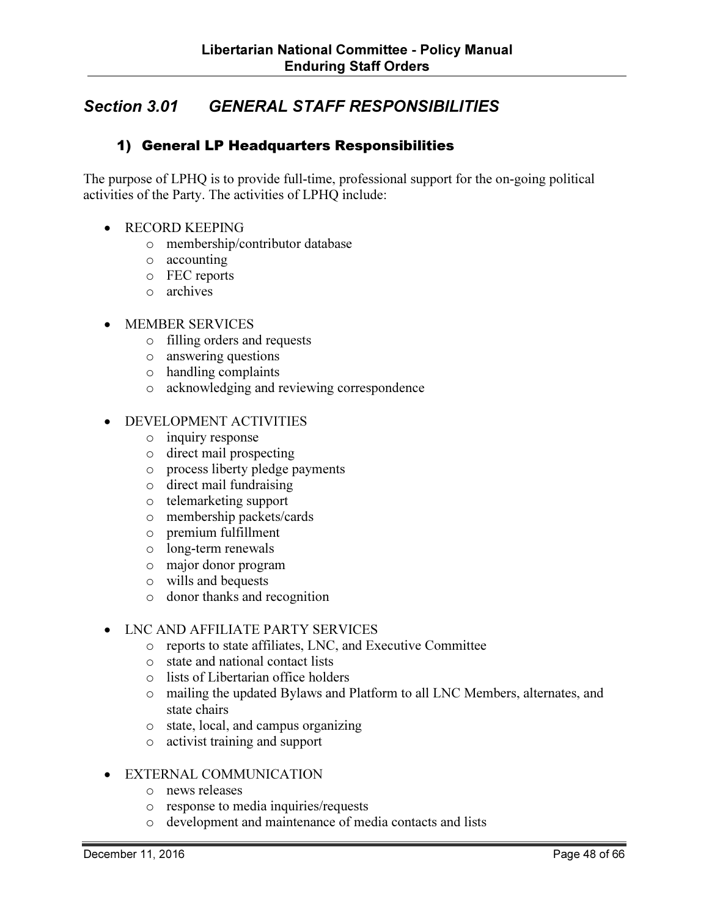## *Section 3.01 GENERAL STAFF RESPONSIBILITIES*

### 1) General LP Headquarters Responsibilities

The purpose of LPHQ is to provide full-time, professional support for the on-going political activities of the Party. The activities of LPHQ include:

- RECORD KEEPING
  - membership/contributor database
  - accounting
  - FEC reports
  - archives
- MEMBER SERVICES
  - filling orders and requests
  - answering questions
  - handling complaints
  - acknowledging and reviewing correspondence
- DEVELOPMENT ACTIVITIES
  - inquiry response
  - direct mail prospecting
  - process liberty pledge payments
  - direct mail fundraising
  - telemarketing support
  - membership packets/cards
  - premium fulfillment
  - long-term renewals
  - major donor program
  - wills and bequests
  - donor thanks and recognition
- LNC AND AFFILIATE PARTY SERVICES
  - reports to state affiliates, LNC, and Executive Committee
  - state and national contact lists
  - lists of Libertarian office holders
  - mailing the updated Bylaws and Platform to all LNC Members, alternates, and state chairs
  - state, local, and campus organizing
  - activist training and support
- EXTERNAL COMMUNICATION
  - news releases
  - response to media inquiries/requests
  - development and maintenance of media contacts and lists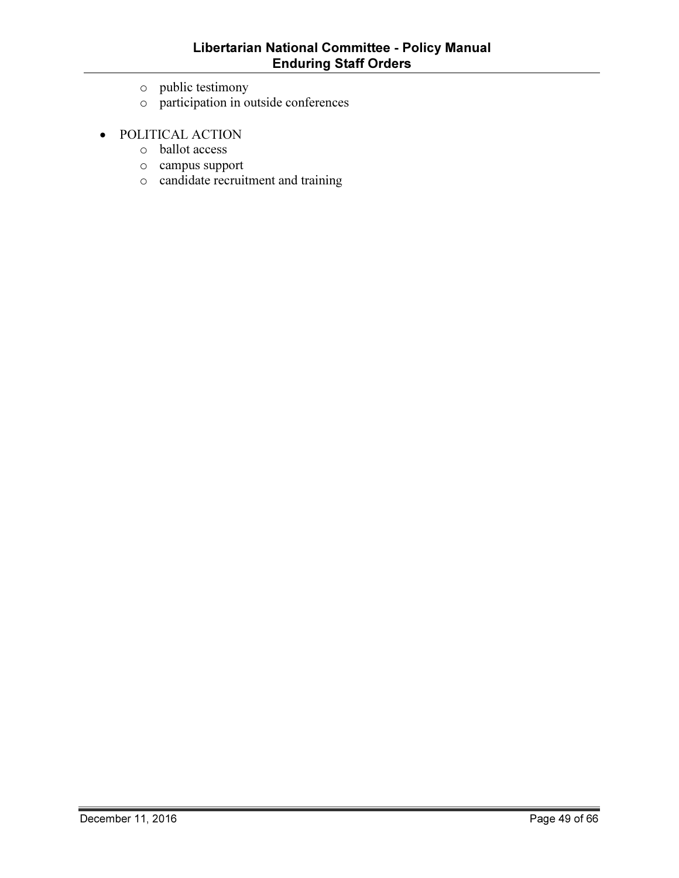- public testimony
  - participation in outside conferences

- POLITICAL ACTION
  - ballot access
  - campus support
  - candidate recruitment and training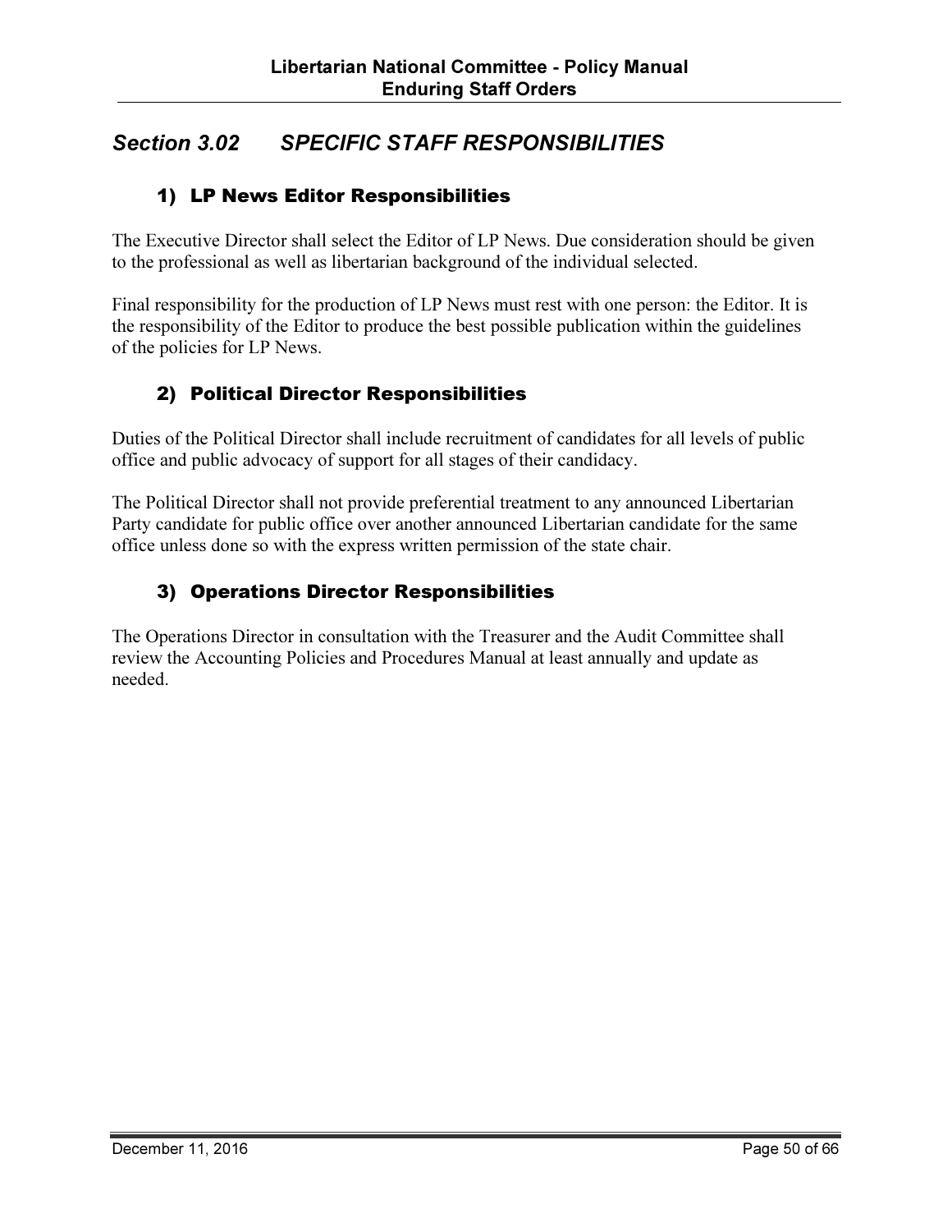## Section 3.02 SPECIFIC STAFF RESPONSIBILITIES

### 1) LP News Editor Responsibilities

The Executive Director shall select the Editor of LP News. Due consideration should be given to the professional as well as libertarian background of the individual selected.

Final responsibility for the production of LP News must rest with one person: the Editor. It is the responsibility of the Editor to produce the best possible publication within the guidelines of the policies for LP News.

### 2) Political Director Responsibilities

Duties of the Political Director shall include recruitment of candidates for all levels of public office and public advocacy of support for all stages of their candidacy.

The Political Director shall not provide preferential treatment to any announced Libertarian Party candidate for public office over another announced Libertarian candidate for the same office unless done so with the express written permission of the state chair.

### 3) Operations Director Responsibilities

The Operations Director in consultation with the Treasurer and the Audit Committee shall review the Accounting Policies and Procedures Manual at least annually and update as needed.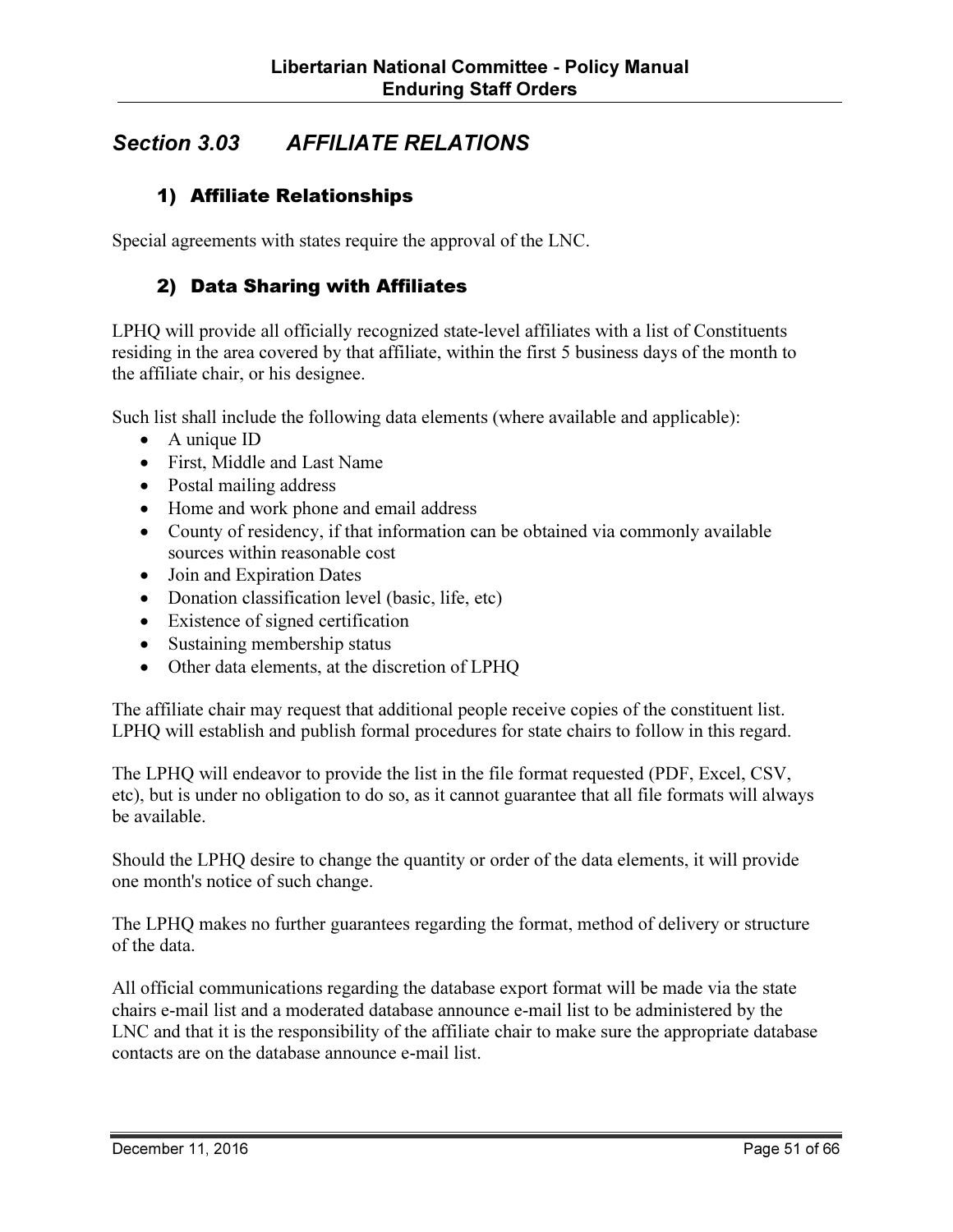## *Section 3.03 AFFILIATE RELATIONS*

### 1) Affiliate Relationships

Special agreements with states require the approval of the LNC.

### 2) Data Sharing with Affiliates

LPHQ will provide all officially recognized state-level affiliates with a list of Constituents residing in the area covered by that affiliate, within the first 5 business days of the month to the affiliate chair, or his designee.

Such list shall include the following data elements (where available and applicable):

- A unique ID
- First, Middle and Last Name
- Postal mailing address
- Home and work phone and email address
- County of residency, if that information can be obtained via commonly available sources within reasonable cost
- Join and Expiration Dates
- Donation classification level (basic, life, etc)
- Existence of signed certification
- Sustaining membership status
- Other data elements, at the discretion of LPHQ

The affiliate chair may request that additional people receive copies of the constituent list. LPHQ will establish and publish formal procedures for state chairs to follow in this regard.

The LPHQ will endeavor to provide the list in the file format requested (PDF, Excel, CSV, etc), but is under no obligation to do so, as it cannot guarantee that all file formats will always be available.

Should the LPHQ desire to change the quantity or order of the data elements, it will provide one month's notice of such change.

The LPHQ makes no further guarantees regarding the format, method of delivery or structure of the data.

All official communications regarding the database export format will be made via the state chairs e-mail list and a moderated database announce e-mail list to be administered by the LNC and that it is the responsibility of the affiliate chair to make sure the appropriate database contacts are on the database announce e-mail list.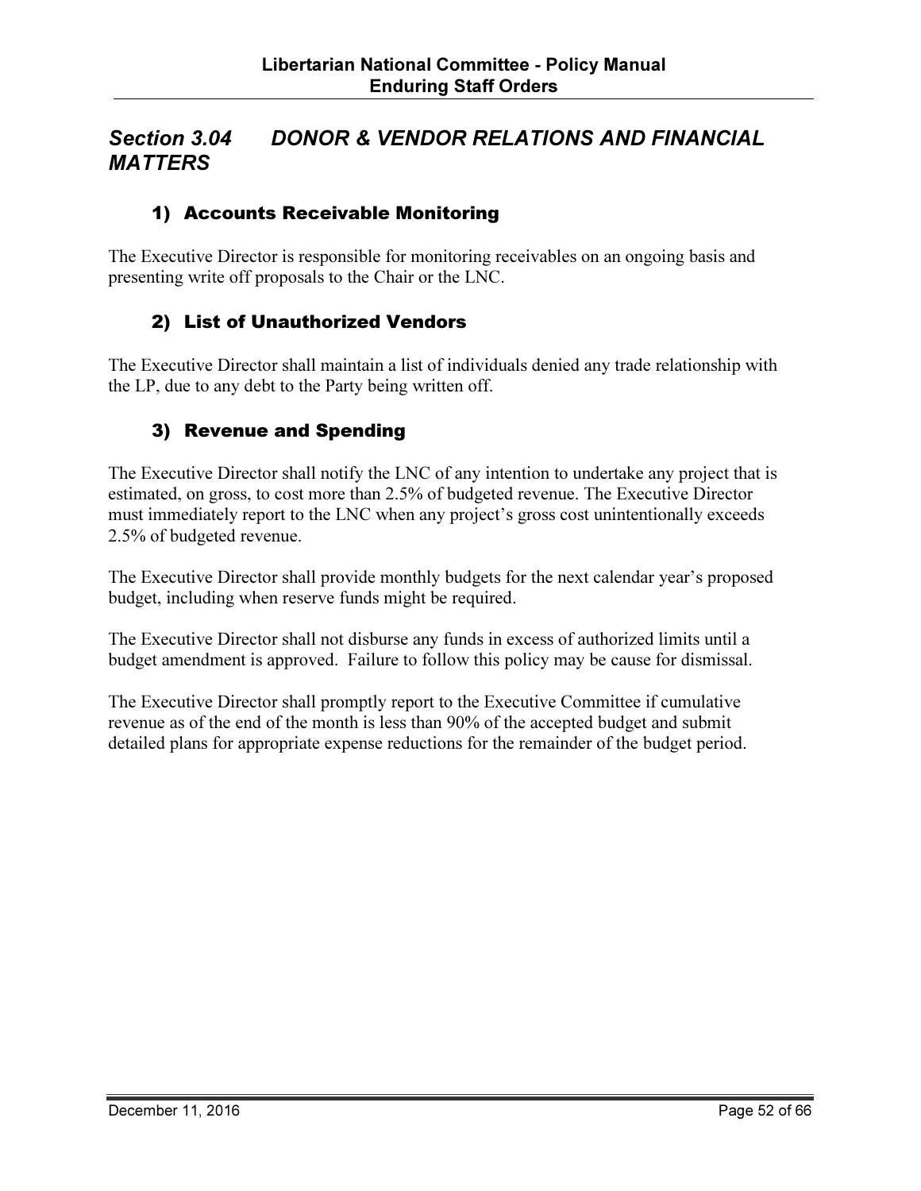## *Section 3.04 DONOR & VENDOR RELATIONS AND FINANCIAL MATTERS*

### 1) Accounts Receivable Monitoring

The Executive Director is responsible for monitoring receivables on an ongoing basis and presenting write off proposals to the Chair or the LNC.

### 2) List of Unauthorized Vendors

The Executive Director shall maintain a list of individuals denied any trade relationship with the LP, due to any debt to the Party being written off.

### 3) Revenue and Spending

The Executive Director shall notify the LNC of any intention to undertake any project that is estimated, on gross, to cost more than 2.5% of budgeted revenue. The Executive Director must immediately report to the LNC when any project's gross cost unintentionally exceeds 2.5% of budgeted revenue.

The Executive Director shall provide monthly budgets for the next calendar year's proposed budget, including when reserve funds might be required.

The Executive Director shall not disburse any funds in excess of authorized limits until a budget amendment is approved. Failure to follow this policy may be cause for dismissal.

The Executive Director shall promptly report to the Executive Committee if cumulative revenue as of the end of the month is less than 90% of the accepted budget and submit detailed plans for appropriate expense reductions for the remainder of the budget period.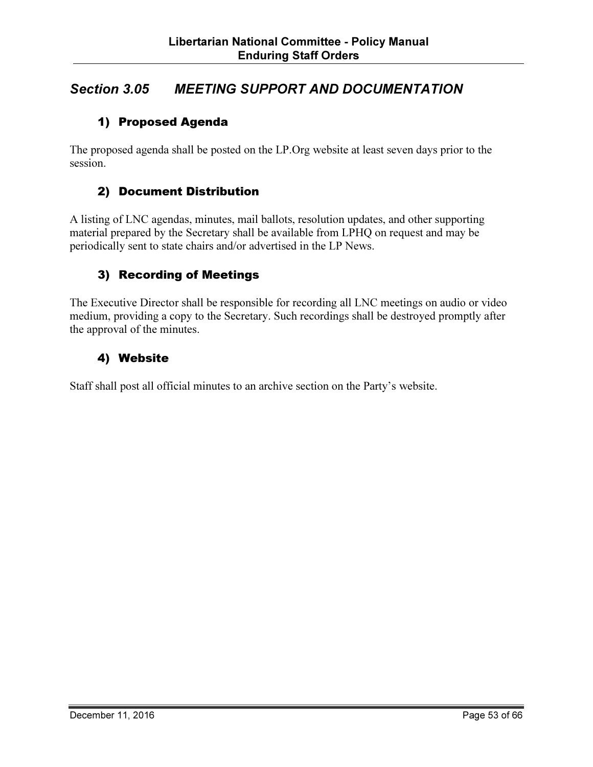## *Section 3.05 MEETING SUPPORT AND DOCUMENTATION*

### 1) Proposed Agenda

The proposed agenda shall be posted on the LP.Org website at least seven days prior to the session.

### 2) Document Distribution

A listing of LNC agendas, minutes, mail ballots, resolution updates, and other supporting material prepared by the Secretary shall be available from LPHQ on request and may be periodically sent to state chairs and/or advertised in the LP News.

### 3) Recording of Meetings

The Executive Director shall be responsible for recording all LNC meetings on audio or video medium, providing a copy to the Secretary. Such recordings shall be destroyed promptly after the approval of the minutes.

### 4) Website

Staff shall post all official minutes to an archive section on the Party's website.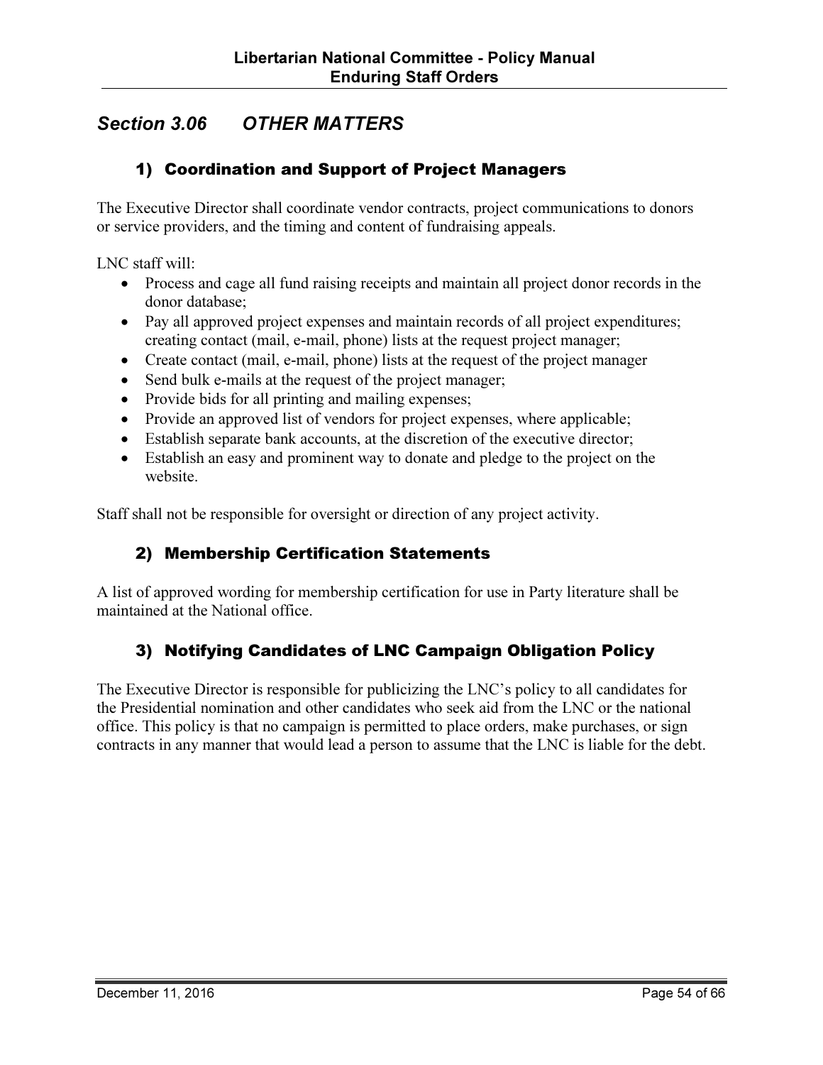## *Section 3.06 OTHER MATTERS*

### 1) Coordination and Support of Project Managers

The Executive Director shall coordinate vendor contracts, project communications to donors or service providers, and the timing and content of fundraising appeals.

LNC staff will:

- Process and cage all fund raising receipts and maintain all project donor records in the donor database;
- Pay all approved project expenses and maintain records of all project expenditures; creating contact (mail, e-mail, phone) lists at the request project manager;
- Create contact (mail, e-mail, phone) lists at the request of the project manager
- Send bulk e-mails at the request of the project manager;
- Provide bids for all printing and mailing expenses;
- Provide an approved list of vendors for project expenses, where applicable;
- Establish separate bank accounts, at the discretion of the executive director;
- Establish an easy and prominent way to donate and pledge to the project on the website.

Staff shall not be responsible for oversight or direction of any project activity.

### 2) Membership Certification Statements

A list of approved wording for membership certification for use in Party literature shall be maintained at the National office.

### 3) Notifying Candidates of LNC Campaign Obligation Policy

The Executive Director is responsible for publicizing the LNC's policy to all candidates for the Presidential nomination and other candidates who seek aid from the LNC or the national office. This policy is that no campaign is permitted to place orders, make purchases, or sign contracts in any manner that would lead a person to assume that the LNC is liable for the debt.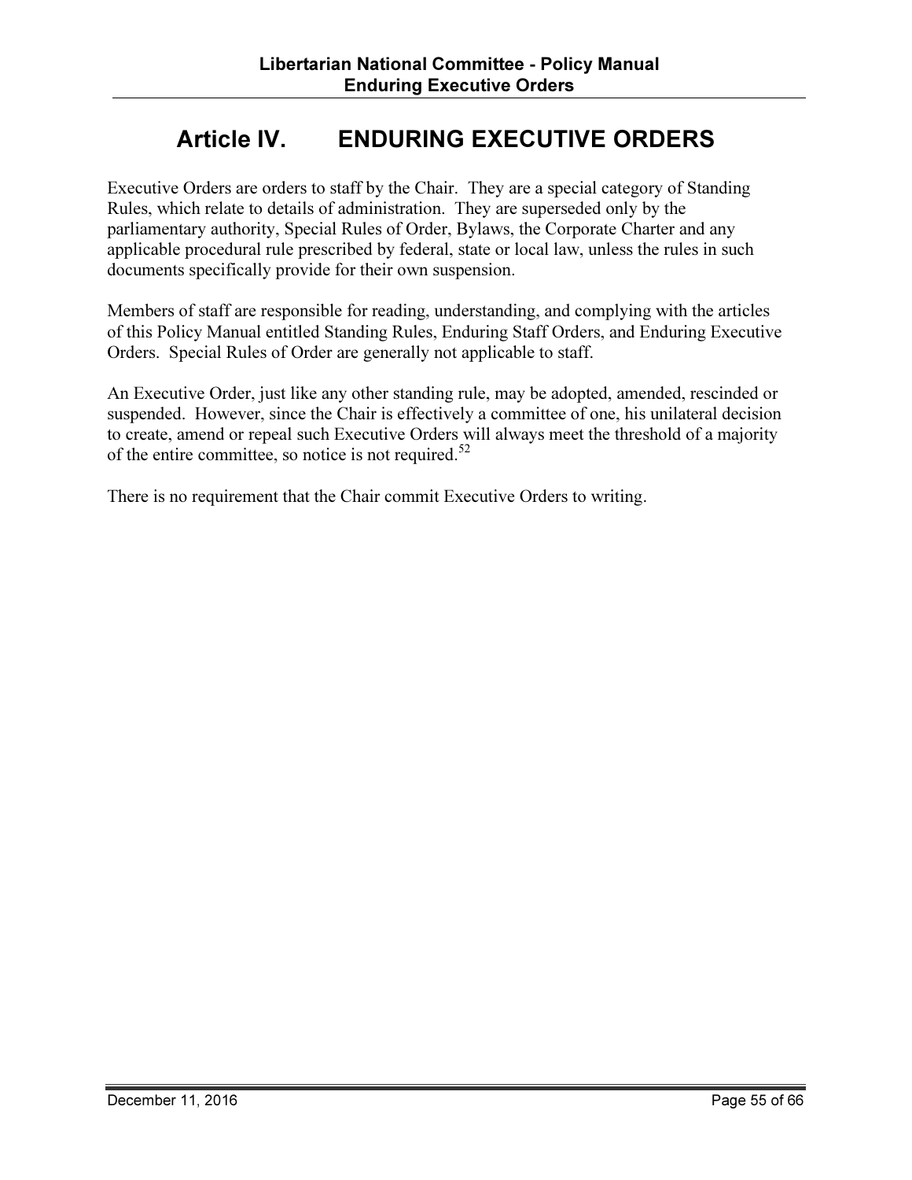# Article IV. ENDURING EXECUTIVE ORDERS

Executive Orders are orders to staff by the Chair. They are a special category of Standing Rules, which relate to details of administration. They are superseded only by the parliamentary authority, Special Rules of Order, Bylaws, the Corporate Charter and any applicable procedural rule prescribed by federal, state or local law, unless the rules in such documents specifically provide for their own suspension.

Members of staff are responsible for reading, understanding, and complying with the articles of this Policy Manual entitled Standing Rules, Enduring Staff Orders, and Enduring Executive Orders. Special Rules of Order are generally not applicable to staff.

An Executive Order, just like any other standing rule, may be adopted, amended, rescinded or suspended. However, since the Chair is effectively a committee of one, his unilateral decision to create, amend or repeal such Executive Orders will always meet the threshold of a majority of the entire committee, so notice is not required.[52]

There is no requirement that the Chair commit Executive Orders to writing.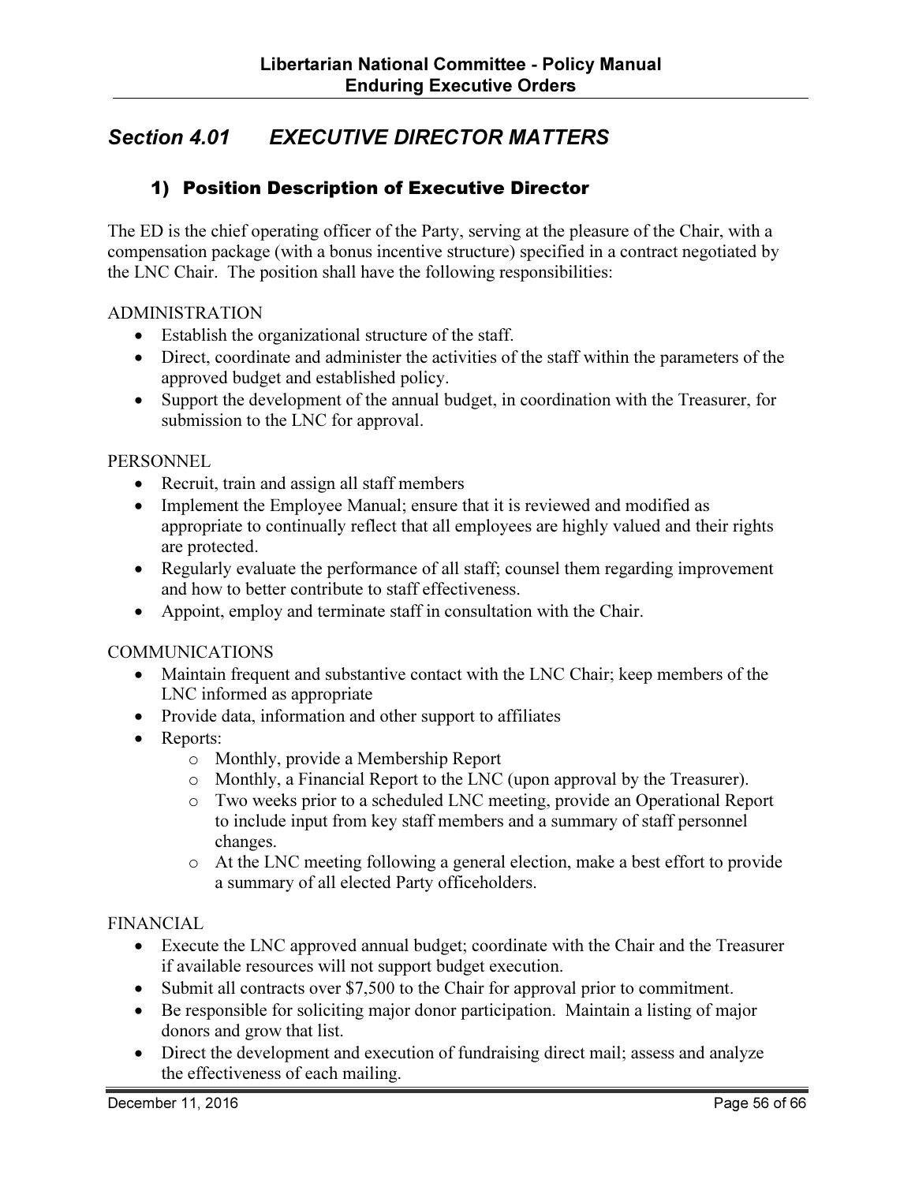## *Section 4.01 EXECUTIVE DIRECTOR MATTERS*

### 1) Position Description of Executive Director

The ED is the chief operating officer of the Party, serving at the pleasure of the Chair, with a compensation package (with a bonus incentive structure) specified in a contract negotiated by the LNC Chair. The position shall have the following responsibilities:

ADMINISTRATION

- Establish the organizational structure of the staff.
- Direct, coordinate and administer the activities of the staff within the parameters of the approved budget and established policy.
- Support the development of the annual budget, in coordination with the Treasurer, for submission to the LNC for approval.

PERSONNEL

- Recruit, train and assign all staff members
- Implement the Employee Manual; ensure that it is reviewed and modified as appropriate to continually reflect that all employees are highly valued and their rights are protected.
- Regularly evaluate the performance of all staff; counsel them regarding improvement and how to better contribute to staff effectiveness.
- Appoint, employ and terminate staff in consultation with the Chair.

COMMUNICATIONS

- Maintain frequent and substantive contact with the LNC Chair; keep members of the LNC informed as appropriate
- Provide data, information and other support to affiliates
- Reports:
  - Monthly, provide a Membership Report
  - Monthly, a Financial Report to the LNC (upon approval by the Treasurer).
  - Two weeks prior to a scheduled LNC meeting, provide an Operational Report to include input from key staff members and a summary of staff personnel changes.
  - At the LNC meeting following a general election, make a best effort to provide a summary of all elected Party officeholders.

FINANCIAL

- Execute the LNC approved annual budget; coordinate with the Chair and the Treasurer if available resources will not support budget execution.
- Submit all contracts over $7,500 to the Chair for approval prior to commitment.
- Be responsible for soliciting major donor participation. Maintain a listing of major donors and grow that list.
- Direct the development and execution of fundraising direct mail; assess and analyze the effectiveness of each mailing.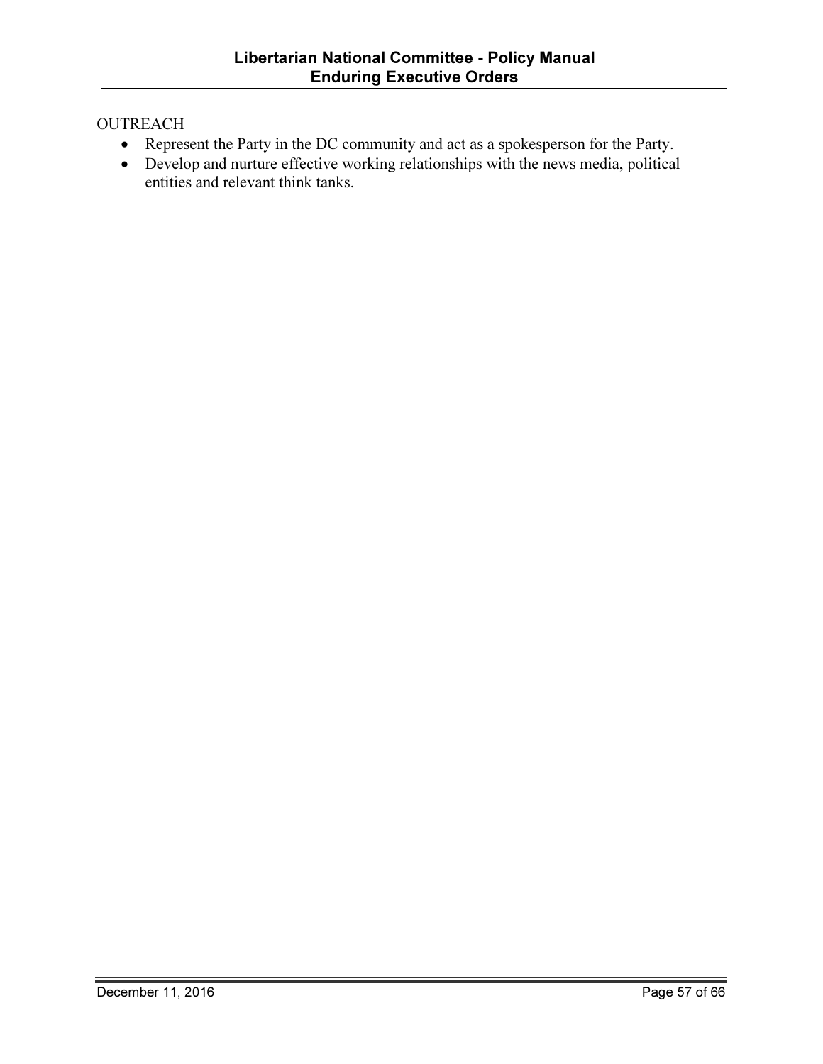OUTREACH

- Represent the Party in the DC community and act as a spokesperson for the Party.
- Develop and nurture effective working relationships with the news media, political entities and relevant think tanks.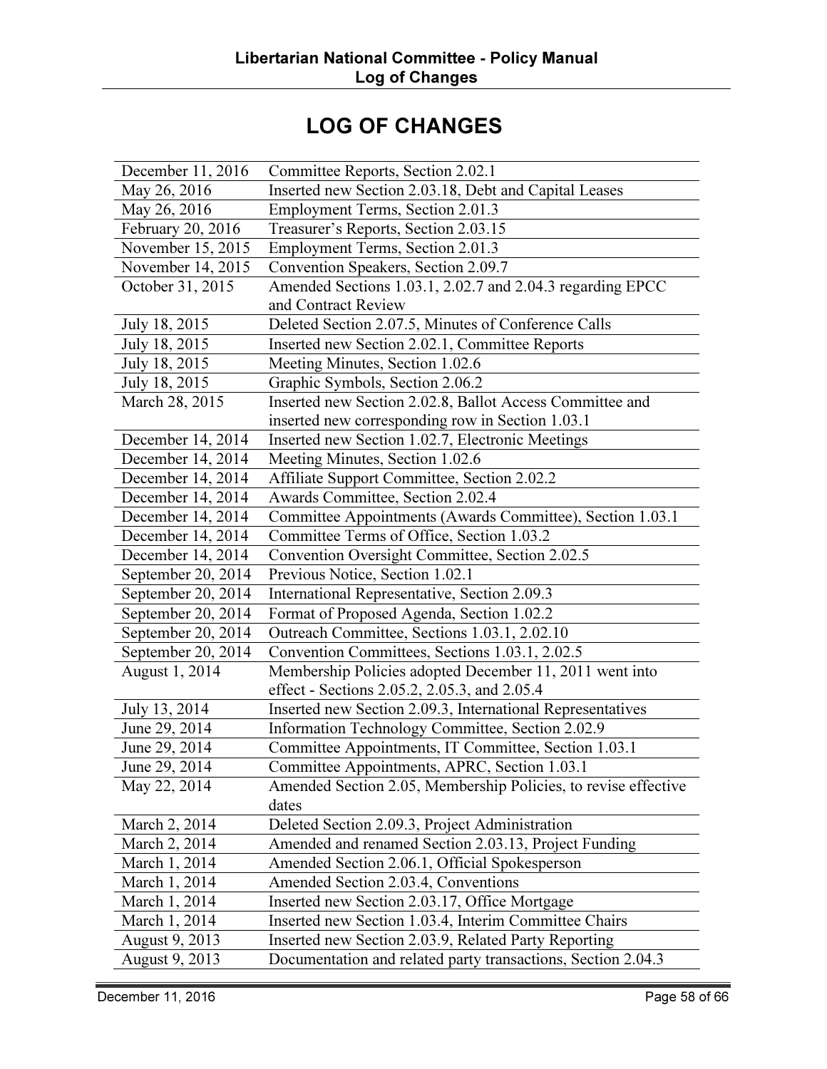# LOG OF CHANGES

| Date | Change |
|---|---|
| December 11, 2016 | Committee Reports, Section 2.02.1 |
| May 26, 2016 | Inserted new Section 2.03.18, Debt and Capital Leases |
| May 26, 2016 | Employment Terms, Section 2.01.3 |
| February 20, 2016 | Treasurer's Reports, Section 2.03.15 |
| November 15, 2015 | Employment Terms, Section 2.01.3 |
| November 14, 2015 | Convention Speakers, Section 2.09.7 |
| October 31, 2015 | Amended Sections 1.03.1, 2.02.7 and 2.04.3 regarding EPCC and Contract Review |
| July 18, 2015 | Deleted Section 2.07.5, Minutes of Conference Calls |
| July 18, 2015 | Inserted new Section 2.02.1, Committee Reports |
| July 18, 2015 | Meeting Minutes, Section 1.02.6 |
| July 18, 2015 | Graphic Symbols, Section 2.06.2 |
| March 28, 2015 | Inserted new Section 2.02.8, Ballot Access Committee and inserted new corresponding row in Section 1.03.1 |
| December 14, 2014 | Inserted new Section 1.02.7, Electronic Meetings |
| December 14, 2014 | Meeting Minutes, Section 1.02.6 |
| December 14, 2014 | Affiliate Support Committee, Section 2.02.2 |
| December 14, 2014 | Awards Committee, Section 2.02.4 |
| December 14, 2014 | Committee Appointments (Awards Committee), Section 1.03.1 |
| December 14, 2014 | Committee Terms of Office, Section 1.03.2 |
| December 14, 2014 | Convention Oversight Committee, Section 2.02.5 |
| September 20, 2014 | Previous Notice, Section 1.02.1 |
| September 20, 2014 | International Representative, Section 2.09.3 |
| September 20, 2014 | Format of Proposed Agenda, Section 1.02.2 |
| September 20, 2014 | Outreach Committee, Sections 1.03.1, 2.02.10 |
| September 20, 2014 | Convention Committees, Sections 1.03.1, 2.02.5 |
| August 1, 2014 | Membership Policies adopted December 11, 2011 went into effect - Sections 2.05.2, 2.05.3, and 2.05.4 |
| July 13, 2014 | Inserted new Section 2.09.3, International Representatives |
| June 29, 2014 | Information Technology Committee, Section 2.02.9 |
| June 29, 2014 | Committee Appointments, IT Committee, Section 1.03.1 |
| June 29, 2014 | Committee Appointments, APRC, Section 1.03.1 |
| May 22, 2014 | Amended Section 2.05, Membership Policies, to revise effective dates |
| March 2, 2014 | Deleted Section 2.09.3, Project Administration |
| March 2, 2014 | Amended and renamed Section 2.03.13, Project Funding |
| March 1, 2014 | Amended Section 2.06.1, Official Spokesperson |
| March 1, 2014 | Amended Section 2.03.4, Conventions |
| March 1, 2014 | Inserted new Section 2.03.17, Office Mortgage |
| March 1, 2014 | Inserted new Section 1.03.4, Interim Committee Chairs |
| August 9, 2013 | Inserted new Section 2.03.9, Related Party Reporting |
| August 9, 2013 | Documentation and related party transactions, Section 2.04.3 |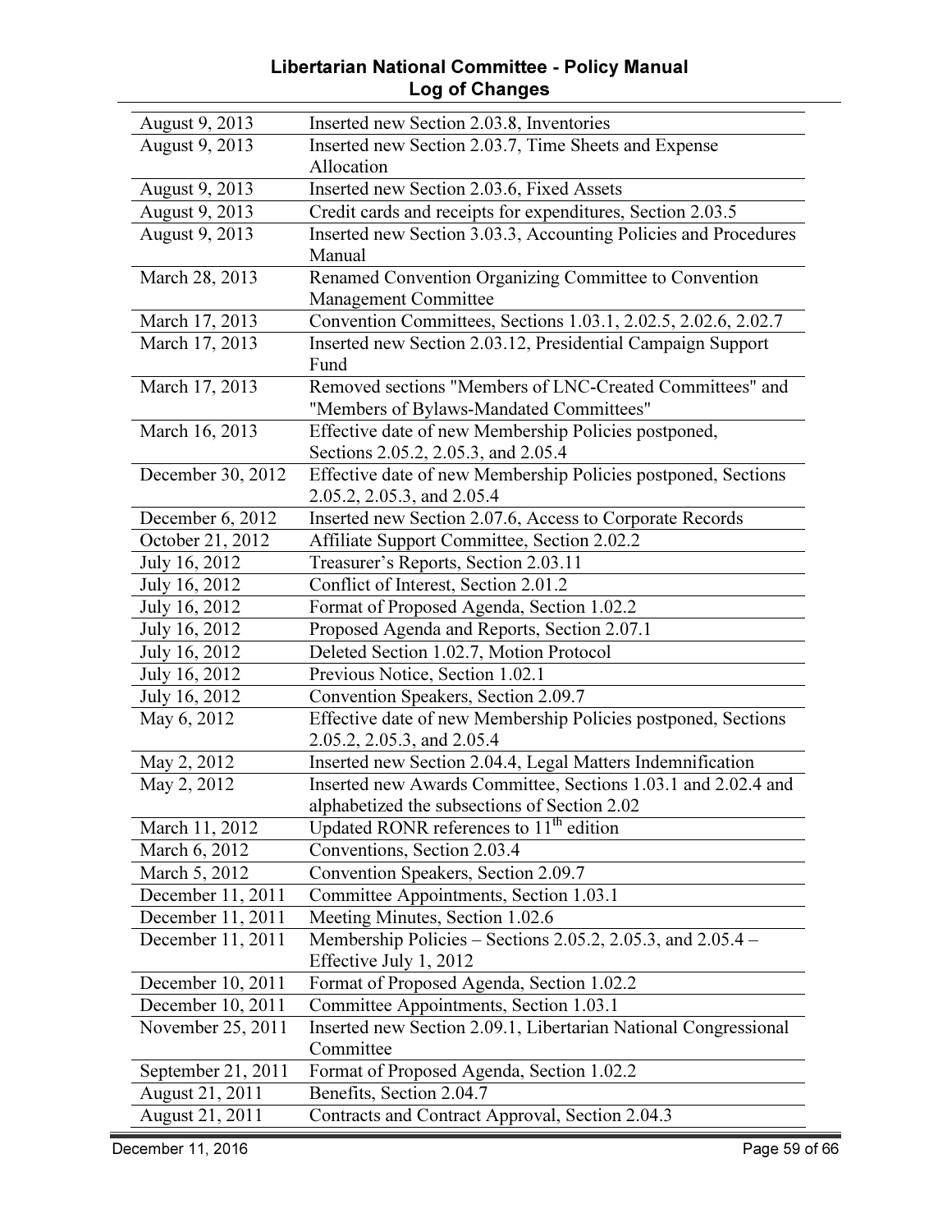# Libertarian National Committee - Policy Manual
## Log of Changes

| | |
|---|---|
| August 9, 2013 | Inserted new Section 2.03.8, Inventories |
| August 9, 2013 | Inserted new Section 2.03.7, Time Sheets and Expense Allocation |
| August 9, 2013 | Inserted new Section 2.03.6, Fixed Assets |
| August 9, 2013 | Credit cards and receipts for expenditures, Section 2.03.5 |
| August 9, 2013 | Inserted new Section 3.03.3, Accounting Policies and Procedures Manual |
| March 28, 2013 | Renamed Convention Organizing Committee to Convention Management Committee |
| March 17, 2013 | Convention Committees, Sections 1.03.1, 2.02.5, 2.02.6, 2.02.7 |
| March 17, 2013 | Inserted new Section 2.03.12, Presidential Campaign Support Fund |
| March 17, 2013 | Removed sections "Members of LNC-Created Committees" and "Members of Bylaws-Mandated Committees" |
| March 16, 2013 | Effective date of new Membership Policies postponed, Sections 2.05.2, 2.05.3, and 2.05.4 |
| December 30, 2012 | Effective date of new Membership Policies postponed, Sections 2.05.2, 2.05.3, and 2.05.4 |
| December 6, 2012 | Inserted new Section 2.07.6, Access to Corporate Records |
| October 21, 2012 | Affiliate Support Committee, Section 2.02.2 |
| July 16, 2012 | Treasurer's Reports, Section 2.03.11 |
| July 16, 2012 | Conflict of Interest, Section 2.01.2 |
| July 16, 2012 | Format of Proposed Agenda, Section 1.02.2 |
| July 16, 2012 | Proposed Agenda and Reports, Section 2.07.1 |
| July 16, 2012 | Deleted Section 1.02.7, Motion Protocol |
| July 16, 2012 | Previous Notice, Section 1.02.1 |
| July 16, 2012 | Convention Speakers, Section 2.09.7 |
| May 6, 2012 | Effective date of new Membership Policies postponed, Sections 2.05.2, 2.05.3, and 2.05.4 |
| May 2, 2012 | Inserted new Section 2.04.4, Legal Matters Indemnification |
| May 2, 2012 | Inserted new Awards Committee, Sections 1.03.1 and 2.02.4 and alphabetized the subsections of Section 2.02 |
| March 11, 2012 | Updated RONR references to 11th edition |
| March 6, 2012 | Conventions, Section 2.03.4 |
| March 5, 2012 | Convention Speakers, Section 2.09.7 |
| December 11, 2011 | Committee Appointments, Section 1.03.1 |
| December 11, 2011 | Meeting Minutes, Section 1.02.6 |
| December 11, 2011 | Membership Policies – Sections 2.05.2, 2.05.3, and 2.05.4 – Effective July 1, 2012 |
| December 10, 2011 | Format of Proposed Agenda, Section 1.02.2 |
| December 10, 2011 | Committee Appointments, Section 1.03.1 |
| November 25, 2011 | Inserted new Section 2.09.1, Libertarian National Congressional Committee |
| September 21, 2011 | Format of Proposed Agenda, Section 1.02.2 |
| August 21, 2011 | Benefits, Section 2.04.7 |
| August 21, 2011 | Contracts and Contract Approval, Section 2.04.3 |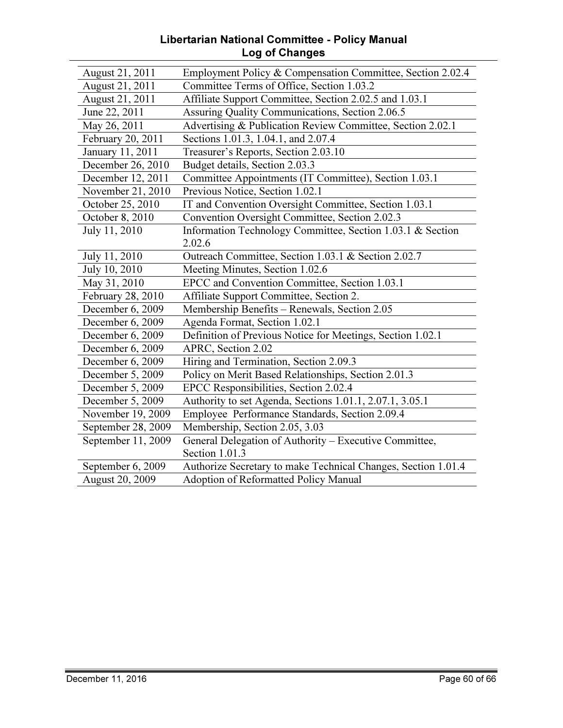# Libertarian National Committee - Policy Manual
## Log of Changes

| Date | Change |
|---|---|
| August 21, 2011 | Employment Policy & Compensation Committee, Section 2.02.4 |
| August 21, 2011 | Committee Terms of Office, Section 1.03.2 |
| August 21, 2011 | Affiliate Support Committee, Section 2.02.5 and 1.03.1 |
| June 22, 2011 | Assuring Quality Communications, Section 2.06.5 |
| May 26, 2011 | Advertising & Publication Review Committee, Section 2.02.1 |
| February 20, 2011 | Sections 1.01.3, 1.04.1, and 2.07.4 |
| January 11, 2011 | Treasurer's Reports, Section 2.03.10 |
| December 26, 2010 | Budget details, Section 2.03.3 |
| December 12, 2011 | Committee Appointments (IT Committee), Section 1.03.1 |
| November 21, 2010 | Previous Notice, Section 1.02.1 |
| October 25, 2010 | IT and Convention Oversight Committee, Section 1.03.1 |
| October 8, 2010 | Convention Oversight Committee, Section 2.02.3 |
| July 11, 2010 | Information Technology Committee, Section 1.03.1 & Section 2.02.6 |
| July 11, 2010 | Outreach Committee, Section 1.03.1 & Section 2.02.7 |
| July 10, 2010 | Meeting Minutes, Section 1.02.6 |
| May 31, 2010 | EPCC and Convention Committee, Section 1.03.1 |
| February 28, 2010 | Affiliate Support Committee, Section 2. |
| December 6, 2009 | Membership Benefits – Renewals, Section 2.05 |
| December 6, 2009 | Agenda Format, Section 1.02.1 |
| December 6, 2009 | Definition of Previous Notice for Meetings, Section 1.02.1 |
| December 6, 2009 | APRC, Section 2.02 |
| December 6, 2009 | Hiring and Termination, Section 2.09.3 |
| December 5, 2009 | Policy on Merit Based Relationships, Section 2.01.3 |
| December 5, 2009 | EPCC Responsibilities, Section 2.02.4 |
| December 5, 2009 | Authority to set Agenda, Sections 1.01.1, 2.07.1, 3.05.1 |
| November 19, 2009 | Employee Performance Standards, Section 2.09.4 |
| September 28, 2009 | Membership, Section 2.05, 3.03 |
| September 11, 2009 | General Delegation of Authority – Executive Committee, Section 1.01.3 |
| September 6, 2009 | Authorize Secretary to make Technical Changes, Section 1.01.4 |
| August 20, 2009 | Adoption of Reformatted Policy Manual |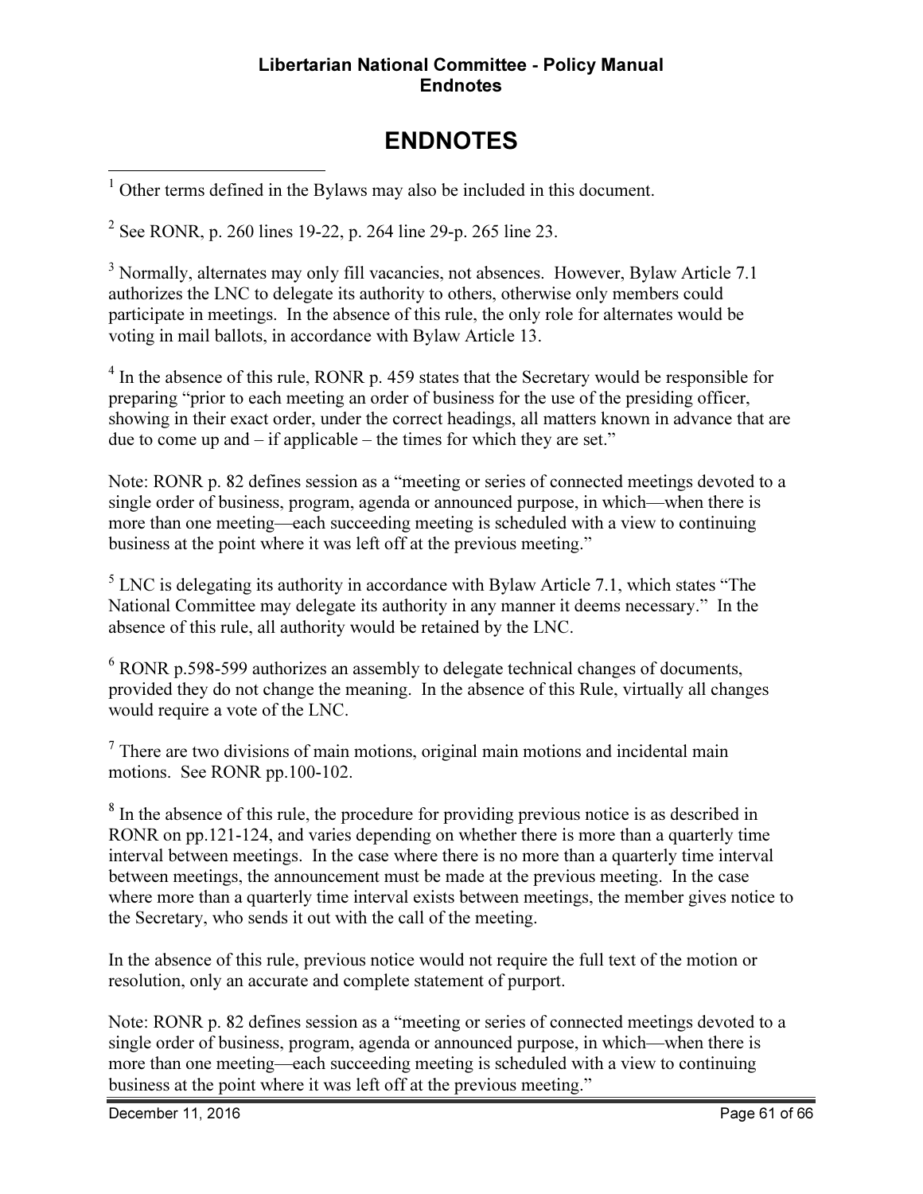# ENDNOTES

[1] Other terms defined in the Bylaws may also be included in this document.

[2] See RONR, p. 260 lines 19-22, p. 264 line 29-p. 265 line 23.

[3] Normally, alternates may only fill vacancies, not absences. However, Bylaw Article 7.1 authorizes the LNC to delegate its authority to others, otherwise only members could participate in meetings. In the absence of this rule, the only role for alternates would be voting in mail ballots, in accordance with Bylaw Article 13.

[4] In the absence of this rule, RONR p. 459 states that the Secretary would be responsible for preparing "prior to each meeting an order of business for the use of the presiding officer, showing in their exact order, under the correct headings, all matters known in advance that are due to come up and – if applicable – the times for which they are set."

Note: RONR p. 82 defines session as a "meeting or series of connected meetings devoted to a single order of business, program, agenda or announced purpose, in which—when there is more than one meeting—each succeeding meeting is scheduled with a view to continuing business at the point where it was left off at the previous meeting."

[5] LNC is delegating its authority in accordance with Bylaw Article 7.1, which states "The National Committee may delegate its authority in any manner it deems necessary." In the absence of this rule, all authority would be retained by the LNC.

[6] RONR p.598-599 authorizes an assembly to delegate technical changes of documents, provided they do not change the meaning. In the absence of this Rule, virtually all changes would require a vote of the LNC.

[7] There are two divisions of main motions, original main motions and incidental main motions. See RONR pp.100-102.

[8] In the absence of this rule, the procedure for providing previous notice is as described in RONR on pp.121-124, and varies depending on whether there is more than a quarterly time interval between meetings. In the case where there is no more than a quarterly time interval between meetings, the announcement must be made at the previous meeting. In the case where more than a quarterly time interval exists between meetings, the member gives notice to the Secretary, who sends it out with the call of the meeting.

In the absence of this rule, previous notice would not require the full text of the motion or resolution, only an accurate and complete statement of purport.

Note: RONR p. 82 defines session as a "meeting or series of connected meetings devoted to a single order of business, program, agenda or announced purpose, in which—when there is more than one meeting—each succeeding meeting is scheduled with a view to continuing business at the point where it was left off at the previous meeting."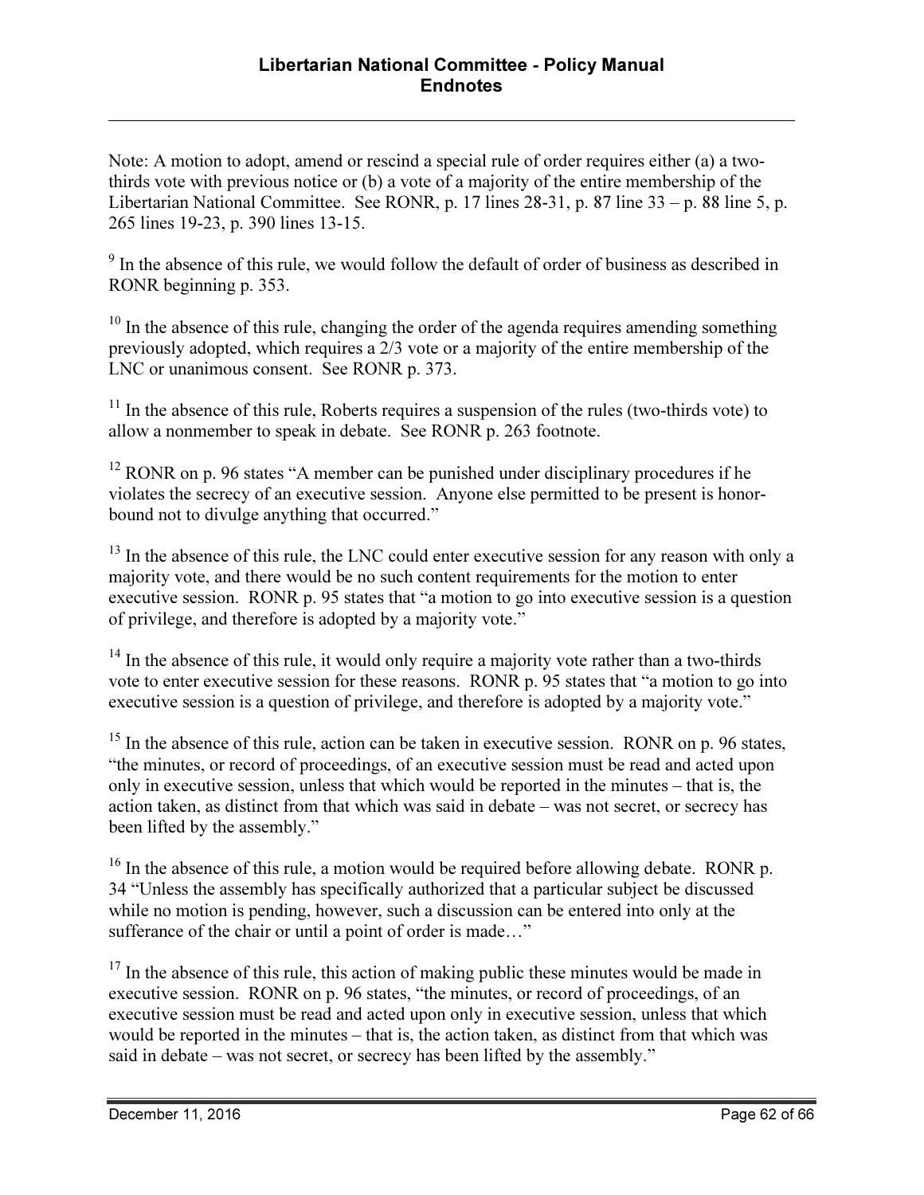Note: A motion to adopt, amend or rescind a special rule of order requires either (a) a two-thirds vote with previous notice or (b) a vote of a majority of the entire membership of the Libertarian National Committee. See RONR, p. 17 lines 28-31, p. 87 line 33 – p. 88 line 5, p. 265 lines 19-23, p. 390 lines 13-15.

[9] In the absence of this rule, we would follow the default of order of business as described in RONR beginning p. 353.

[10] In the absence of this rule, changing the order of the agenda requires amending something previously adopted, which requires a 2/3 vote or a majority of the entire membership of the LNC or unanimous consent. See RONR p. 373.

[11] In the absence of this rule, Roberts requires a suspension of the rules (two-thirds vote) to allow a nonmember to speak in debate. See RONR p. 263 footnote.

[12] RONR on p. 96 states "A member can be punished under disciplinary procedures if he violates the secrecy of an executive session. Anyone else permitted to be present is honor-bound not to divulge anything that occurred."

[13] In the absence of this rule, the LNC could enter executive session for any reason with only a majority vote, and there would be no such content requirements for the motion to enter executive session. RONR p. 95 states that "a motion to go into executive session is a question of privilege, and therefore is adopted by a majority vote."

[14] In the absence of this rule, it would only require a majority vote rather than a two-thirds vote to enter executive session for these reasons. RONR p. 95 states that "a motion to go into executive session is a question of privilege, and therefore is adopted by a majority vote."

[15] In the absence of this rule, action can be taken in executive session. RONR on p. 96 states, "the minutes, or record of proceedings, of an executive session must be read and acted upon only in executive session, unless that which would be reported in the minutes – that is, the action taken, as distinct from that which was said in debate – was not secret, or secrecy has been lifted by the assembly."

[16] In the absence of this rule, a motion would be required before allowing debate. RONR p. 34 "Unless the assembly has specifically authorized that a particular subject be discussed while no motion is pending, however, such a discussion can be entered into only at the sufferance of the chair or until a point of order is made…"

[17] In the absence of this rule, this action of making public these minutes would be made in executive session. RONR on p. 96 states, "the minutes, or record of proceedings, of an executive session must be read and acted upon only in executive session, unless that which would be reported in the minutes – that is, the action taken, as distinct from that which was said in debate – was not secret, or secrecy has been lifted by the assembly."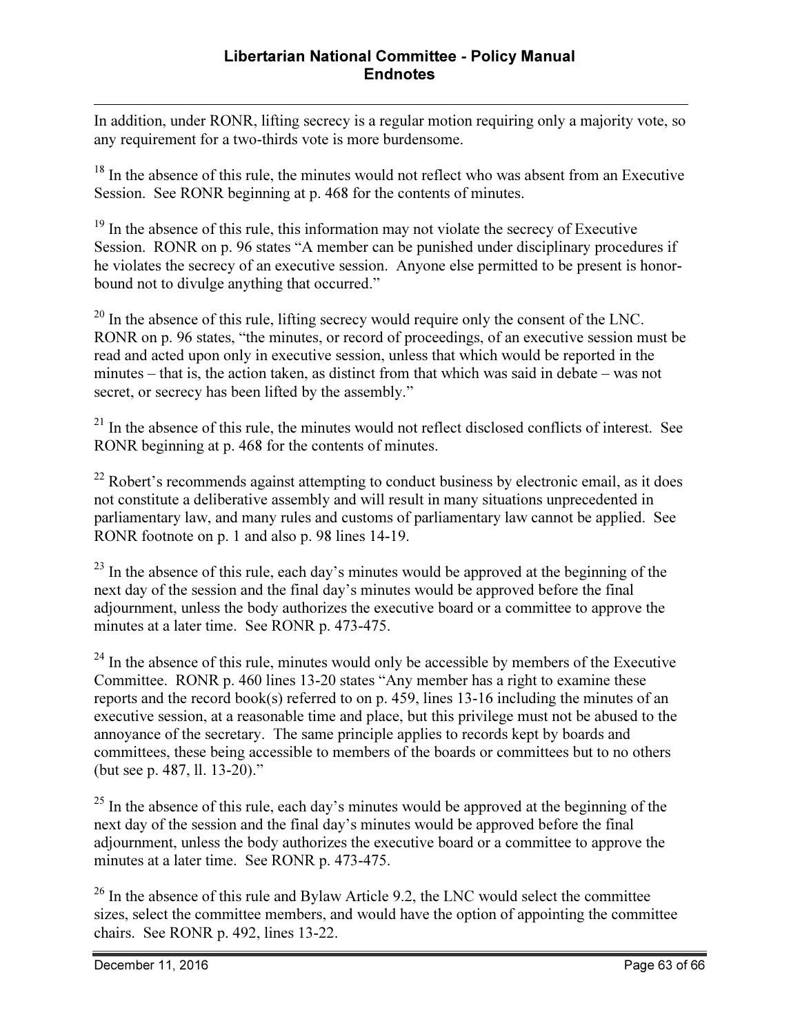In addition, under RONR, lifting secrecy is a regular motion requiring only a majority vote, so any requirement for a two-thirds vote is more burdensome.

[18] In the absence of this rule, the minutes would not reflect who was absent from an Executive Session. See RONR beginning at p. 468 for the contents of minutes.

[19] In the absence of this rule, this information may not violate the secrecy of Executive Session. RONR on p. 96 states "A member can be punished under disciplinary procedures if he violates the secrecy of an executive session. Anyone else permitted to be present is honor-bound not to divulge anything that occurred."

[20] In the absence of this rule, lifting secrecy would require only the consent of the LNC. RONR on p. 96 states, "the minutes, or record of proceedings, of an executive session must be read and acted upon only in executive session, unless that which would be reported in the minutes – that is, the action taken, as distinct from that which was said in debate – was not secret, or secrecy has been lifted by the assembly."

[21] In the absence of this rule, the minutes would not reflect disclosed conflicts of interest. See RONR beginning at p. 468 for the contents of minutes.

[22] Robert's recommends against attempting to conduct business by electronic email, as it does not constitute a deliberative assembly and will result in many situations unprecedented in parliamentary law, and many rules and customs of parliamentary law cannot be applied. See RONR footnote on p. 1 and also p. 98 lines 14-19.

[23] In the absence of this rule, each day's minutes would be approved at the beginning of the next day of the session and the final day's minutes would be approved before the final adjournment, unless the body authorizes the executive board or a committee to approve the minutes at a later time. See RONR p. 473-475.

[24] In the absence of this rule, minutes would only be accessible by members of the Executive Committee. RONR p. 460 lines 13-20 states "Any member has a right to examine these reports and the record book(s) referred to on p. 459, lines 13-16 including the minutes of an executive session, at a reasonable time and place, but this privilege must not be abused to the annoyance of the secretary. The same principle applies to records kept by boards and committees, these being accessible to members of the boards or committees but to no others (but see p. 487, ll. 13-20)."

[25] In the absence of this rule, each day's minutes would be approved at the beginning of the next day of the session and the final day's minutes would be approved before the final adjournment, unless the body authorizes the executive board or a committee to approve the minutes at a later time. See RONR p. 473-475.

[26] In the absence of this rule and Bylaw Article 9.2, the LNC would select the committee sizes, select the committee members, and would have the option of appointing the committee chairs. See RONR p. 492, lines 13-22.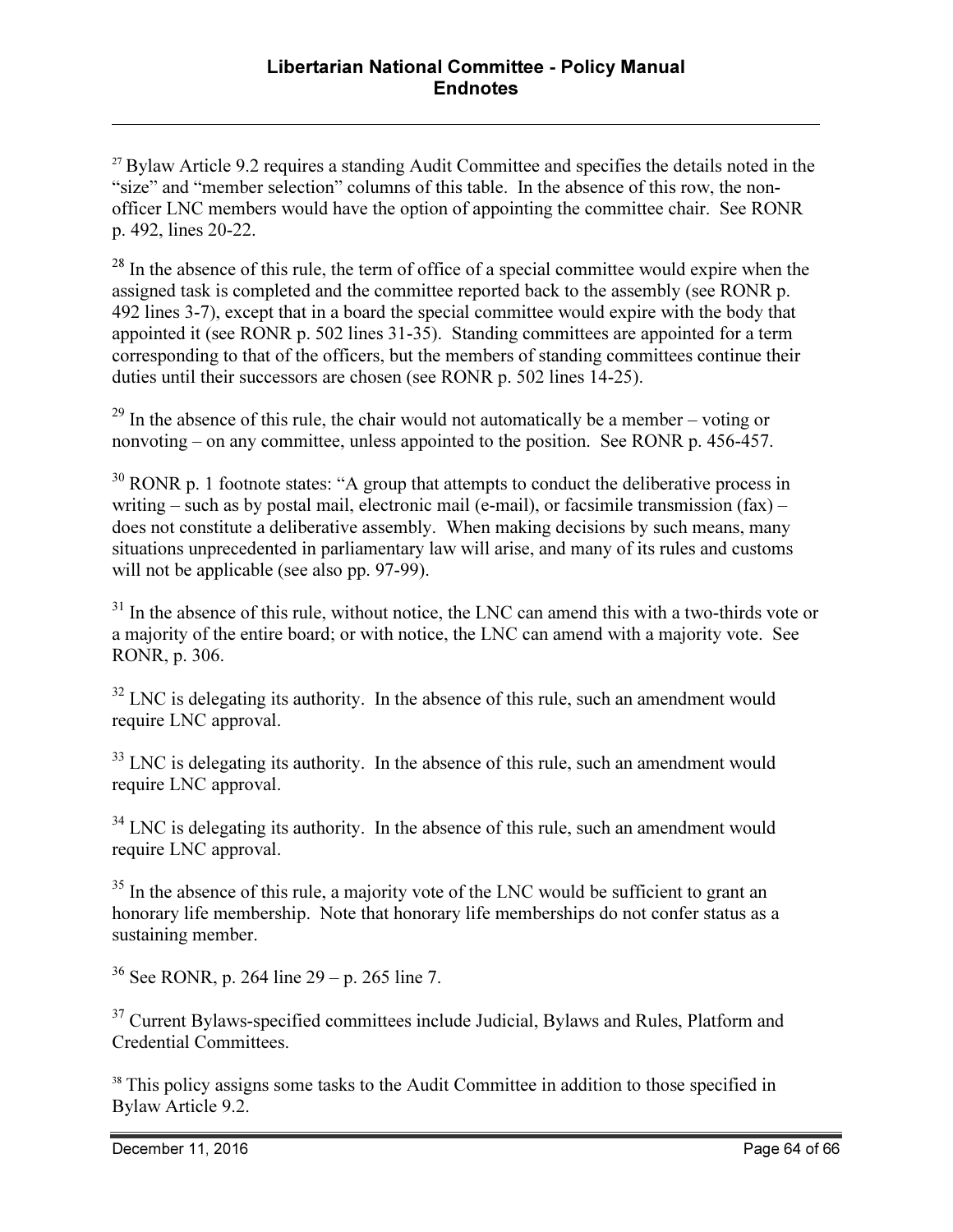[27] Bylaw Article 9.2 requires a standing Audit Committee and specifies the details noted in the "size" and "member selection" columns of this table. In the absence of this row, the non-officer LNC members would have the option of appointing the committee chair. See RONR p. 492, lines 20-22.

[28] In the absence of this rule, the term of office of a special committee would expire when the assigned task is completed and the committee reported back to the assembly (see RONR p. 492 lines 3-7), except that in a board the special committee would expire with the body that appointed it (see RONR p. 502 lines 31-35). Standing committees are appointed for a term corresponding to that of the officers, but the members of standing committees continue their duties until their successors are chosen (see RONR p. 502 lines 14-25).

[29] In the absence of this rule, the chair would not automatically be a member – voting or nonvoting – on any committee, unless appointed to the position. See RONR p. 456-457.

[30] RONR p. 1 footnote states: "A group that attempts to conduct the deliberative process in writing – such as by postal mail, electronic mail (e-mail), or facsimile transmission (fax) – does not constitute a deliberative assembly. When making decisions by such means, many situations unprecedented in parliamentary law will arise, and many of its rules and customs will not be applicable (see also pp. 97-99).

[31] In the absence of this rule, without notice, the LNC can amend this with a two-thirds vote or a majority of the entire board; or with notice, the LNC can amend with a majority vote. See RONR, p. 306.

[32] LNC is delegating its authority. In the absence of this rule, such an amendment would require LNC approval.

[33] LNC is delegating its authority. In the absence of this rule, such an amendment would require LNC approval.

[34] LNC is delegating its authority. In the absence of this rule, such an amendment would require LNC approval.

[35] In the absence of this rule, a majority vote of the LNC would be sufficient to grant an honorary life membership. Note that honorary life memberships do not confer status as a sustaining member.

[36] See RONR, p. 264 line 29 – p. 265 line 7.

[37] Current Bylaws-specified committees include Judicial, Bylaws and Rules, Platform and Credential Committees.

[38] This policy assigns some tasks to the Audit Committee in addition to those specified in Bylaw Article 9.2.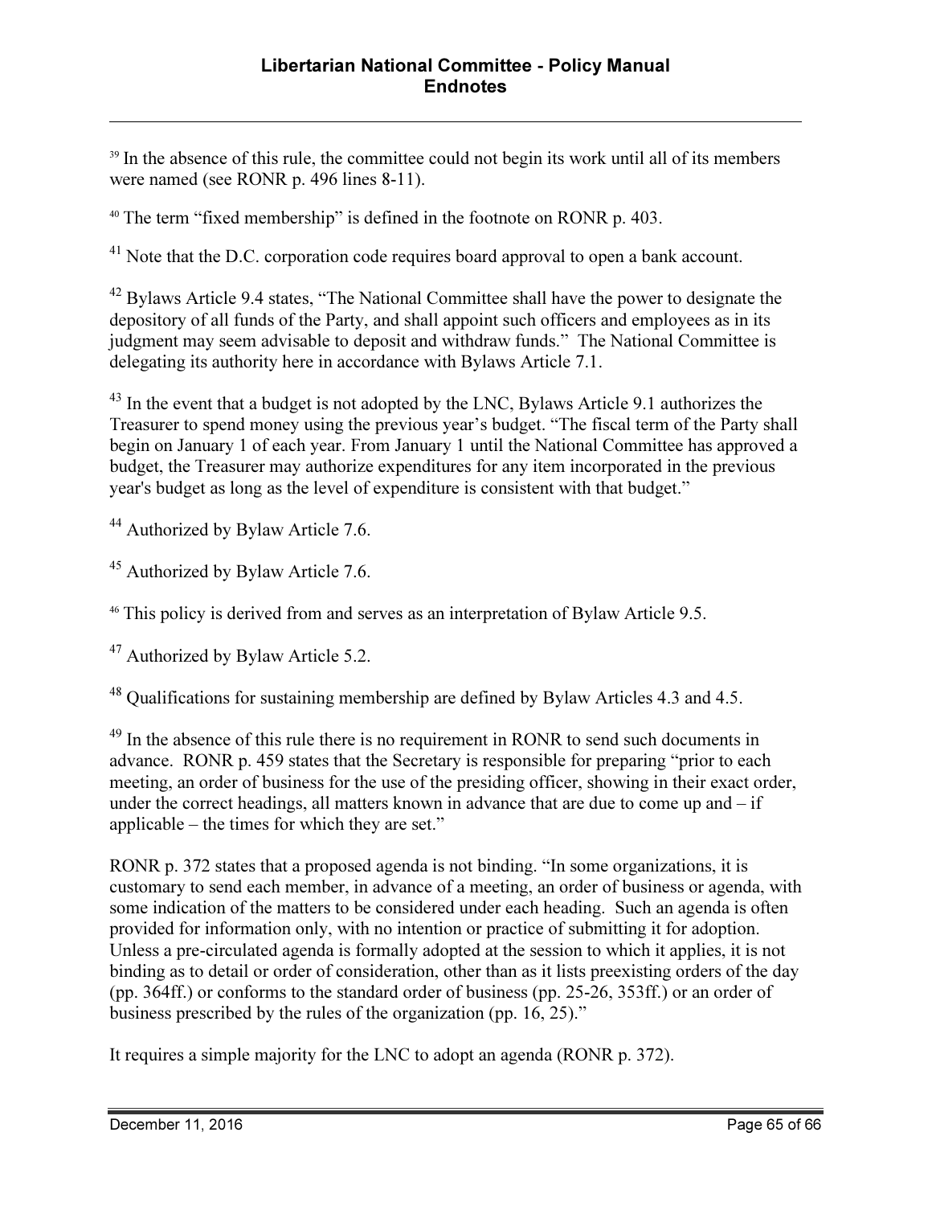[39] In the absence of this rule, the committee could not begin its work until all of its members were named (see RONR p. 496 lines 8-11).

[40] The term “fixed membership” is defined in the footnote on RONR p. 403.

[41] Note that the D.C. corporation code requires board approval to open a bank account.

[42] Bylaws Article 9.4 states, “The National Committee shall have the power to designate the depository of all funds of the Party, and shall appoint such officers and employees as in its judgment may seem advisable to deposit and withdraw funds.” The National Committee is delegating its authority here in accordance with Bylaws Article 7.1.

[43] In the event that a budget is not adopted by the LNC, Bylaws Article 9.1 authorizes the Treasurer to spend money using the previous year’s budget. “The fiscal term of the Party shall begin on January 1 of each year. From January 1 until the National Committee has approved a budget, the Treasurer may authorize expenditures for any item incorporated in the previous year's budget as long as the level of expenditure is consistent with that budget.”

[44] Authorized by Bylaw Article 7.6.

[45] Authorized by Bylaw Article 7.6.

[46] This policy is derived from and serves as an interpretation of Bylaw Article 9.5.

[47] Authorized by Bylaw Article 5.2.

[48] Qualifications for sustaining membership are defined by Bylaw Articles 4.3 and 4.5.

[49] In the absence of this rule there is no requirement in RONR to send such documents in advance. RONR p. 459 states that the Secretary is responsible for preparing “prior to each meeting, an order of business for the use of the presiding officer, showing in their exact order, under the correct headings, all matters known in advance that are due to come up and – if applicable – the times for which they are set.”

RONR p. 372 states that a proposed agenda is not binding. “In some organizations, it is customary to send each member, in advance of a meeting, an order of business or agenda, with some indication of the matters to be considered under each heading. Such an agenda is often provided for information only, with no intention or practice of submitting it for adoption. Unless a pre-circulated agenda is formally adopted at the session to which it applies, it is not binding as to detail or order of consideration, other than as it lists preexisting orders of the day (pp. 364ff.) or conforms to the standard order of business (pp. 25-26, 353ff.) or an order of business prescribed by the rules of the organization (pp. 16, 25).”

It requires a simple majority for the LNC to adopt an agenda (RONR p. 372).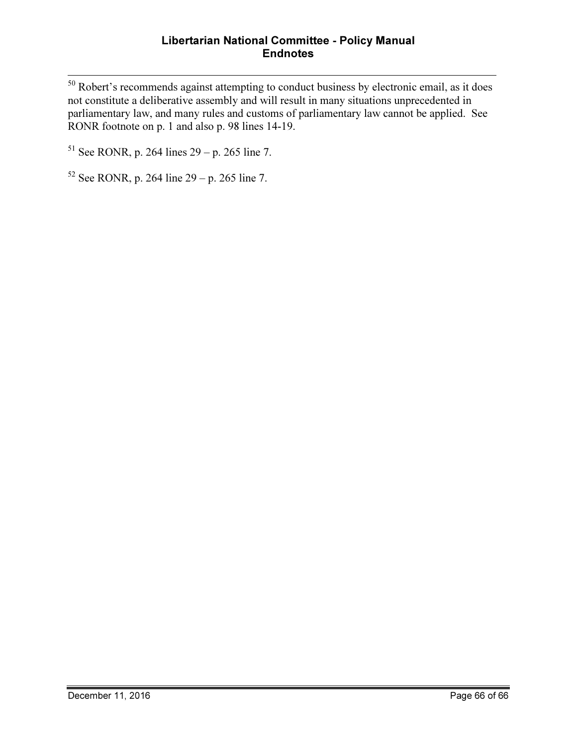[50] Robert's recommends against attempting to conduct business by electronic email, as it does not constitute a deliberative assembly and will result in many situations unprecedented in parliamentary law, and many rules and customs of parliamentary law cannot be applied. See RONR footnote on p. 1 and also p. 98 lines 14-19.

[51] See RONR, p. 264 lines 29 – p. 265 line 7.

[52] See RONR, p. 264 line 29 – p. 265 line 7.